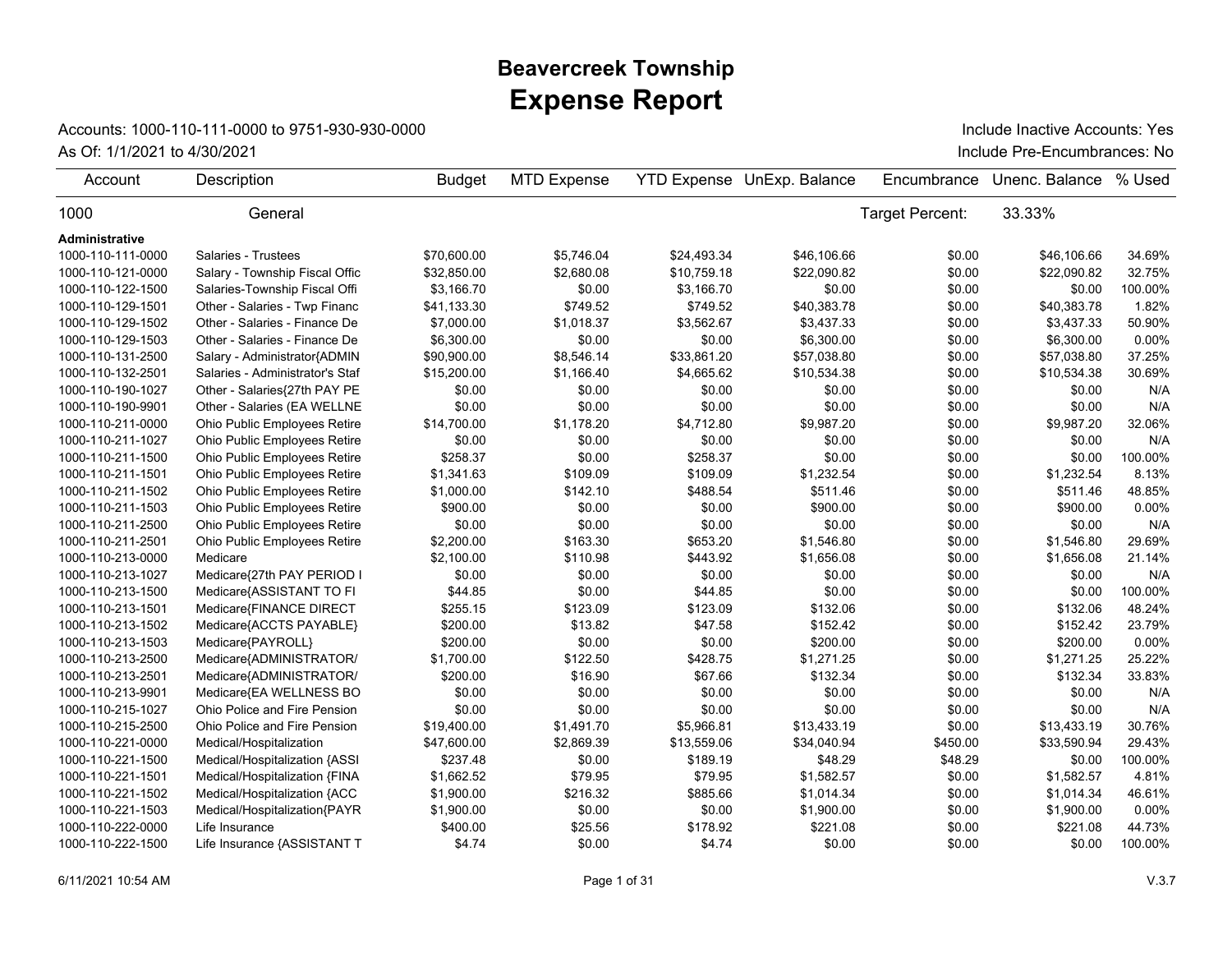# Beavercreek Township
# Expense Report

Accounts: 1000-110-111-0000 to 9751-930-930-0000 | Include Inactive Accounts: Yes

As Of: 1/1/2021 to 4/30/2021 | Include Pre-Encumbrances: No

| Account | Description | Budget | MTD Expense | YTD Expense | UnExp. Balance | Encumbrance | Unenc. Balance | % Used |
|---|---|---|---|---|---|---|---|---|
| 1000 | General | | | | | Target Percent: | 33.33% | |
| **Administrative** | | | | | | | | |
| 1000-110-111-0000 | Salaries - Trustees | $70,600.00 | $5,746.04 | $24,493.34 | $46,106.66 | $0.00 | $46,106.66 | 34.69% |
| 1000-110-121-0000 | Salary - Township Fiscal Offic | $32,850.00 | $2,680.08 | $10,759.18 | $22,090.82 | $0.00 | $22,090.82 | 32.75% |
| 1000-110-122-1500 | Salaries-Township Fiscal Offi | $3,166.70 | $0.00 | $3,166.70 | $0.00 | $0.00 | $0.00 | 100.00% |
| 1000-110-129-1501 | Other - Salaries - Twp Financ | $41,133.30 | $749.52 | $749.52 | $40,383.78 | $0.00 | $40,383.78 | 1.82% |
| 1000-110-129-1502 | Other - Salaries - Finance De | $7,000.00 | $1,018.37 | $3,562.67 | $3,437.33 | $0.00 | $3,437.33 | 50.90% |
| 1000-110-129-1503 | Other - Salaries - Finance De | $6,300.00 | $0.00 | $0.00 | $6,300.00 | $0.00 | $6,300.00 | 0.00% |
| 1000-110-131-2500 | Salary - Administrator{ADMIN | $90,900.00 | $8,546.14 | $33,861.20 | $57,038.80 | $0.00 | $57,038.80 | 37.25% |
| 1000-110-132-2501 | Salaries - Administrator's Staf | $15,200.00 | $1,166.40 | $4,665.62 | $10,534.38 | $0.00 | $10,534.38 | 30.69% |
| 1000-110-190-1027 | Other - Salaries{27th PAY PE | $0.00 | $0.00 | $0.00 | $0.00 | $0.00 | $0.00 | N/A |
| 1000-110-190-9901 | Other - Salaries (EA WELLNE | $0.00 | $0.00 | $0.00 | $0.00 | $0.00 | $0.00 | N/A |
| 1000-110-211-0000 | Ohio Public Employees Retire | $14,700.00 | $1,178.20 | $4,712.80 | $9,987.20 | $0.00 | $9,987.20 | 32.06% |
| 1000-110-211-1027 | Ohio Public Employees Retire | $0.00 | $0.00 | $0.00 | $0.00 | $0.00 | $0.00 | N/A |
| 1000-110-211-1500 | Ohio Public Employees Retire | $258.37 | $0.00 | $258.37 | $0.00 | $0.00 | $0.00 | 100.00% |
| 1000-110-211-1501 | Ohio Public Employees Retire | $1,341.63 | $109.09 | $109.09 | $1,232.54 | $0.00 | $1,232.54 | 8.13% |
| 1000-110-211-1502 | Ohio Public Employees Retire | $1,000.00 | $142.10 | $488.54 | $511.46 | $0.00 | $511.46 | 48.85% |
| 1000-110-211-1503 | Ohio Public Employees Retire | $900.00 | $0.00 | $0.00 | $900.00 | $0.00 | $900.00 | 0.00% |
| 1000-110-211-2500 | Ohio Public Employees Retire | $0.00 | $0.00 | $0.00 | $0.00 | $0.00 | $0.00 | N/A |
| 1000-110-211-2501 | Ohio Public Employees Retire | $2,200.00 | $163.30 | $653.20 | $1,546.80 | $0.00 | $1,546.80 | 29.69% |
| 1000-110-213-0000 | Medicare | $2,100.00 | $110.98 | $443.92 | $1,656.08 | $0.00 | $1,656.08 | 21.14% |
| 1000-110-213-1027 | Medicare{27th PAY PERIOD I | $0.00 | $0.00 | $0.00 | $0.00 | $0.00 | $0.00 | N/A |
| 1000-110-213-1500 | Medicare{ASSISTANT TO FI | $44.85 | $0.00 | $44.85 | $0.00 | $0.00 | $0.00 | 100.00% |
| 1000-110-213-1501 | Medicare{FINANCE DIRECT | $255.15 | $123.09 | $123.09 | $132.06 | $0.00 | $132.06 | 48.24% |
| 1000-110-213-1502 | Medicare{ACCTS PAYABLE} | $200.00 | $13.82 | $47.58 | $152.42 | $0.00 | $152.42 | 23.79% |
| 1000-110-213-1503 | Medicare{PAYROLL} | $200.00 | $0.00 | $0.00 | $200.00 | $0.00 | $200.00 | 0.00% |
| 1000-110-213-2500 | Medicare{ADMINISTRATOR/ | $1,700.00 | $122.50 | $428.75 | $1,271.25 | $0.00 | $1,271.25 | 25.22% |
| 1000-110-213-2501 | Medicare{ADMINISTRATOR/ | $200.00 | $16.90 | $67.66 | $132.34 | $0.00 | $132.34 | 33.83% |
| 1000-110-213-9901 | Medicare{EA WELLNESS BO | $0.00 | $0.00 | $0.00 | $0.00 | $0.00 | $0.00 | N/A |
| 1000-110-215-1027 | Ohio Police and Fire Pension | $0.00 | $0.00 | $0.00 | $0.00 | $0.00 | $0.00 | N/A |
| 1000-110-215-2500 | Ohio Police and Fire Pension | $19,400.00 | $1,491.70 | $5,966.81 | $13,433.19 | $0.00 | $13,433.19 | 30.76% |
| 1000-110-221-0000 | Medical/Hospitalization | $47,600.00 | $2,869.39 | $13,559.06 | $34,040.94 | $450.00 | $33,590.94 | 29.43% |
| 1000-110-221-1500 | Medical/Hospitalization {ASSI | $237.48 | $0.00 | $189.19 | $48.29 | $48.29 | $0.00 | 100.00% |
| 1000-110-221-1501 | Medical/Hospitalization {FINA | $1,662.52 | $79.95 | $79.95 | $1,582.57 | $0.00 | $1,582.57 | 4.81% |
| 1000-110-221-1502 | Medical/Hospitalization {ACC | $1,900.00 | $216.32 | $885.66 | $1,014.34 | $0.00 | $1,014.34 | 46.61% |
| 1000-110-221-1503 | Medical/Hospitalization{PAYR | $1,900.00 | $0.00 | $0.00 | $1,900.00 | $0.00 | $1,900.00 | 0.00% |
| 1000-110-222-0000 | Life Insurance | $400.00 | $25.56 | $178.92 | $221.08 | $0.00 | $221.08 | 44.73% |
| 1000-110-222-1500 | Life Insurance {ASSISTANT T | $4.74 | $0.00 | $4.74 | $0.00 | $0.00 | $0.00 | 100.00% |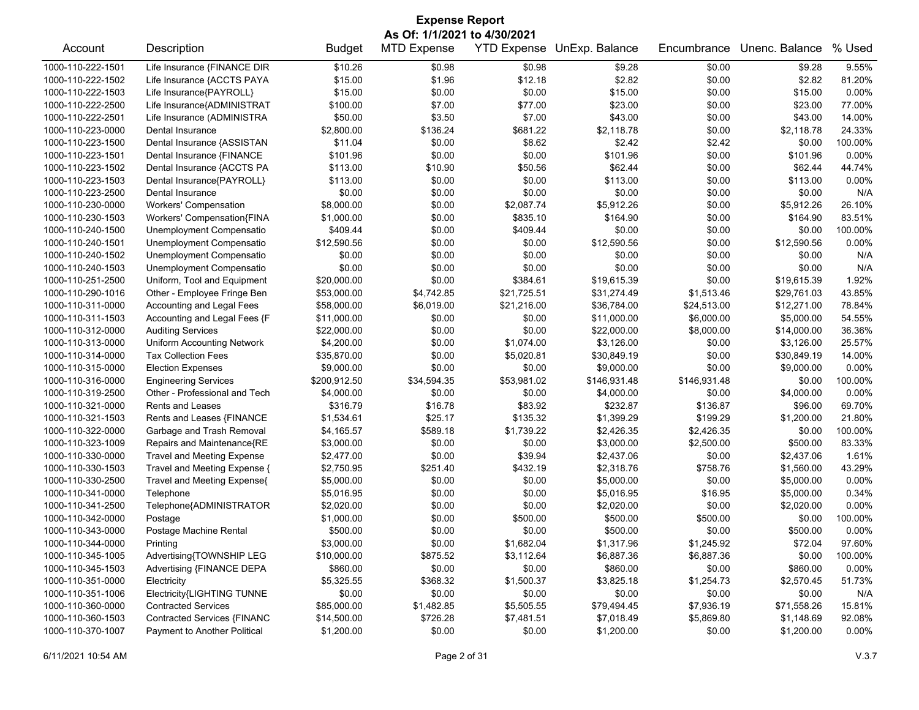# Expense Report

**As Of: 1/1/2021 to 4/30/2021**

| Account | Description | Budget | MTD Expense | YTD Expense | UnExp. Balance | Encumbrance | Unenc. Balance | % Used |
|---|---|---|---|---|---|---|---|---|
| 1000-110-222-1501 | Life Insurance {FINANCE DIR | $10.26 | $0.98 | $0.98 | $9.28 | $0.00 | $9.28 | 9.55% |
| 1000-110-222-1502 | Life Insurance {ACCTS PAYA | $15.00 | $1.96 | $12.18 | $2.82 | $0.00 | $2.82 | 81.20% |
| 1000-110-222-1503 | Life Insurance{PAYROLL} | $15.00 | $0.00 | $0.00 | $15.00 | $0.00 | $15.00 | 0.00% |
| 1000-110-222-2500 | Life Insurance{ADMINISTRAT | $100.00 | $7.00 | $77.00 | $23.00 | $0.00 | $23.00 | 77.00% |
| 1000-110-222-2501 | Life Insurance (ADMINISTRA | $50.00 | $3.50 | $7.00 | $43.00 | $0.00 | $43.00 | 14.00% |
| 1000-110-223-0000 | Dental Insurance | $2,800.00 | $136.24 | $681.22 | $2,118.78 | $0.00 | $2,118.78 | 24.33% |
| 1000-110-223-1500 | Dental Insurance {ASSISTAN | $11.04 | $0.00 | $8.62 | $2.42 | $2.42 | $0.00 | 100.00% |
| 1000-110-223-1501 | Dental Insurance {FINANCE | $101.96 | $0.00 | $0.00 | $101.96 | $0.00 | $101.96 | 0.00% |
| 1000-110-223-1502 | Dental Insurance {ACCTS PA | $113.00 | $10.90 | $50.56 | $62.44 | $0.00 | $62.44 | 44.74% |
| 1000-110-223-1503 | Dental Insurance{PAYROLL} | $113.00 | $0.00 | $0.00 | $113.00 | $0.00 | $113.00 | 0.00% |
| 1000-110-223-2500 | Dental Insurance | $0.00 | $0.00 | $0.00 | $0.00 | $0.00 | $0.00 | N/A |
| 1000-110-230-0000 | Workers' Compensation | $8,000.00 | $0.00 | $2,087.74 | $5,912.26 | $0.00 | $5,912.26 | 26.10% |
| 1000-110-230-1503 | Workers' Compensation{FINA | $1,000.00 | $0.00 | $835.10 | $164.90 | $0.00 | $164.90 | 83.51% |
| 1000-110-240-1500 | Unemployment Compensatio | $409.44 | $0.00 | $409.44 | $0.00 | $0.00 | $0.00 | 100.00% |
| 1000-110-240-1501 | Unemployment Compensatio | $12,590.56 | $0.00 | $0.00 | $12,590.56 | $0.00 | $12,590.56 | 0.00% |
| 1000-110-240-1502 | Unemployment Compensatio | $0.00 | $0.00 | $0.00 | $0.00 | $0.00 | $0.00 | N/A |
| 1000-110-240-1503 | Unemployment Compensatio | $0.00 | $0.00 | $0.00 | $0.00 | $0.00 | $0.00 | N/A |
| 1000-110-251-2500 | Uniform, Tool and Equipment | $20,000.00 | $0.00 | $384.61 | $19,615.39 | $0.00 | $19,615.39 | 1.92% |
| 1000-110-290-1016 | Other - Employee Fringe Ben | $53,000.00 | $4,742.85 | $21,725.51 | $31,274.49 | $1,513.46 | $29,761.03 | 43.85% |
| 1000-110-311-0000 | Accounting and Legal Fees | $58,000.00 | $6,019.00 | $21,216.00 | $36,784.00 | $24,513.00 | $12,271.00 | 78.84% |
| 1000-110-311-1503 | Accounting and Legal Fees {F | $11,000.00 | $0.00 | $0.00 | $11,000.00 | $6,000.00 | $5,000.00 | 54.55% |
| 1000-110-312-0000 | Auditing Services | $22,000.00 | $0.00 | $0.00 | $22,000.00 | $8,000.00 | $14,000.00 | 36.36% |
| 1000-110-313-0000 | Uniform Accounting Network | $4,200.00 | $0.00 | $1,074.00 | $3,126.00 | $0.00 | $3,126.00 | 25.57% |
| 1000-110-314-0000 | Tax Collection Fees | $35,870.00 | $0.00 | $5,020.81 | $30,849.19 | $0.00 | $30,849.19 | 14.00% |
| 1000-110-315-0000 | Election Expenses | $9,000.00 | $0.00 | $0.00 | $9,000.00 | $0.00 | $9,000.00 | 0.00% |
| 1000-110-316-0000 | Engineering Services | $200,912.50 | $34,594.35 | $53,981.02 | $146,931.48 | $146,931.48 | $0.00 | 100.00% |
| 1000-110-319-2500 | Other - Professional and Tech | $4,000.00 | $0.00 | $0.00 | $4,000.00 | $0.00 | $4,000.00 | 0.00% |
| 1000-110-321-0000 | Rents and Leases | $316.79 | $16.78 | $83.92 | $232.87 | $136.87 | $96.00 | 69.70% |
| 1000-110-321-1503 | Rents and Leases {FINANCE | $1,534.61 | $25.17 | $135.32 | $1,399.29 | $199.29 | $1,200.00 | 21.80% |
| 1000-110-322-0000 | Garbage and Trash Removal | $4,165.57 | $589.18 | $1,739.22 | $2,426.35 | $2,426.35 | $0.00 | 100.00% |
| 1000-110-323-1009 | Repairs and Maintenance{RE | $3,000.00 | $0.00 | $0.00 | $3,000.00 | $2,500.00 | $500.00 | 83.33% |
| 1000-110-330-0000 | Travel and Meeting Expense | $2,477.00 | $0.00 | $39.94 | $2,437.06 | $0.00 | $2,437.06 | 1.61% |
| 1000-110-330-1503 | Travel and Meeting Expense { | $2,750.95 | $251.40 | $432.19 | $2,318.76 | $758.76 | $1,560.00 | 43.29% |
| 1000-110-330-2500 | Travel and Meeting Expense{ | $5,000.00 | $0.00 | $0.00 | $5,000.00 | $0.00 | $5,000.00 | 0.00% |
| 1000-110-341-0000 | Telephone | $5,016.95 | $0.00 | $0.00 | $5,016.95 | $16.95 | $5,000.00 | 0.34% |
| 1000-110-341-2500 | Telephone{ADMINISTRATOR | $2,020.00 | $0.00 | $0.00 | $2,020.00 | $0.00 | $2,020.00 | 0.00% |
| 1000-110-342-0000 | Postage | $1,000.00 | $0.00 | $500.00 | $500.00 | $500.00 | $0.00 | 100.00% |
| 1000-110-343-0000 | Postage Machine Rental | $500.00 | $0.00 | $0.00 | $500.00 | $0.00 | $500.00 | 0.00% |
| 1000-110-344-0000 | Printing | $3,000.00 | $0.00 | $1,682.04 | $1,317.96 | $1,245.92 | $72.04 | 97.60% |
| 1000-110-345-1005 | Advertising{TOWNSHIP LEG | $10,000.00 | $875.52 | $3,112.64 | $6,887.36 | $6,887.36 | $0.00 | 100.00% |
| 1000-110-345-1503 | Advertising {FINANCE DEPA | $860.00 | $0.00 | $0.00 | $860.00 | $0.00 | $860.00 | 0.00% |
| 1000-110-351-0000 | Electricity | $5,325.55 | $368.32 | $1,500.37 | $3,825.18 | $1,254.73 | $2,570.45 | 51.73% |
| 1000-110-351-1006 | Electricity{LIGHTING TUNNE | $0.00 | $0.00 | $0.00 | $0.00 | $0.00 | $0.00 | N/A |
| 1000-110-360-0000 | Contracted Services | $85,000.00 | $1,482.85 | $5,505.55 | $79,494.45 | $7,936.19 | $71,558.26 | 15.81% |
| 1000-110-360-1503 | Contracted Services {FINANC | $14,500.00 | $726.28 | $7,481.51 | $7,018.49 | $5,869.80 | $1,148.69 | 92.08% |
| 1000-110-370-1007 | Payment to Another Political | $1,200.00 | $0.00 | $0.00 | $1,200.00 | $0.00 | $1,200.00 | 0.00% |

6/11/2021 10:54 AM V.3.7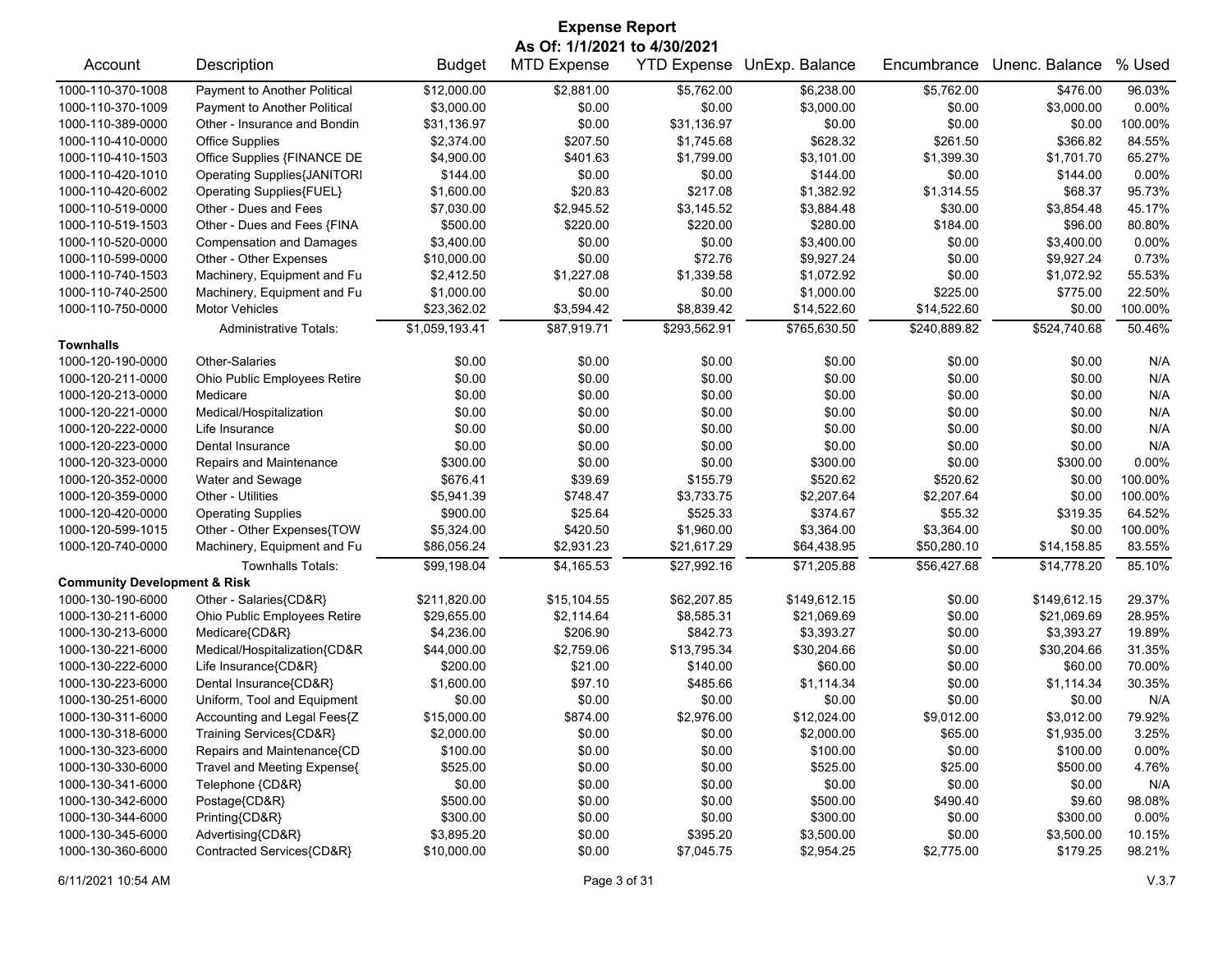# Expense Report

**As Of: 1/1/2021 to 4/30/2021**

| Account | Description | Budget | MTD Expense | YTD Expense | UnExp. Balance | Encumbrance | Unenc. Balance | % Used |
|---|---|---|---|---|---|---|---|---|
| 1000-110-370-1008 | Payment to Another Political | $12,000.00 | $2,881.00 | $5,762.00 | $6,238.00 | $5,762.00 | $476.00 | 96.03% |
| 1000-110-370-1009 | Payment to Another Political | $3,000.00 | $0.00 | $0.00 | $3,000.00 | $0.00 | $3,000.00 | 0.00% |
| 1000-110-389-0000 | Other - Insurance and Bondin | $31,136.97 | $0.00 | $31,136.97 | $0.00 | $0.00 | $0.00 | 100.00% |
| 1000-110-410-0000 | Office Supplies | $2,374.00 | $207.50 | $1,745.68 | $628.32 | $261.50 | $366.82 | 84.55% |
| 1000-110-410-1503 | Office Supplies {FINANCE DE | $4,900.00 | $401.63 | $1,799.00 | $3,101.00 | $1,399.30 | $1,701.70 | 65.27% |
| 1000-110-420-1010 | Operating Supplies{JANITORI | $144.00 | $0.00 | $0.00 | $144.00 | $0.00 | $144.00 | 0.00% |
| 1000-110-420-6002 | Operating Supplies{FUEL} | $1,600.00 | $20.83 | $217.08 | $1,382.92 | $1,314.55 | $68.37 | 95.73% |
| 1000-110-519-0000 | Other - Dues and Fees | $7,030.00 | $2,945.52 | $3,145.52 | $3,884.48 | $30.00 | $3,854.48 | 45.17% |
| 1000-110-519-1503 | Other - Dues and Fees {FINA | $500.00 | $220.00 | $220.00 | $280.00 | $184.00 | $96.00 | 80.80% |
| 1000-110-520-0000 | Compensation and Damages | $3,400.00 | $0.00 | $0.00 | $3,400.00 | $0.00 | $3,400.00 | 0.00% |
| 1000-110-599-0000 | Other - Other Expenses | $10,000.00 | $0.00 | $72.76 | $9,927.24 | $0.00 | $9,927.24 | 0.73% |
| 1000-110-740-1503 | Machinery, Equipment and Fu | $2,412.50 | $1,227.08 | $1,339.58 | $1,072.92 | $0.00 | $1,072.92 | 55.53% |
| 1000-110-740-2500 | Machinery, Equipment and Fu | $1,000.00 | $0.00 | $0.00 | $1,000.00 | $225.00 | $775.00 | 22.50% |
| 1000-110-750-0000 | Motor Vehicles | $23,362.02 | $3,594.42 | $8,839.42 | $14,522.60 | $14,522.60 | $0.00 | 100.00% |
| | Administrative Totals: | $1,059,193.41 | $87,919.71 | $293,562.91 | $765,630.50 | $240,889.82 | $524,740.68 | 50.46% |
| **Townhalls** | | | | | | | | |
| 1000-120-190-0000 | Other-Salaries | $0.00 | $0.00 | $0.00 | $0.00 | $0.00 | $0.00 | N/A |
| 1000-120-211-0000 | Ohio Public Employees Retire | $0.00 | $0.00 | $0.00 | $0.00 | $0.00 | $0.00 | N/A |
| 1000-120-213-0000 | Medicare | $0.00 | $0.00 | $0.00 | $0.00 | $0.00 | $0.00 | N/A |
| 1000-120-221-0000 | Medical/Hospitalization | $0.00 | $0.00 | $0.00 | $0.00 | $0.00 | $0.00 | N/A |
| 1000-120-222-0000 | Life Insurance | $0.00 | $0.00 | $0.00 | $0.00 | $0.00 | $0.00 | N/A |
| 1000-120-223-0000 | Dental Insurance | $0.00 | $0.00 | $0.00 | $0.00 | $0.00 | $0.00 | N/A |
| 1000-120-323-0000 | Repairs and Maintenance | $300.00 | $0.00 | $0.00 | $300.00 | $0.00 | $300.00 | 0.00% |
| 1000-120-352-0000 | Water and Sewage | $676.41 | $39.69 | $155.79 | $520.62 | $520.62 | $0.00 | 100.00% |
| 1000-120-359-0000 | Other - Utilities | $5,941.39 | $748.47 | $3,733.75 | $2,207.64 | $2,207.64 | $0.00 | 100.00% |
| 1000-120-420-0000 | Operating Supplies | $900.00 | $25.64 | $525.33 | $374.67 | $55.32 | $319.35 | 64.52% |
| 1000-120-599-1015 | Other - Other Expenses{TOW | $5,324.00 | $420.50 | $1,960.00 | $3,364.00 | $3,364.00 | $0.00 | 100.00% |
| 1000-120-740-0000 | Machinery, Equipment and Fu | $86,056.24 | $2,931.23 | $21,617.29 | $64,438.95 | $50,280.10 | $14,158.85 | 83.55% |
| | Townhalls Totals: | $99,198.04 | $4,165.53 | $27,992.16 | $71,205.88 | $56,427.68 | $14,778.20 | 85.10% |
| **Community Development & Risk** | | | | | | | | |
| 1000-130-190-6000 | Other - Salaries{CD&R} | $211,820.00 | $15,104.55 | $62,207.85 | $149,612.15 | $0.00 | $149,612.15 | 29.37% |
| 1000-130-211-6000 | Ohio Public Employees Retire | $29,655.00 | $2,114.64 | $8,585.31 | $21,069.69 | $0.00 | $21,069.69 | 28.95% |
| 1000-130-213-6000 | Medicare{CD&R} | $4,236.00 | $206.90 | $842.73 | $3,393.27 | $0.00 | $3,393.27 | 19.89% |
| 1000-130-221-6000 | Medical/Hospitalization{CD&R | $44,000.00 | $2,759.06 | $13,795.34 | $30,204.66 | $0.00 | $30,204.66 | 31.35% |
| 1000-130-222-6000 | Life Insurance{CD&R} | $200.00 | $21.00 | $140.00 | $60.00 | $0.00 | $60.00 | 70.00% |
| 1000-130-223-6000 | Dental Insurance{CD&R} | $1,600.00 | $97.10 | $485.66 | $1,114.34 | $0.00 | $1,114.34 | 30.35% |
| 1000-130-251-6000 | Uniform, Tool and Equipment | $0.00 | $0.00 | $0.00 | $0.00 | $0.00 | $0.00 | N/A |
| 1000-130-311-6000 | Accounting and Legal Fees{Z | $15,000.00 | $874.00 | $2,976.00 | $12,024.00 | $9,012.00 | $3,012.00 | 79.92% |
| 1000-130-318-6000 | Training Services{CD&R} | $2,000.00 | $0.00 | $0.00 | $2,000.00 | $65.00 | $1,935.00 | 3.25% |
| 1000-130-323-6000 | Repairs and Maintenance{CD | $100.00 | $0.00 | $0.00 | $100.00 | $0.00 | $100.00 | 0.00% |
| 1000-130-330-6000 | Travel and Meeting Expense{ | $525.00 | $0.00 | $0.00 | $525.00 | $25.00 | $500.00 | 4.76% |
| 1000-130-341-6000 | Telephone {CD&R} | $0.00 | $0.00 | $0.00 | $0.00 | $0.00 | $0.00 | N/A |
| 1000-130-342-6000 | Postage{CD&R} | $500.00 | $0.00 | $0.00 | $500.00 | $490.40 | $9.60 | 98.08% |
| 1000-130-344-6000 | Printing{CD&R} | $300.00 | $0.00 | $0.00 | $300.00 | $0.00 | $300.00 | 0.00% |
| 1000-130-345-6000 | Advertising{CD&R} | $3,895.20 | $0.00 | $395.20 | $3,500.00 | $0.00 | $3,500.00 | 10.15% |
| 1000-130-360-6000 | Contracted Services{CD&R} | $10,000.00 | $0.00 | $7,045.75 | $2,954.25 | $2,775.00 | $179.25 | 98.21% |

6/11/2021 10:54 AM V.3.7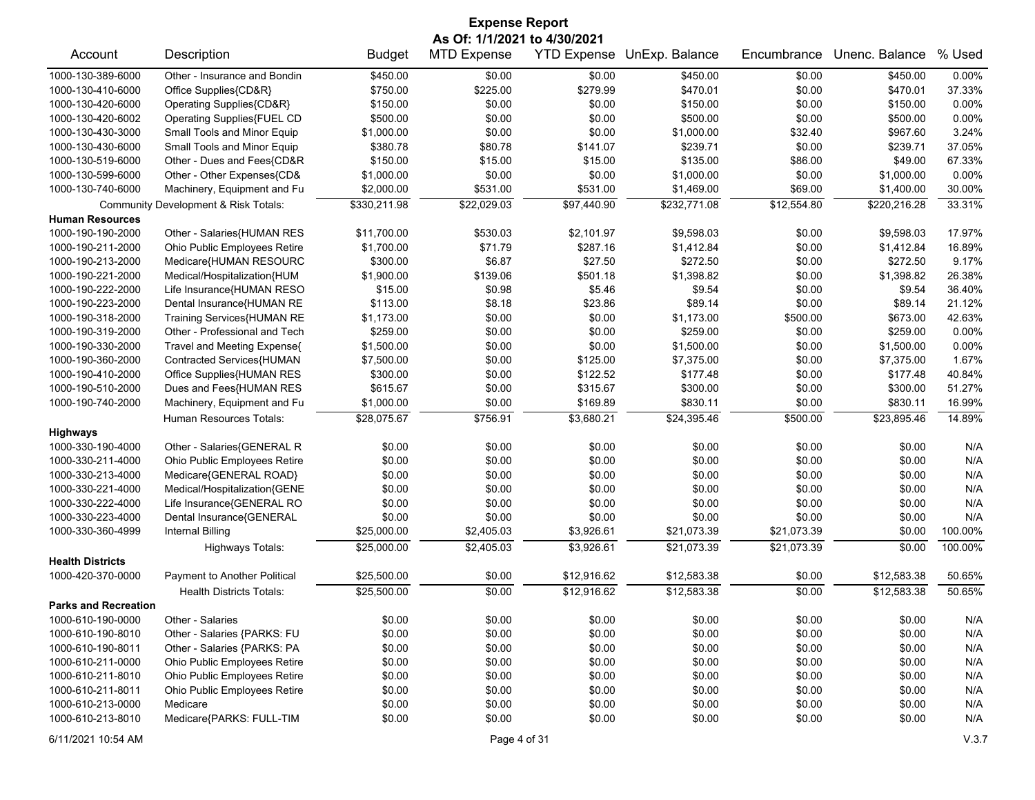# Expense Report

**As Of: 1/1/2021 to 4/30/2021**

| Account | Description | Budget | MTD Expense | YTD Expense | UnExp. Balance | Encumbrance | Unenc. Balance | % Used |
|---|---|---|---|---|---|---|---|---|
| 1000-130-389-6000 | Other - Insurance and Bondin | $450.00 | $0.00 | $0.00 | $450.00 | $0.00 | $450.00 | 0.00% |
| 1000-130-410-6000 | Office Supplies{CD&R} | $750.00 | $225.00 | $279.99 | $470.01 | $0.00 | $470.01 | 37.33% |
| 1000-130-420-6000 | Operating Supplies{CD&R} | $150.00 | $0.00 | $0.00 | $150.00 | $0.00 | $150.00 | 0.00% |
| 1000-130-420-6002 | Operating Supplies{FUEL CD | $500.00 | $0.00 | $0.00 | $500.00 | $0.00 | $500.00 | 0.00% |
| 1000-130-430-3000 | Small Tools and Minor Equip | $1,000.00 | $0.00 | $0.00 | $1,000.00 | $32.40 | $967.60 | 3.24% |
| 1000-130-430-6000 | Small Tools and Minor Equip | $380.78 | $80.78 | $141.07 | $239.71 | $0.00 | $239.71 | 37.05% |
| 1000-130-519-6000 | Other - Dues and Fees{CD&R | $150.00 | $15.00 | $15.00 | $135.00 | $86.00 | $49.00 | 67.33% |
| 1000-130-599-6000 | Other - Other Expenses{CD& | $1,000.00 | $0.00 | $0.00 | $1,000.00 | $0.00 | $1,000.00 | 0.00% |
| 1000-130-740-6000 | Machinery, Equipment and Fu | $2,000.00 | $531.00 | $531.00 | $1,469.00 | $69.00 | $1,400.00 | 30.00% |
| | Community Development & Risk Totals: | $330,211.98 | $22,029.03 | $97,440.90 | $232,771.08 | $12,554.80 | $220,216.28 | 33.31% |
| **Human Resources** | | | | | | | | |
| 1000-190-190-2000 | Other - Salaries{HUMAN RES | $11,700.00 | $530.03 | $2,101.97 | $9,598.03 | $0.00 | $9,598.03 | 17.97% |
| 1000-190-211-2000 | Ohio Public Employees Retire | $1,700.00 | $71.79 | $287.16 | $1,412.84 | $0.00 | $1,412.84 | 16.89% |
| 1000-190-213-2000 | Medicare{HUMAN RESOURC | $300.00 | $6.87 | $27.50 | $272.50 | $0.00 | $272.50 | 9.17% |
| 1000-190-221-2000 | Medical/Hospitalization{HUM | $1,900.00 | $139.06 | $501.18 | $1,398.82 | $0.00 | $1,398.82 | 26.38% |
| 1000-190-222-2000 | Life Insurance{HUMAN RESO | $15.00 | $0.98 | $5.46 | $9.54 | $0.00 | $9.54 | 36.40% |
| 1000-190-223-2000 | Dental Insurance{HUMAN RE | $113.00 | $8.18 | $23.86 | $89.14 | $0.00 | $89.14 | 21.12% |
| 1000-190-318-2000 | Training Services{HUMAN RE | $1,173.00 | $0.00 | $0.00 | $1,173.00 | $500.00 | $673.00 | 42.63% |
| 1000-190-319-2000 | Other - Professional and Tech | $259.00 | $0.00 | $0.00 | $259.00 | $0.00 | $259.00 | 0.00% |
| 1000-190-330-2000 | Travel and Meeting Expense{ | $1,500.00 | $0.00 | $0.00 | $1,500.00 | $0.00 | $1,500.00 | 0.00% |
| 1000-190-360-2000 | Contracted Services{HUMAN | $7,500.00 | $0.00 | $125.00 | $7,375.00 | $0.00 | $7,375.00 | 1.67% |
| 1000-190-410-2000 | Office Supplies{HUMAN RES | $300.00 | $0.00 | $122.52 | $177.48 | $0.00 | $177.48 | 40.84% |
| 1000-190-510-2000 | Dues and Fees{HUMAN RES | $615.67 | $0.00 | $315.67 | $300.00 | $0.00 | $300.00 | 51.27% |
| 1000-190-740-2000 | Machinery, Equipment and Fu | $1,000.00 | $0.00 | $169.89 | $830.11 | $0.00 | $830.11 | 16.99% |
| | Human Resources Totals: | $28,075.67 | $756.91 | $3,680.21 | $24,395.46 | $500.00 | $23,895.46 | 14.89% |
| **Highways** | | | | | | | | |
| 1000-330-190-4000 | Other - Salaries{GENERAL R | $0.00 | $0.00 | $0.00 | $0.00 | $0.00 | $0.00 | N/A |
| 1000-330-211-4000 | Ohio Public Employees Retire | $0.00 | $0.00 | $0.00 | $0.00 | $0.00 | $0.00 | N/A |
| 1000-330-213-4000 | Medicare{GENERAL ROAD} | $0.00 | $0.00 | $0.00 | $0.00 | $0.00 | $0.00 | N/A |
| 1000-330-221-4000 | Medical/Hospitalization{GENE | $0.00 | $0.00 | $0.00 | $0.00 | $0.00 | $0.00 | N/A |
| 1000-330-222-4000 | Life Insurance{GENERAL RO | $0.00 | $0.00 | $0.00 | $0.00 | $0.00 | $0.00 | N/A |
| 1000-330-223-4000 | Dental Insurance{GENERAL | $0.00 | $0.00 | $0.00 | $0.00 | $0.00 | $0.00 | N/A |
| 1000-330-360-4999 | Internal Billing | $25,000.00 | $2,405.03 | $3,926.61 | $21,073.39 | $21,073.39 | $0.00 | 100.00% |
| | Highways Totals: | $25,000.00 | $2,405.03 | $3,926.61 | $21,073.39 | $21,073.39 | $0.00 | 100.00% |
| **Health Districts** | | | | | | | | |
| 1000-420-370-0000 | Payment to Another Political | $25,500.00 | $0.00 | $12,916.62 | $12,583.38 | $0.00 | $12,583.38 | 50.65% |
| | Health Districts Totals: | $25,500.00 | $0.00 | $12,916.62 | $12,583.38 | $0.00 | $12,583.38 | 50.65% |
| **Parks and Recreation** | | | | | | | | |
| 1000-610-190-0000 | Other - Salaries | $0.00 | $0.00 | $0.00 | $0.00 | $0.00 | $0.00 | N/A |
| 1000-610-190-8010 | Other - Salaries {PARKS: FU | $0.00 | $0.00 | $0.00 | $0.00 | $0.00 | $0.00 | N/A |
| 1000-610-190-8011 | Other - Salaries {PARKS: PA | $0.00 | $0.00 | $0.00 | $0.00 | $0.00 | $0.00 | N/A |
| 1000-610-211-0000 | Ohio Public Employees Retire | $0.00 | $0.00 | $0.00 | $0.00 | $0.00 | $0.00 | N/A |
| 1000-610-211-8010 | Ohio Public Employees Retire | $0.00 | $0.00 | $0.00 | $0.00 | $0.00 | $0.00 | N/A |
| 1000-610-211-8011 | Ohio Public Employees Retire | $0.00 | $0.00 | $0.00 | $0.00 | $0.00 | $0.00 | N/A |
| 1000-610-213-0000 | Medicare | $0.00 | $0.00 | $0.00 | $0.00 | $0.00 | $0.00 | N/A |
| 1000-610-213-8010 | Medicare{PARKS: FULL-TIM | $0.00 | $0.00 | $0.00 | $0.00 | $0.00 | $0.00 | N/A |

6/11/2021 10:54 AM V.3.7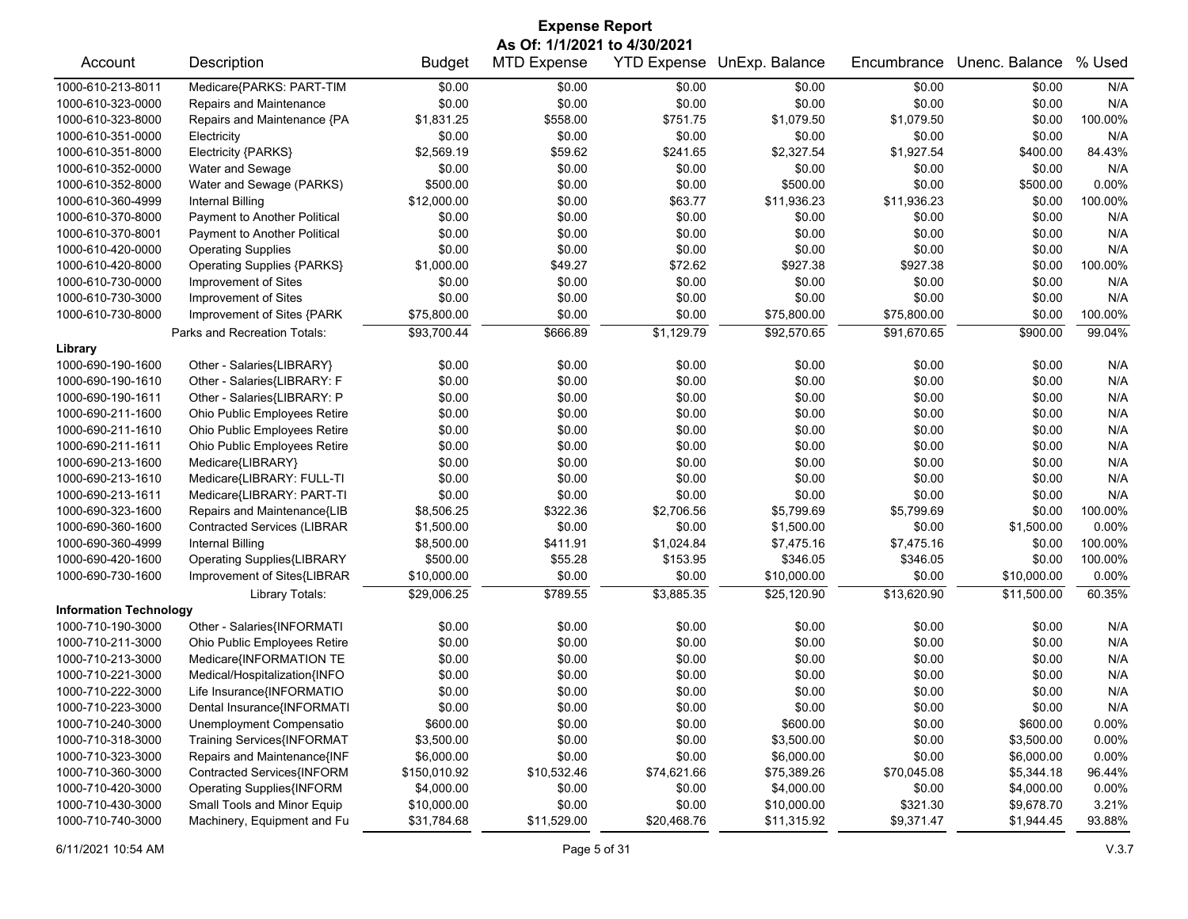# Expense Report

**As Of: 1/1/2021 to 4/30/2021**

| Account | Description | Budget | MTD Expense | YTD Expense | UnExp. Balance | Encumbrance | Unenc. Balance | % Used |
|---|---|---|---|---|---|---|---|---|
| 1000-610-213-8011 | Medicare{PARKS: PART-TIM | $0.00 | $0.00 | $0.00 | $0.00 | $0.00 | $0.00 | N/A |
| 1000-610-323-0000 | Repairs and Maintenance | $0.00 | $0.00 | $0.00 | $0.00 | $0.00 | $0.00 | N/A |
| 1000-610-323-8000 | Repairs and Maintenance {PA | $1,831.25 | $558.00 | $751.75 | $1,079.50 | $1,079.50 | $0.00 | 100.00% |
| 1000-610-351-0000 | Electricity | $0.00 | $0.00 | $0.00 | $0.00 | $0.00 | $0.00 | N/A |
| 1000-610-351-8000 | Electricity {PARKS} | $2,569.19 | $59.62 | $241.65 | $2,327.54 | $1,927.54 | $400.00 | 84.43% |
| 1000-610-352-0000 | Water and Sewage | $0.00 | $0.00 | $0.00 | $0.00 | $0.00 | $0.00 | N/A |
| 1000-610-352-8000 | Water and Sewage (PARKS) | $500.00 | $0.00 | $0.00 | $500.00 | $0.00 | $500.00 | 0.00% |
| 1000-610-360-4999 | Internal Billing | $12,000.00 | $0.00 | $63.77 | $11,936.23 | $11,936.23 | $0.00 | 100.00% |
| 1000-610-370-8000 | Payment to Another Political | $0.00 | $0.00 | $0.00 | $0.00 | $0.00 | $0.00 | N/A |
| 1000-610-370-8001 | Payment to Another Political | $0.00 | $0.00 | $0.00 | $0.00 | $0.00 | $0.00 | N/A |
| 1000-610-420-0000 | Operating Supplies | $0.00 | $0.00 | $0.00 | $0.00 | $0.00 | $0.00 | N/A |
| 1000-610-420-8000 | Operating Supplies {PARKS} | $1,000.00 | $49.27 | $72.62 | $927.38 | $927.38 | $0.00 | 100.00% |
| 1000-610-730-0000 | Improvement of Sites | $0.00 | $0.00 | $0.00 | $0.00 | $0.00 | $0.00 | N/A |
| 1000-610-730-3000 | Improvement of Sites | $0.00 | $0.00 | $0.00 | $0.00 | $0.00 | $0.00 | N/A |
| 1000-610-730-8000 | Improvement of Sites {PARK | $75,800.00 | $0.00 | $0.00 | $75,800.00 | $75,800.00 | $0.00 | 100.00% |
| | Parks and Recreation Totals: | $93,700.44 | $666.89 | $1,129.79 | $92,570.65 | $91,670.65 | $900.00 | 99.04% |
| **Library** | | | | | | | | |
| 1000-690-190-1600 | Other - Salaries{LIBRARY} | $0.00 | $0.00 | $0.00 | $0.00 | $0.00 | $0.00 | N/A |
| 1000-690-190-1610 | Other - Salaries{LIBRARY: F | $0.00 | $0.00 | $0.00 | $0.00 | $0.00 | $0.00 | N/A |
| 1000-690-190-1611 | Other - Salaries{LIBRARY: P | $0.00 | $0.00 | $0.00 | $0.00 | $0.00 | $0.00 | N/A |
| 1000-690-211-1600 | Ohio Public Employees Retire | $0.00 | $0.00 | $0.00 | $0.00 | $0.00 | $0.00 | N/A |
| 1000-690-211-1610 | Ohio Public Employees Retire | $0.00 | $0.00 | $0.00 | $0.00 | $0.00 | $0.00 | N/A |
| 1000-690-211-1611 | Ohio Public Employees Retire | $0.00 | $0.00 | $0.00 | $0.00 | $0.00 | $0.00 | N/A |
| 1000-690-213-1600 | Medicare{LIBRARY} | $0.00 | $0.00 | $0.00 | $0.00 | $0.00 | $0.00 | N/A |
| 1000-690-213-1610 | Medicare{LIBRARY: FULL-TI | $0.00 | $0.00 | $0.00 | $0.00 | $0.00 | $0.00 | N/A |
| 1000-690-213-1611 | Medicare{LIBRARY: PART-TI | $0.00 | $0.00 | $0.00 | $0.00 | $0.00 | $0.00 | N/A |
| 1000-690-323-1600 | Repairs and Maintenance{LIB | $8,506.25 | $322.36 | $2,706.56 | $5,799.69 | $5,799.69 | $0.00 | 100.00% |
| 1000-690-360-1600 | Contracted Services (LIBRAR | $1,500.00 | $0.00 | $0.00 | $1,500.00 | $0.00 | $1,500.00 | 0.00% |
| 1000-690-360-4999 | Internal Billing | $8,500.00 | $411.91 | $1,024.84 | $7,475.16 | $7,475.16 | $0.00 | 100.00% |
| 1000-690-420-1600 | Operating Supplies{LIBRARY | $500.00 | $55.28 | $153.95 | $346.05 | $346.05 | $0.00 | 100.00% |
| 1000-690-730-1600 | Improvement of Sites{LIBRAR | $10,000.00 | $0.00 | $0.00 | $10,000.00 | $0.00 | $10,000.00 | 0.00% |
| | Library Totals: | $29,006.25 | $789.55 | $3,885.35 | $25,120.90 | $13,620.90 | $11,500.00 | 60.35% |
| **Information Technology** | | | | | | | | |
| 1000-710-190-3000 | Other - Salaries{INFORMATI | $0.00 | $0.00 | $0.00 | $0.00 | $0.00 | $0.00 | N/A |
| 1000-710-211-3000 | Ohio Public Employees Retire | $0.00 | $0.00 | $0.00 | $0.00 | $0.00 | $0.00 | N/A |
| 1000-710-213-3000 | Medicare{INFORMATION TE | $0.00 | $0.00 | $0.00 | $0.00 | $0.00 | $0.00 | N/A |
| 1000-710-221-3000 | Medical/Hospitalization{INFO | $0.00 | $0.00 | $0.00 | $0.00 | $0.00 | $0.00 | N/A |
| 1000-710-222-3000 | Life Insurance{INFORMATIO | $0.00 | $0.00 | $0.00 | $0.00 | $0.00 | $0.00 | N/A |
| 1000-710-223-3000 | Dental Insurance{INFORMATI | $0.00 | $0.00 | $0.00 | $0.00 | $0.00 | $0.00 | N/A |
| 1000-710-240-3000 | Unemployment Compensatio | $600.00 | $0.00 | $0.00 | $600.00 | $0.00 | $600.00 | 0.00% |
| 1000-710-318-3000 | Training Services{INFORMAT | $3,500.00 | $0.00 | $0.00 | $3,500.00 | $0.00 | $3,500.00 | 0.00% |
| 1000-710-323-3000 | Repairs and Maintenance{INF | $6,000.00 | $0.00 | $0.00 | $6,000.00 | $0.00 | $6,000.00 | 0.00% |
| 1000-710-360-3000 | Contracted Services{INFORM | $150,010.92 | $10,532.46 | $74,621.66 | $75,389.26 | $70,045.08 | $5,344.18 | 96.44% |
| 1000-710-420-3000 | Operating Supplies{INFORM | $4,000.00 | $0.00 | $0.00 | $4,000.00 | $0.00 | $4,000.00 | 0.00% |
| 1000-710-430-3000 | Small Tools and Minor Equip | $10,000.00 | $0.00 | $0.00 | $10,000.00 | $321.30 | $9,678.70 | 3.21% |
| 1000-710-740-3000 | Machinery, Equipment and Fu | $31,784.68 | $11,529.00 | $20,468.76 | $11,315.92 | $9,371.47 | $1,944.45 | 93.88% |

6/11/2021 10:54 AM V.3.7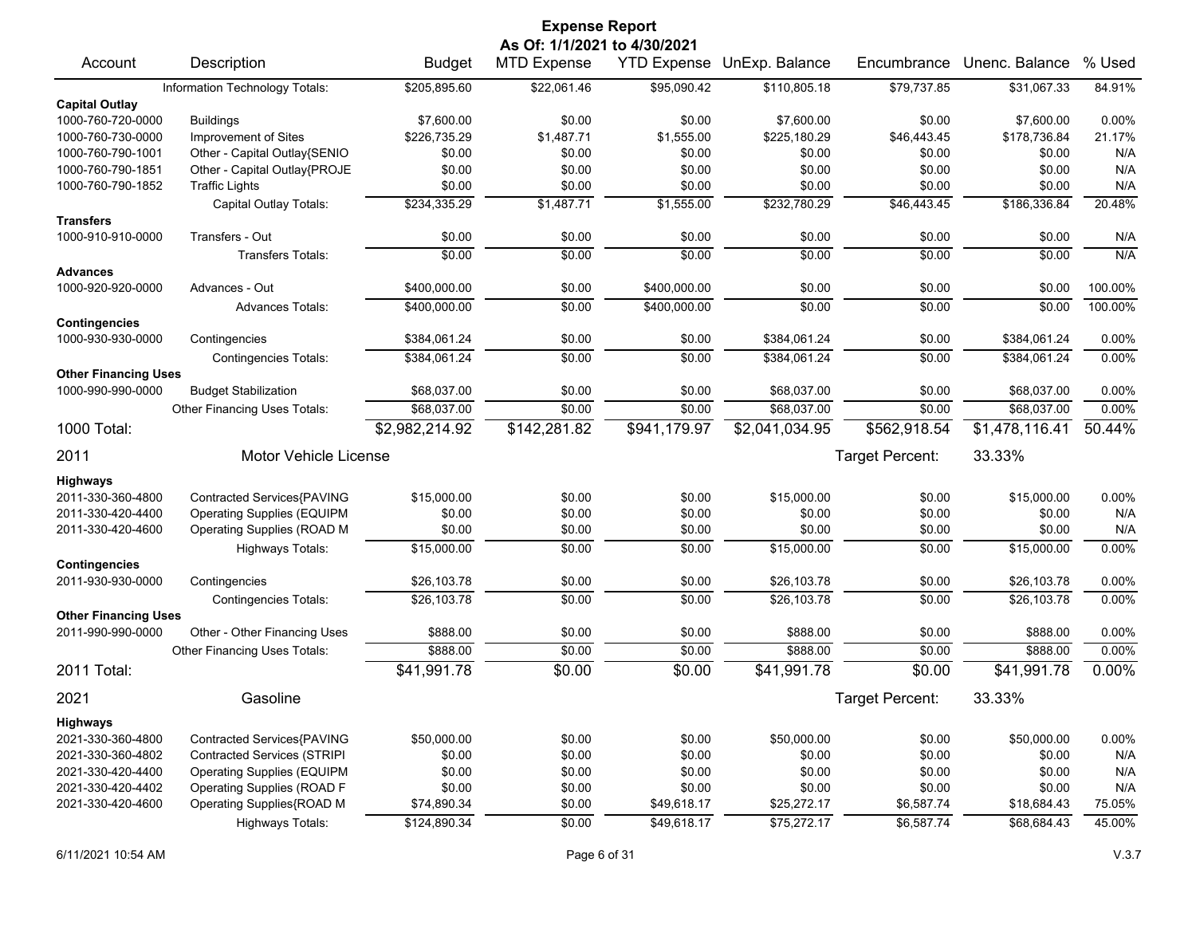# Expense Report

**As Of: 1/1/2021 to 4/30/2021**

| Account | Description | Budget | MTD Expense | YTD Expense | UnExp. Balance | Encumbrance | Unenc. Balance | % Used |
|---|---|---|---|---|---|---|---|---|
| | Information Technology Totals: | $205,895.60 | $22,061.46 | $95,090.42 | $110,805.18 | $79,737.85 | $31,067.33 | 84.91% |
| **Capital Outlay** | | | | | | | | |
| 1000-760-720-0000 | Buildings | $7,600.00 | $0.00 | $0.00 | $7,600.00 | $0.00 | $7,600.00 | 0.00% |
| 1000-760-730-0000 | Improvement of Sites | $226,735.29 | $1,487.71 | $1,555.00 | $225,180.29 | $46,443.45 | $178,736.84 | 21.17% |
| 1000-760-790-1001 | Other - Capital Outlay{SENIO | $0.00 | $0.00 | $0.00 | $0.00 | $0.00 | $0.00 | N/A |
| 1000-760-790-1851 | Other - Capital Outlay{PROJE | $0.00 | $0.00 | $0.00 | $0.00 | $0.00 | $0.00 | N/A |
| 1000-760-790-1852 | Traffic Lights | $0.00 | $0.00 | $0.00 | $0.00 | $0.00 | $0.00 | N/A |
| | Capital Outlay Totals: | $234,335.29 | $1,487.71 | $1,555.00 | $232,780.29 | $46,443.45 | $186,336.84 | 20.48% |
| **Transfers** | | | | | | | | |
| 1000-910-910-0000 | Transfers - Out | $0.00 | $0.00 | $0.00 | $0.00 | $0.00 | $0.00 | N/A |
| | Transfers Totals: | $0.00 | $0.00 | $0.00 | $0.00 | $0.00 | $0.00 | N/A |
| **Advances** | | | | | | | | |
| 1000-920-920-0000 | Advances - Out | $400,000.00 | $0.00 | $400,000.00 | $0.00 | $0.00 | $0.00 | 100.00% |
| | Advances Totals: | $400,000.00 | $0.00 | $400,000.00 | $0.00 | $0.00 | $0.00 | 100.00% |
| **Contingencies** | | | | | | | | |
| 1000-930-930-0000 | Contingencies | $384,061.24 | $0.00 | $0.00 | $384,061.24 | $0.00 | $384,061.24 | 0.00% |
| | Contingencies Totals: | $384,061.24 | $0.00 | $0.00 | $384,061.24 | $0.00 | $384,061.24 | 0.00% |
| **Other Financing Uses** | | | | | | | | |
| 1000-990-990-0000 | Budget Stabilization | $68,037.00 | $0.00 | $0.00 | $68,037.00 | $0.00 | $68,037.00 | 0.00% |
| | Other Financing Uses Totals: | $68,037.00 | $0.00 | $0.00 | $68,037.00 | $0.00 | $68,037.00 | 0.00% |
| **1000 Total:** | | $2,982,214.92 | $142,281.82 | $941,179.97 | $2,041,034.95 | $562,918.54 | $1,478,116.41 | 50.44% |

## 2011 Motor Vehicle License

Target Percent: 33.33%

| Account | Description | Budget | MTD Expense | YTD Expense | UnExp. Balance | Encumbrance | Unenc. Balance | % Used |
|---|---|---|---|---|---|---|---|---|
| **Highways** | | | | | | | | |
| 2011-330-360-4800 | Contracted Services{PAVING | $15,000.00 | $0.00 | $0.00 | $15,000.00 | $0.00 | $15,000.00 | 0.00% |
| 2011-330-420-4400 | Operating Supplies (EQUIPM | $0.00 | $0.00 | $0.00 | $0.00 | $0.00 | $0.00 | N/A |
| 2011-330-420-4600 | Operating Supplies (ROAD M | $0.00 | $0.00 | $0.00 | $0.00 | $0.00 | $0.00 | N/A |
| | Highways Totals: | $15,000.00 | $0.00 | $0.00 | $15,000.00 | $0.00 | $15,000.00 | 0.00% |
| **Contingencies** | | | | | | | | |
| 2011-930-930-0000 | Contingencies | $26,103.78 | $0.00 | $0.00 | $26,103.78 | $0.00 | $26,103.78 | 0.00% |
| | Contingencies Totals: | $26,103.78 | $0.00 | $0.00 | $26,103.78 | $0.00 | $26,103.78 | 0.00% |
| **Other Financing Uses** | | | | | | | | |
| 2011-990-990-0000 | Other - Other Financing Uses | $888.00 | $0.00 | $0.00 | $888.00 | $0.00 | $888.00 | 0.00% |
| | Other Financing Uses Totals: | $888.00 | $0.00 | $0.00 | $888.00 | $0.00 | $888.00 | 0.00% |
| **2011 Total:** | | $41,991.78 | $0.00 | $0.00 | $41,991.78 | $0.00 | $41,991.78 | 0.00% |

## 2021 Gasoline

Target Percent: 33.33%

| Account | Description | Budget | MTD Expense | YTD Expense | UnExp. Balance | Encumbrance | Unenc. Balance | % Used |
|---|---|---|---|---|---|---|---|---|
| **Highways** | | | | | | | | |
| 2021-330-360-4800 | Contracted Services{PAVING | $50,000.00 | $0.00 | $0.00 | $50,000.00 | $0.00 | $50,000.00 | 0.00% |
| 2021-330-360-4802 | Contracted Services (STRIPI | $0.00 | $0.00 | $0.00 | $0.00 | $0.00 | $0.00 | N/A |
| 2021-330-420-4400 | Operating Supplies (EQUIPM | $0.00 | $0.00 | $0.00 | $0.00 | $0.00 | $0.00 | N/A |
| 2021-330-420-4402 | Operating Supplies (ROAD F | $0.00 | $0.00 | $0.00 | $0.00 | $0.00 | $0.00 | N/A |
| 2021-330-420-4600 | Operating Supplies{ROAD M | $74,890.34 | $0.00 | $49,618.17 | $25,272.17 | $6,587.74 | $18,684.43 | 75.05% |
| | Highways Totals: | $124,890.34 | $0.00 | $49,618.17 | $75,272.17 | $6,587.74 | $68,684.43 | 45.00% |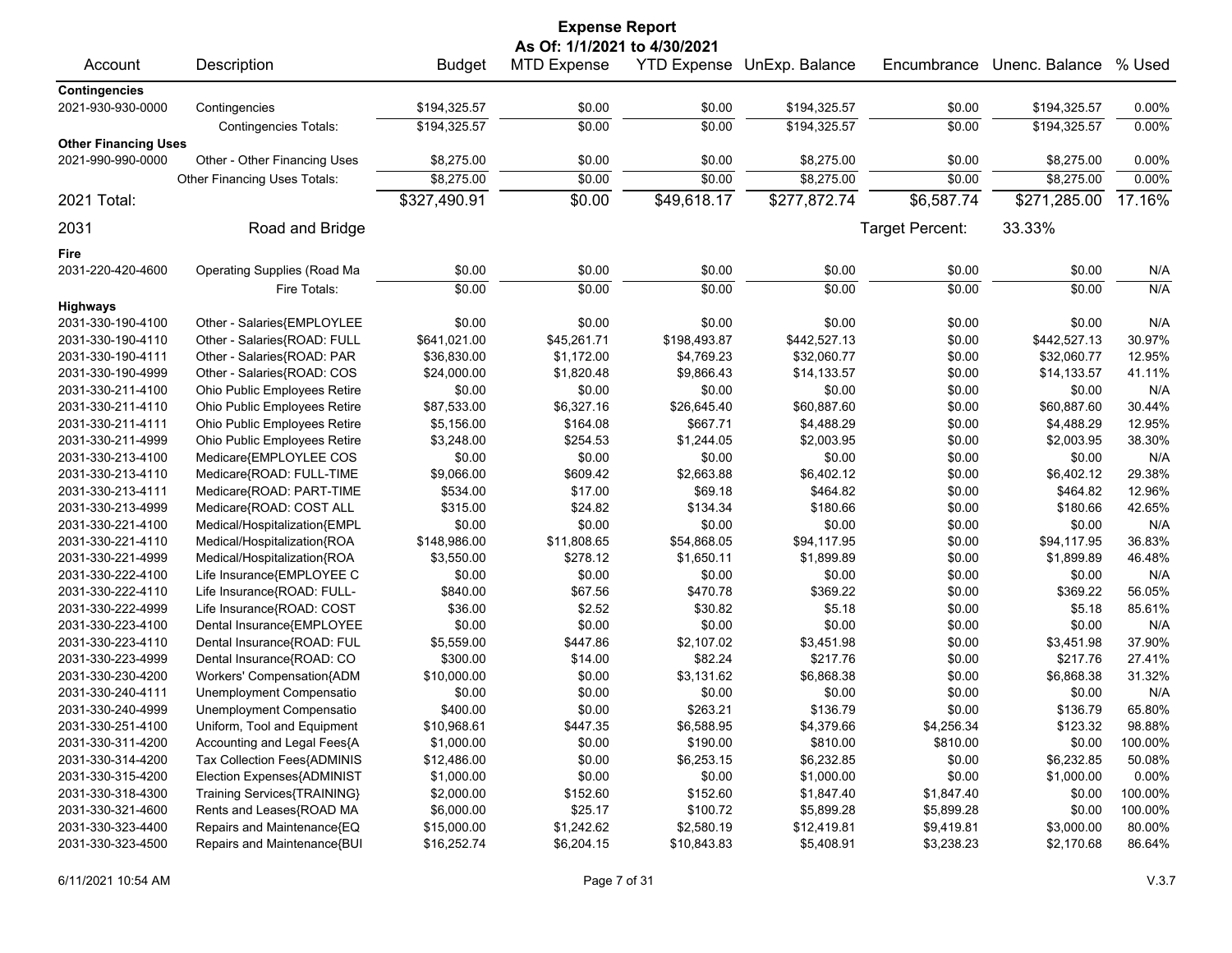# Expense Report

**As Of: 1/1/2021 to 4/30/2021**

| Account | Description | Budget | MTD Expense | YTD Expense | UnExp. Balance | Encumbrance | Unenc. Balance | % Used |
|---|---|---|---|---|---|---|---|---|
| **Contingencies** | | | | | | | | |
| 2021-930-930-0000 | Contingencies | $194,325.57 | $0.00 | $0.00 | $194,325.57 | $0.00 | $194,325.57 | 0.00% |
| | Contingencies Totals: | $194,325.57 | $0.00 | $0.00 | $194,325.57 | $0.00 | $194,325.57 | 0.00% |
| **Other Financing Uses** | | | | | | | | |
| 2021-990-990-0000 | Other - Other Financing Uses | $8,275.00 | $0.00 | $0.00 | $8,275.00 | $0.00 | $8,275.00 | 0.00% |
| | Other Financing Uses Totals: | $8,275.00 | $0.00 | $0.00 | $8,275.00 | $0.00 | $8,275.00 | 0.00% |
| 2021 Total: | | $327,490.91 | $0.00 | $49,618.17 | $277,872.74 | $6,587.74 | $271,285.00 | 17.16% |
| 2031 | Road and Bridge | | | | | Target Percent: | 33.33% | |
| **Fire** | | | | | | | | |
| 2031-220-420-4600 | Operating Supplies (Road Ma | $0.00 | $0.00 | $0.00 | $0.00 | $0.00 | $0.00 | N/A |
| | Fire Totals: | $0.00 | $0.00 | $0.00 | $0.00 | $0.00 | $0.00 | N/A |
| **Highways** | | | | | | | | |
| 2031-330-190-4100 | Other - Salaries{EMPLOYLEE | $0.00 | $0.00 | $0.00 | $0.00 | $0.00 | $0.00 | N/A |
| 2031-330-190-4110 | Other - Salaries{ROAD: FULL | $641,021.00 | $45,261.71 | $198,493.87 | $442,527.13 | $0.00 | $442,527.13 | 30.97% |
| 2031-330-190-4111 | Other - Salaries{ROAD: PAR | $36,830.00 | $1,172.00 | $4,769.23 | $32,060.77 | $0.00 | $32,060.77 | 12.95% |
| 2031-330-190-4999 | Other - Salaries{ROAD: COS | $24,000.00 | $1,820.48 | $9,866.43 | $14,133.57 | $0.00 | $14,133.57 | 41.11% |
| 2031-330-211-4100 | Ohio Public Employees Retire | $0.00 | $0.00 | $0.00 | $0.00 | $0.00 | $0.00 | N/A |
| 2031-330-211-4110 | Ohio Public Employees Retire | $87,533.00 | $6,327.16 | $26,645.40 | $60,887.60 | $0.00 | $60,887.60 | 30.44% |
| 2031-330-211-4111 | Ohio Public Employees Retire | $5,156.00 | $164.08 | $667.71 | $4,488.29 | $0.00 | $4,488.29 | 12.95% |
| 2031-330-211-4999 | Ohio Public Employees Retire | $3,248.00 | $254.53 | $1,244.05 | $2,003.95 | $0.00 | $2,003.95 | 38.30% |
| 2031-330-213-4100 | Medicare{EMPLOYLEE COS | $0.00 | $0.00 | $0.00 | $0.00 | $0.00 | $0.00 | N/A |
| 2031-330-213-4110 | Medicare{ROAD: FULL-TIME | $9,066.00 | $609.42 | $2,663.88 | $6,402.12 | $0.00 | $6,402.12 | 29.38% |
| 2031-330-213-4111 | Medicare{ROAD: PART-TIME | $534.00 | $17.00 | $69.18 | $464.82 | $0.00 | $464.82 | 12.96% |
| 2031-330-213-4999 | Medicare{ROAD: COST ALL | $315.00 | $24.82 | $134.34 | $180.66 | $0.00 | $180.66 | 42.65% |
| 2031-330-221-4100 | Medical/Hospitalization{EMPL | $0.00 | $0.00 | $0.00 | $0.00 | $0.00 | $0.00 | N/A |
| 2031-330-221-4110 | Medical/Hospitalization{ROA | $148,986.00 | $11,808.65 | $54,868.05 | $94,117.95 | $0.00 | $94,117.95 | 36.83% |
| 2031-330-221-4999 | Medical/Hospitalization{ROA | $3,550.00 | $278.12 | $1,650.11 | $1,899.89 | $0.00 | $1,899.89 | 46.48% |
| 2031-330-222-4100 | Life Insurance{EMPLOYEE C | $0.00 | $0.00 | $0.00 | $0.00 | $0.00 | $0.00 | N/A |
| 2031-330-222-4110 | Life Insurance{ROAD: FULL- | $840.00 | $67.56 | $470.78 | $369.22 | $0.00 | $369.22 | 56.05% |
| 2031-330-222-4999 | Life Insurance{ROAD: COST | $36.00 | $2.52 | $30.82 | $5.18 | $0.00 | $5.18 | 85.61% |
| 2031-330-223-4100 | Dental Insurance{EMPLOYEE | $0.00 | $0.00 | $0.00 | $0.00 | $0.00 | $0.00 | N/A |
| 2031-330-223-4110 | Dental Insurance{ROAD: FUL | $5,559.00 | $447.86 | $2,107.02 | $3,451.98 | $0.00 | $3,451.98 | 37.90% |
| 2031-330-223-4999 | Dental Insurance{ROAD: CO | $300.00 | $14.00 | $82.24 | $217.76 | $0.00 | $217.76 | 27.41% |
| 2031-330-230-4200 | Workers' Compensation{ADM | $10,000.00 | $0.00 | $3,131.62 | $6,868.38 | $0.00 | $6,868.38 | 31.32% |
| 2031-330-240-4111 | Unemployment Compensatio | $0.00 | $0.00 | $0.00 | $0.00 | $0.00 | $0.00 | N/A |
| 2031-330-240-4999 | Unemployment Compensatio | $400.00 | $0.00 | $263.21 | $136.79 | $0.00 | $136.79 | 65.80% |
| 2031-330-251-4100 | Uniform, Tool and Equipment | $10,968.61 | $447.35 | $6,588.95 | $4,379.66 | $4,256.34 | $123.32 | 98.88% |
| 2031-330-311-4200 | Accounting and Legal Fees{A | $1,000.00 | $0.00 | $190.00 | $810.00 | $810.00 | $0.00 | 100.00% |
| 2031-330-314-4200 | Tax Collection Fees{ADMINIS | $12,486.00 | $0.00 | $6,253.15 | $6,232.85 | $0.00 | $6,232.85 | 50.08% |
| 2031-330-315-4200 | Election Expenses{ADMINIST | $1,000.00 | $0.00 | $0.00 | $1,000.00 | $0.00 | $1,000.00 | 0.00% |
| 2031-330-318-4300 | Training Services{TRAINING} | $2,000.00 | $152.60 | $152.60 | $1,847.40 | $1,847.40 | $0.00 | 100.00% |
| 2031-330-321-4600 | Rents and Leases{ROAD MA | $6,000.00 | $25.17 | $100.72 | $5,899.28 | $5,899.28 | $0.00 | 100.00% |
| 2031-330-323-4400 | Repairs and Maintenance{EQ | $15,000.00 | $1,242.62 | $2,580.19 | $12,419.81 | $9,419.81 | $3,000.00 | 80.00% |
| 2031-330-323-4500 | Repairs and Maintenance{BUI | $16,252.74 | $6,204.15 | $10,843.83 | $5,408.91 | $3,238.23 | $2,170.68 | 86.64% |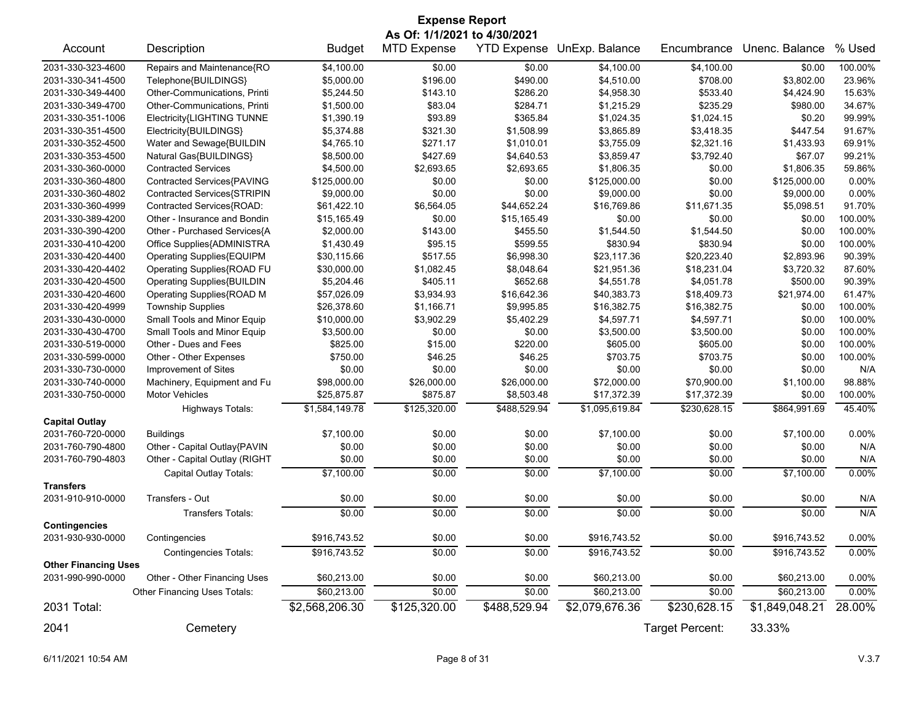# Expense Report

**As Of: 1/1/2021 to 4/30/2021**

| Account | Description | Budget | MTD Expense | YTD Expense | UnExp. Balance | Encumbrance | Unenc. Balance | % Used |
|---|---|---|---|---|---|---|---|---|
| 2031-330-323-4600 | Repairs and Maintenance{RO | $4,100.00 | $0.00 | $0.00 | $4,100.00 | $4,100.00 | $0.00 | 100.00% |
| 2031-330-341-4500 | Telephone{BUILDINGS} | $5,000.00 | $196.00 | $490.00 | $4,510.00 | $708.00 | $3,802.00 | 23.96% |
| 2031-330-349-4400 | Other-Communications, Printi | $5,244.50 | $143.10 | $286.20 | $4,958.30 | $533.40 | $4,424.90 | 15.63% |
| 2031-330-349-4700 | Other-Communications, Printi | $1,500.00 | $83.04 | $284.71 | $1,215.29 | $235.29 | $980.00 | 34.67% |
| 2031-330-351-1006 | Electricity{LIGHTING TUNNE | $1,390.19 | $93.89 | $365.84 | $1,024.35 | $1,024.15 | $0.20 | 99.99% |
| 2031-330-351-4500 | Electricity{BUILDINGS} | $5,374.88 | $321.30 | $1,508.99 | $3,865.89 | $3,418.35 | $447.54 | 91.67% |
| 2031-330-352-4500 | Water and Sewage{BUILDIN | $4,765.10 | $271.17 | $1,010.01 | $3,755.09 | $2,321.16 | $1,433.93 | 69.91% |
| 2031-330-353-4500 | Natural Gas{BUILDINGS} | $8,500.00 | $427.69 | $4,640.53 | $3,859.47 | $3,792.40 | $67.07 | 99.21% |
| 2031-330-360-0000 | Contracted Services | $4,500.00 | $2,693.65 | $2,693.65 | $1,806.35 | $0.00 | $1,806.35 | 59.86% |
| 2031-330-360-4800 | Contracted Services{PAVING | $125,000.00 | $0.00 | $0.00 | $125,000.00 | $0.00 | $125,000.00 | 0.00% |
| 2031-330-360-4802 | Contracted Services{STRIPIN | $9,000.00 | $0.00 | $0.00 | $9,000.00 | $0.00 | $9,000.00 | 0.00% |
| 2031-330-360-4999 | Contracted Services{ROAD: | $61,422.10 | $6,564.05 | $44,652.24 | $16,769.86 | $11,671.35 | $5,098.51 | 91.70% |
| 2031-330-389-4200 | Other - Insurance and Bondin | $15,165.49 | $0.00 | $15,165.49 | $0.00 | $0.00 | $0.00 | 100.00% |
| 2031-330-390-4200 | Other - Purchased Services{A | $2,000.00 | $143.00 | $455.50 | $1,544.50 | $1,544.50 | $0.00 | 100.00% |
| 2031-330-410-4200 | Office Supplies{ADMINISTRA | $1,430.49 | $95.15 | $599.55 | $830.94 | $830.94 | $0.00 | 100.00% |
| 2031-330-420-4400 | Operating Supplies{EQUIPM | $30,115.66 | $517.55 | $6,998.30 | $23,117.36 | $20,223.40 | $2,893.96 | 90.39% |
| 2031-330-420-4402 | Operating Supplies{ROAD FU | $30,000.00 | $1,082.45 | $8,048.64 | $21,951.36 | $18,231.04 | $3,720.32 | 87.60% |
| 2031-330-420-4500 | Operating Supplies{BUILDIN | $5,204.46 | $405.11 | $652.68 | $4,551.78 | $4,051.78 | $500.00 | 90.39% |
| 2031-330-420-4600 | Operating Supplies{ROAD M | $57,026.09 | $3,934.93 | $16,642.36 | $40,383.73 | $18,409.73 | $21,974.00 | 61.47% |
| 2031-330-420-4999 | Township Supplies | $26,378.60 | $1,166.71 | $9,995.85 | $16,382.75 | $16,382.75 | $0.00 | 100.00% |
| 2031-330-430-0000 | Small Tools and Minor Equip | $10,000.00 | $3,902.29 | $5,402.29 | $4,597.71 | $4,597.71 | $0.00 | 100.00% |
| 2031-330-430-4700 | Small Tools and Minor Equip | $3,500.00 | $0.00 | $0.00 | $3,500.00 | $3,500.00 | $0.00 | 100.00% |
| 2031-330-519-0000 | Other - Dues and Fees | $825.00 | $15.00 | $220.00 | $605.00 | $605.00 | $0.00 | 100.00% |
| 2031-330-599-0000 | Other - Other Expenses | $750.00 | $46.25 | $46.25 | $703.75 | $703.75 | $0.00 | 100.00% |
| 2031-330-730-0000 | Improvement of Sites | $0.00 | $0.00 | $0.00 | $0.00 | $0.00 | $0.00 | N/A |
| 2031-330-740-0000 | Machinery, Equipment and Fu | $98,000.00 | $26,000.00 | $26,000.00 | $72,000.00 | $70,900.00 | $1,100.00 | 98.88% |
| 2031-330-750-0000 | Motor Vehicles | $25,875.87 | $875.87 | $8,503.48 | $17,372.39 | $17,372.39 | $0.00 | 100.00% |
| | Highways Totals: | $1,584,149.78 | $125,320.00 | $488,529.94 | $1,095,619.84 | $230,628.15 | $864,991.69 | 45.40% |
| **Capital Outlay** | | | | | | | | |
| 2031-760-720-0000 | Buildings | $7,100.00 | $0.00 | $0.00 | $7,100.00 | $0.00 | $7,100.00 | 0.00% |
| 2031-760-790-4800 | Other - Capital Outlay{PAVIN | $0.00 | $0.00 | $0.00 | $0.00 | $0.00 | $0.00 | N/A |
| 2031-760-790-4803 | Other - Capital Outlay (RIGHT | $0.00 | $0.00 | $0.00 | $0.00 | $0.00 | $0.00 | N/A |
| | Capital Outlay Totals: | $7,100.00 | $0.00 | $0.00 | $7,100.00 | $0.00 | $7,100.00 | 0.00% |
| **Transfers** | | | | | | | | |
| 2031-910-910-0000 | Transfers - Out | $0.00 | $0.00 | $0.00 | $0.00 | $0.00 | $0.00 | N/A |
| | Transfers Totals: | $0.00 | $0.00 | $0.00 | $0.00 | $0.00 | $0.00 | N/A |
| **Contingencies** | | | | | | | | |
| 2031-930-930-0000 | Contingencies | $916,743.52 | $0.00 | $0.00 | $916,743.52 | $0.00 | $916,743.52 | 0.00% |
| | Contingencies Totals: | $916,743.52 | $0.00 | $0.00 | $916,743.52 | $0.00 | $916,743.52 | 0.00% |
| **Other Financing Uses** | | | | | | | | |
| 2031-990-990-0000 | Other - Other Financing Uses | $60,213.00 | $0.00 | $0.00 | $60,213.00 | $0.00 | $60,213.00 | 0.00% |
| | Other Financing Uses Totals: | $60,213.00 | $0.00 | $0.00 | $60,213.00 | $0.00 | $60,213.00 | 0.00% |
| **2031 Total:** | | $2,568,206.30 | $125,320.00 | $488,529.94 | $2,079,676.36 | $230,628.15 | $1,849,048.21 | 28.00% |

2041 Cemetery — Target Percent: 33.33%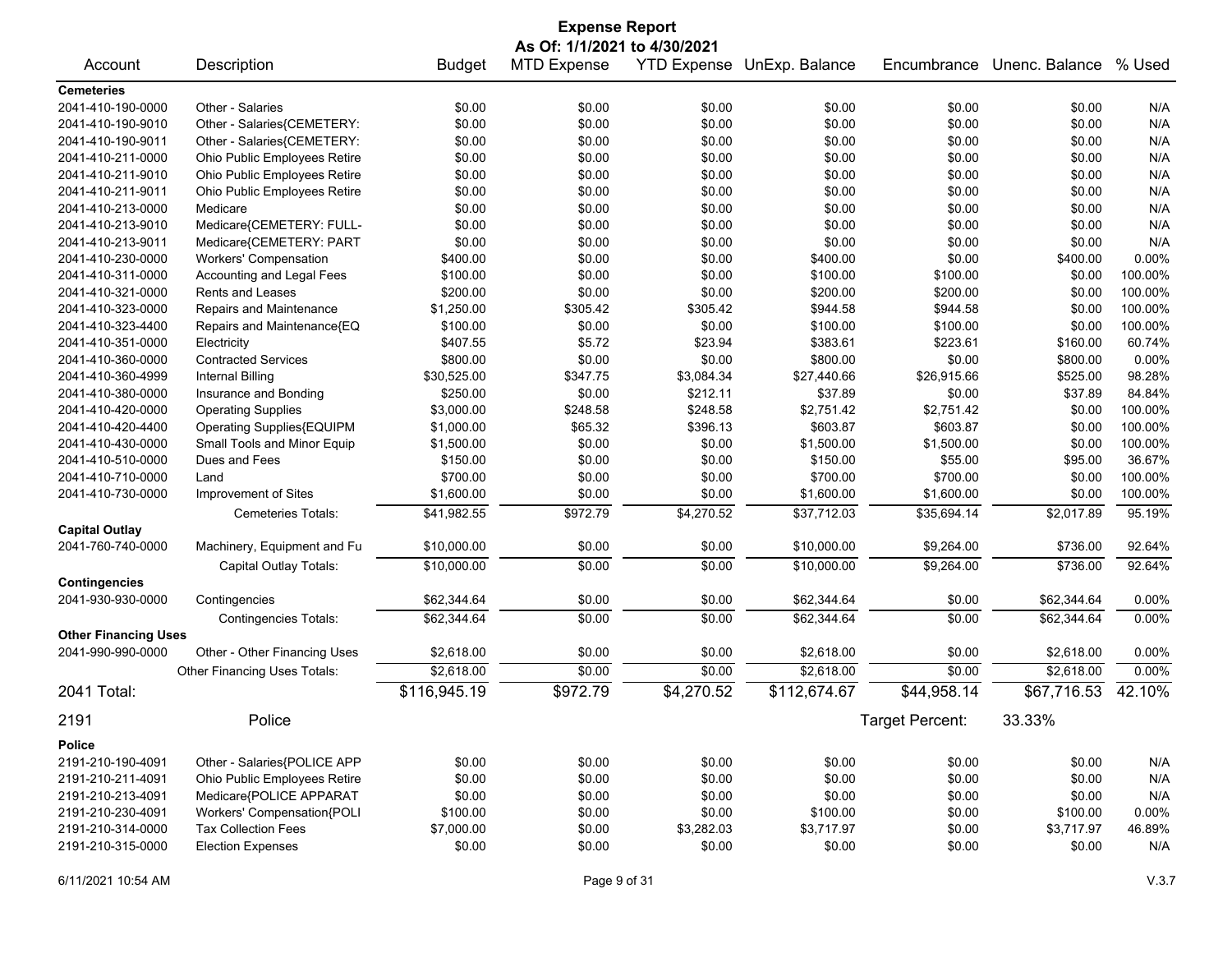# Expense Report

**As Of: 1/1/2021 to 4/30/2021**

| Account | Description | Budget | MTD Expense | YTD Expense | UnExp. Balance | Encumbrance | Unenc. Balance | % Used |
|---|---|---|---|---|---|---|---|---|
| **Cemeteries** | | | | | | | | |
| 2041-410-190-0000 | Other - Salaries | $0.00 | $0.00 | $0.00 | $0.00 | $0.00 | $0.00 | N/A |
| 2041-410-190-9010 | Other - Salaries{CEMETERY: | $0.00 | $0.00 | $0.00 | $0.00 | $0.00 | $0.00 | N/A |
| 2041-410-190-9011 | Other - Salaries{CEMETERY: | $0.00 | $0.00 | $0.00 | $0.00 | $0.00 | $0.00 | N/A |
| 2041-410-211-0000 | Ohio Public Employees Retire | $0.00 | $0.00 | $0.00 | $0.00 | $0.00 | $0.00 | N/A |
| 2041-410-211-9010 | Ohio Public Employees Retire | $0.00 | $0.00 | $0.00 | $0.00 | $0.00 | $0.00 | N/A |
| 2041-410-211-9011 | Ohio Public Employees Retire | $0.00 | $0.00 | $0.00 | $0.00 | $0.00 | $0.00 | N/A |
| 2041-410-213-0000 | Medicare | $0.00 | $0.00 | $0.00 | $0.00 | $0.00 | $0.00 | N/A |
| 2041-410-213-9010 | Medicare{CEMETERY: FULL- | $0.00 | $0.00 | $0.00 | $0.00 | $0.00 | $0.00 | N/A |
| 2041-410-213-9011 | Medicare{CEMETERY: PART | $0.00 | $0.00 | $0.00 | $0.00 | $0.00 | $0.00 | N/A |
| 2041-410-230-0000 | Workers' Compensation | $400.00 | $0.00 | $0.00 | $400.00 | $0.00 | $400.00 | 0.00% |
| 2041-410-311-0000 | Accounting and Legal Fees | $100.00 | $0.00 | $0.00 | $100.00 | $100.00 | $0.00 | 100.00% |
| 2041-410-321-0000 | Rents and Leases | $200.00 | $0.00 | $0.00 | $200.00 | $200.00 | $0.00 | 100.00% |
| 2041-410-323-0000 | Repairs and Maintenance | $1,250.00 | $305.42 | $305.42 | $944.58 | $944.58 | $0.00 | 100.00% |
| 2041-410-323-4400 | Repairs and Maintenance{EQ | $100.00 | $0.00 | $0.00 | $100.00 | $100.00 | $0.00 | 100.00% |
| 2041-410-351-0000 | Electricity | $407.55 | $5.72 | $23.94 | $383.61 | $223.61 | $160.00 | 60.74% |
| 2041-410-360-0000 | Contracted Services | $800.00 | $0.00 | $0.00 | $800.00 | $0.00 | $800.00 | 0.00% |
| 2041-410-360-4999 | Internal Billing | $30,525.00 | $347.75 | $3,084.34 | $27,440.66 | $26,915.66 | $525.00 | 98.28% |
| 2041-410-380-0000 | Insurance and Bonding | $250.00 | $0.00 | $212.11 | $37.89 | $0.00 | $37.89 | 84.84% |
| 2041-410-420-0000 | Operating Supplies | $3,000.00 | $248.58 | $248.58 | $2,751.42 | $2,751.42 | $0.00 | 100.00% |
| 2041-410-420-4400 | Operating Supplies{EQUIPM | $1,000.00 | $65.32 | $396.13 | $603.87 | $603.87 | $0.00 | 100.00% |
| 2041-410-430-0000 | Small Tools and Minor Equip | $1,500.00 | $0.00 | $0.00 | $1,500.00 | $1,500.00 | $0.00 | 100.00% |
| 2041-410-510-0000 | Dues and Fees | $150.00 | $0.00 | $0.00 | $150.00 | $55.00 | $95.00 | 36.67% |
| 2041-410-710-0000 | Land | $700.00 | $0.00 | $0.00 | $700.00 | $700.00 | $0.00 | 100.00% |
| 2041-410-730-0000 | Improvement of Sites | $1,600.00 | $0.00 | $0.00 | $1,600.00 | $1,600.00 | $0.00 | 100.00% |
| | Cemeteries Totals: | $41,982.55 | $972.79 | $4,270.52 | $37,712.03 | $35,694.14 | $2,017.89 | 95.19% |
| **Capital Outlay** | | | | | | | | |
| 2041-760-740-0000 | Machinery, Equipment and Fu | $10,000.00 | $0.00 | $0.00 | $10,000.00 | $9,264.00 | $736.00 | 92.64% |
| | Capital Outlay Totals: | $10,000.00 | $0.00 | $0.00 | $10,000.00 | $9,264.00 | $736.00 | 92.64% |
| **Contingencies** | | | | | | | | |
| 2041-930-930-0000 | Contingencies | $62,344.64 | $0.00 | $0.00 | $62,344.64 | $0.00 | $62,344.64 | 0.00% |
| | Contingencies Totals: | $62,344.64 | $0.00 | $0.00 | $62,344.64 | $0.00 | $62,344.64 | 0.00% |
| **Other Financing Uses** | | | | | | | | |
| 2041-990-990-0000 | Other - Other Financing Uses | $2,618.00 | $0.00 | $0.00 | $2,618.00 | $0.00 | $2,618.00 | 0.00% |
| | Other Financing Uses Totals: | $2,618.00 | $0.00 | $0.00 | $2,618.00 | $0.00 | $2,618.00 | 0.00% |
| **2041 Total:** | | **$116,945.19** | **$972.79** | **$4,270.52** | **$112,674.67** | **$44,958.14** | **$67,716.53** | **42.10%** |

## 2191 Police

Target Percent: 33.33%

| Account | Description | Budget | MTD Expense | YTD Expense | UnExp. Balance | Encumbrance | Unenc. Balance | % Used |
|---|---|---|---|---|---|---|---|---|
| **Police** | | | | | | | | |
| 2191-210-190-4091 | Other - Salaries{POLICE APP | $0.00 | $0.00 | $0.00 | $0.00 | $0.00 | $0.00 | N/A |
| 2191-210-211-4091 | Ohio Public Employees Retire | $0.00 | $0.00 | $0.00 | $0.00 | $0.00 | $0.00 | N/A |
| 2191-210-213-4091 | Medicare{POLICE APPARAT | $0.00 | $0.00 | $0.00 | $0.00 | $0.00 | $0.00 | N/A |
| 2191-210-230-4091 | Workers' Compensation{POLI | $100.00 | $0.00 | $0.00 | $100.00 | $0.00 | $100.00 | 0.00% |
| 2191-210-314-0000 | Tax Collection Fees | $7,000.00 | $0.00 | $3,282.03 | $3,717.97 | $0.00 | $3,717.97 | 46.89% |
| 2191-210-315-0000 | Election Expenses | $0.00 | $0.00 | $0.00 | $0.00 | $0.00 | $0.00 | N/A |

6/11/2021 10:54 AM V.3.7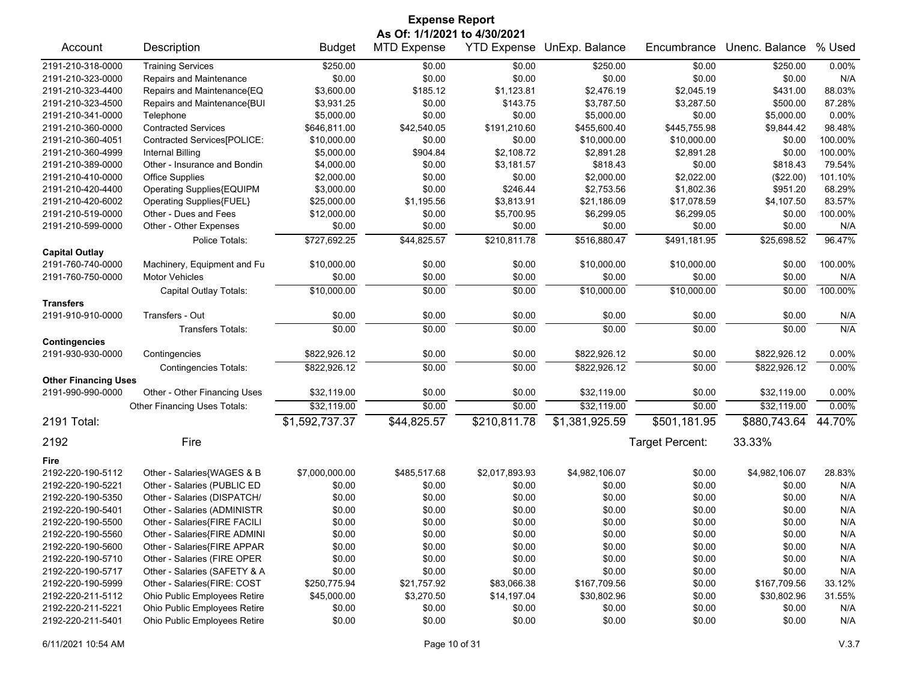# Expense Report

**As Of: 1/1/2021 to 4/30/2021**

| Account | Description | Budget | MTD Expense | YTD Expense | UnExp. Balance | Encumbrance | Unenc. Balance | % Used |
|---|---|---|---|---|---|---|---|---|
| 2191-210-318-0000 | Training Services | $250.00 | $0.00 | $0.00 | $250.00 | $0.00 | $250.00 | 0.00% |
| 2191-210-323-0000 | Repairs and Maintenance | $0.00 | $0.00 | $0.00 | $0.00 | $0.00 | $0.00 | N/A |
| 2191-210-323-4400 | Repairs and Maintenance{EQ | $3,600.00 | $185.12 | $1,123.81 | $2,476.19 | $2,045.19 | $431.00 | 88.03% |
| 2191-210-323-4500 | Repairs and Maintenance{BUI | $3,931.25 | $0.00 | $143.75 | $3,787.50 | $3,287.50 | $500.00 | 87.28% |
| 2191-210-341-0000 | Telephone | $5,000.00 | $0.00 | $0.00 | $5,000.00 | $0.00 | $5,000.00 | 0.00% |
| 2191-210-360-0000 | Contracted Services | $646,811.00 | $42,540.05 | $191,210.60 | $455,600.40 | $445,755.98 | $9,844.42 | 98.48% |
| 2191-210-360-4051 | Contracted Services[POLICE: | $10,000.00 | $0.00 | $0.00 | $10,000.00 | $10,000.00 | $0.00 | 100.00% |
| 2191-210-360-4999 | Internal Billing | $5,000.00 | $904.84 | $2,108.72 | $2,891.28 | $2,891.28 | $0.00 | 100.00% |
| 2191-210-389-0000 | Other - Insurance and Bondin | $4,000.00 | $0.00 | $3,181.57 | $818.43 | $0.00 | $818.43 | 79.54% |
| 2191-210-410-0000 | Office Supplies | $2,000.00 | $0.00 | $0.00 | $2,000.00 | $2,022.00 | ($22.00) | 101.10% |
| 2191-210-420-4400 | Operating Supplies{EQUIPM | $3,000.00 | $0.00 | $246.44 | $2,753.56 | $1,802.36 | $951.20 | 68.29% |
| 2191-210-420-6002 | Operating Supplies{FUEL} | $25,000.00 | $1,195.56 | $3,813.91 | $21,186.09 | $17,078.59 | $4,107.50 | 83.57% |
| 2191-210-519-0000 | Other - Dues and Fees | $12,000.00 | $0.00 | $5,700.95 | $6,299.05 | $6,299.05 | $0.00 | 100.00% |
| 2191-210-599-0000 | Other - Other Expenses | $0.00 | $0.00 | $0.00 | $0.00 | $0.00 | $0.00 | N/A |
| | Police Totals: | $727,692.25 | $44,825.57 | $210,811.78 | $516,880.47 | $491,181.95 | $25,698.52 | 96.47% |
| **Capital Outlay** | | | | | | | | |
| 2191-760-740-0000 | Machinery, Equipment and Fu | $10,000.00 | $0.00 | $0.00 | $10,000.00 | $10,000.00 | $0.00 | 100.00% |
| 2191-760-750-0000 | Motor Vehicles | $0.00 | $0.00 | $0.00 | $0.00 | $0.00 | $0.00 | N/A |
| | Capital Outlay Totals: | $10,000.00 | $0.00 | $0.00 | $10,000.00 | $10,000.00 | $0.00 | 100.00% |
| **Transfers** | | | | | | | | |
| 2191-910-910-0000 | Transfers - Out | $0.00 | $0.00 | $0.00 | $0.00 | $0.00 | $0.00 | N/A |
| | Transfers Totals: | $0.00 | $0.00 | $0.00 | $0.00 | $0.00 | $0.00 | N/A |
| **Contingencies** | | | | | | | | |
| 2191-930-930-0000 | Contingencies | $822,926.12 | $0.00 | $0.00 | $822,926.12 | $0.00 | $822,926.12 | 0.00% |
| | Contingencies Totals: | $822,926.12 | $0.00 | $0.00 | $822,926.12 | $0.00 | $822,926.12 | 0.00% |
| **Other Financing Uses** | | | | | | | | |
| 2191-990-990-0000 | Other - Other Financing Uses | $32,119.00 | $0.00 | $0.00 | $32,119.00 | $0.00 | $32,119.00 | 0.00% |
| | Other Financing Uses Totals: | $32,119.00 | $0.00 | $0.00 | $32,119.00 | $0.00 | $32,119.00 | 0.00% |
| **2191 Total:** | | **$1,592,737.37** | **$44,825.57** | **$210,811.78** | **$1,381,925.59** | **$501,181.95** | **$880,743.64** | **44.70%** |
| **2192** | **Fire** | | | | | Target Percent: | 33.33% | |
| **Fire** | | | | | | | | |
| 2192-220-190-5112 | Other - Salaries{WAGES & B | $7,000,000.00 | $485,517.68 | $2,017,893.93 | $4,982,106.07 | $0.00 | $4,982,106.07 | 28.83% |
| 2192-220-190-5221 | Other - Salaries (PUBLIC ED | $0.00 | $0.00 | $0.00 | $0.00 | $0.00 | $0.00 | N/A |
| 2192-220-190-5350 | Other - Salaries (DISPATCH/ | $0.00 | $0.00 | $0.00 | $0.00 | $0.00 | $0.00 | N/A |
| 2192-220-190-5401 | Other - Salaries (ADMINISTR | $0.00 | $0.00 | $0.00 | $0.00 | $0.00 | $0.00 | N/A |
| 2192-220-190-5500 | Other - Salaries{FIRE FACILI | $0.00 | $0.00 | $0.00 | $0.00 | $0.00 | $0.00 | N/A |
| 2192-220-190-5560 | Other - Salaries{FIRE ADMINI | $0.00 | $0.00 | $0.00 | $0.00 | $0.00 | $0.00 | N/A |
| 2192-220-190-5600 | Other - Salaries{FIRE APPAR | $0.00 | $0.00 | $0.00 | $0.00 | $0.00 | $0.00 | N/A |
| 2192-220-190-5710 | Other - Salaries (FIRE OPER | $0.00 | $0.00 | $0.00 | $0.00 | $0.00 | $0.00 | N/A |
| 2192-220-190-5717 | Other - Salaries (SAFETY & A | $0.00 | $0.00 | $0.00 | $0.00 | $0.00 | $0.00 | N/A |
| 2192-220-190-5999 | Other - Salaries(FIRE: COST | $250,775.94 | $21,757.92 | $83,066.38 | $167,709.56 | $0.00 | $167,709.56 | 33.12% |
| 2192-220-211-5112 | Ohio Public Employees Retire | $45,000.00 | $3,270.50 | $14,197.04 | $30,802.96 | $0.00 | $30,802.96 | 31.55% |
| 2192-220-211-5221 | Ohio Public Employees Retire | $0.00 | $0.00 | $0.00 | $0.00 | $0.00 | $0.00 | N/A |
| 2192-220-211-5401 | Ohio Public Employees Retire | $0.00 | $0.00 | $0.00 | $0.00 | $0.00 | $0.00 | N/A |

6/11/2021 10:54 AM — V.3.7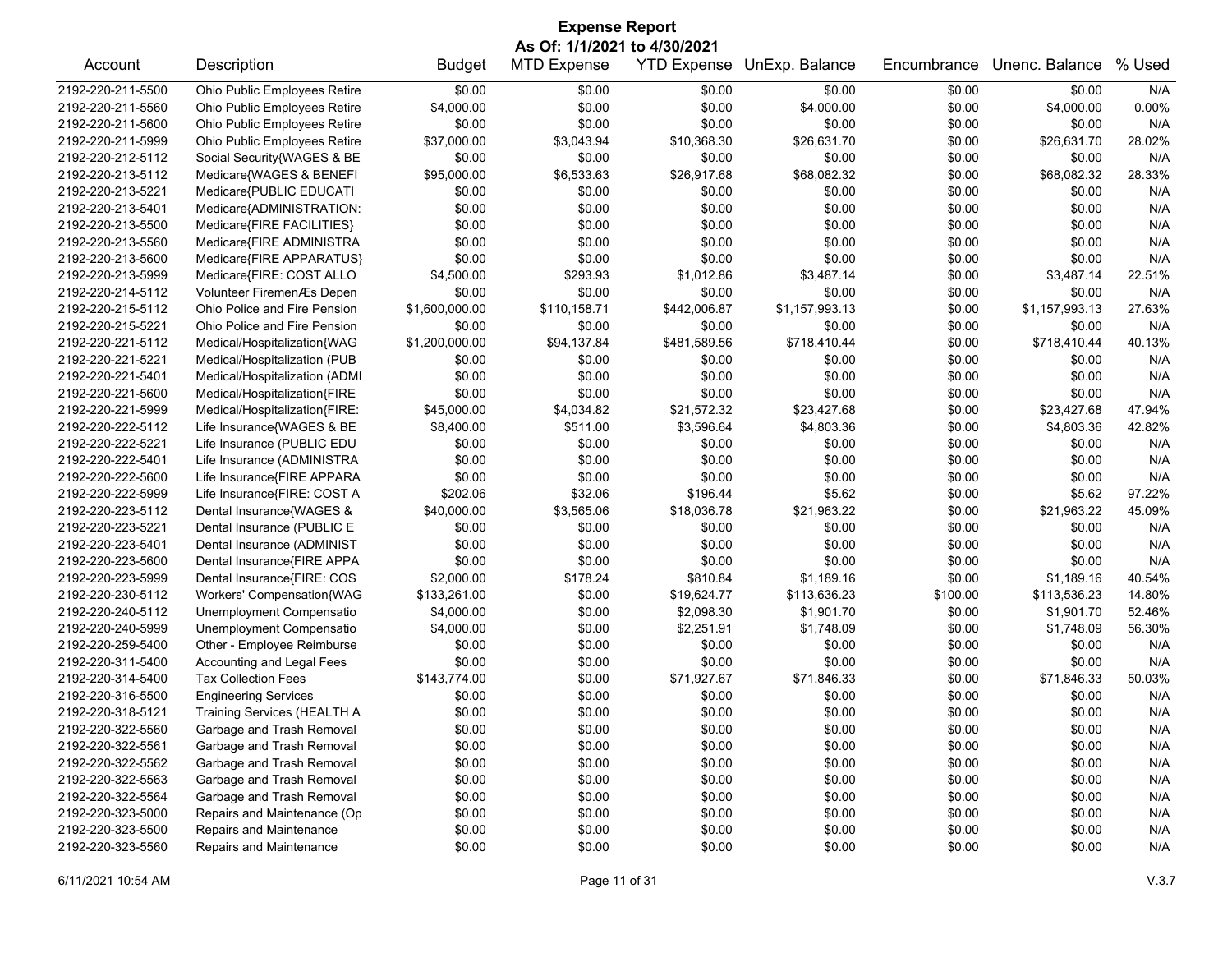# Expense Report

**As Of: 1/1/2021 to 4/30/2021**

| Account | Description | Budget | MTD Expense | YTD Expense | UnExp. Balance | Encumbrance | Unenc. Balance | % Used |
|---|---|---|---|---|---|---|---|---|
| 2192-220-211-5500 | Ohio Public Employees Retire | $0.00 | $0.00 | $0.00 | $0.00 | $0.00 | $0.00 | N/A |
| 2192-220-211-5560 | Ohio Public Employees Retire | $4,000.00 | $0.00 | $0.00 | $4,000.00 | $0.00 | $4,000.00 | 0.00% |
| 2192-220-211-5600 | Ohio Public Employees Retire | $0.00 | $0.00 | $0.00 | $0.00 | $0.00 | $0.00 | N/A |
| 2192-220-211-5999 | Ohio Public Employees Retire | $37,000.00 | $3,043.94 | $10,368.30 | $26,631.70 | $0.00 | $26,631.70 | 28.02% |
| 2192-220-212-5112 | Social Security{WAGES & BE | $0.00 | $0.00 | $0.00 | $0.00 | $0.00 | $0.00 | N/A |
| 2192-220-213-5112 | Medicare{WAGES & BENEFI | $95,000.00 | $6,533.63 | $26,917.68 | $68,082.32 | $0.00 | $68,082.32 | 28.33% |
| 2192-220-213-5221 | Medicare{PUBLIC EDUCATI | $0.00 | $0.00 | $0.00 | $0.00 | $0.00 | $0.00 | N/A |
| 2192-220-213-5401 | Medicare{ADMINISTRATION: | $0.00 | $0.00 | $0.00 | $0.00 | $0.00 | $0.00 | N/A |
| 2192-220-213-5500 | Medicare{FIRE FACILITIES} | $0.00 | $0.00 | $0.00 | $0.00 | $0.00 | $0.00 | N/A |
| 2192-220-213-5560 | Medicare{FIRE ADMINISTRA | $0.00 | $0.00 | $0.00 | $0.00 | $0.00 | $0.00 | N/A |
| 2192-220-213-5600 | Medicare{FIRE APPARATUS} | $0.00 | $0.00 | $0.00 | $0.00 | $0.00 | $0.00 | N/A |
| 2192-220-213-5999 | Medicare{FIRE: COST ALLO | $4,500.00 | $293.93 | $1,012.86 | $3,487.14 | $0.00 | $3,487.14 | 22.51% |
| 2192-220-214-5112 | Volunteer FiremenÆs Depen | $0.00 | $0.00 | $0.00 | $0.00 | $0.00 | $0.00 | N/A |
| 2192-220-215-5112 | Ohio Police and Fire Pension | $1,600,000.00 | $110,158.71 | $442,006.87 | $1,157,993.13 | $0.00 | $1,157,993.13 | 27.63% |
| 2192-220-215-5221 | Ohio Police and Fire Pension | $0.00 | $0.00 | $0.00 | $0.00 | $0.00 | $0.00 | N/A |
| 2192-220-221-5112 | Medical/Hospitalization{WAG | $1,200,000.00 | $94,137.84 | $481,589.56 | $718,410.44 | $0.00 | $718,410.44 | 40.13% |
| 2192-220-221-5221 | Medical/Hospitalization (PUB | $0.00 | $0.00 | $0.00 | $0.00 | $0.00 | $0.00 | N/A |
| 2192-220-221-5401 | Medical/Hospitalization (ADMI | $0.00 | $0.00 | $0.00 | $0.00 | $0.00 | $0.00 | N/A |
| 2192-220-221-5600 | Medical/Hospitalization{FIRE | $0.00 | $0.00 | $0.00 | $0.00 | $0.00 | $0.00 | N/A |
| 2192-220-221-5999 | Medical/Hospitalization{FIRE: | $45,000.00 | $4,034.82 | $21,572.32 | $23,427.68 | $0.00 | $23,427.68 | 47.94% |
| 2192-220-222-5112 | Life Insurance{WAGES & BE | $8,400.00 | $511.00 | $3,596.64 | $4,803.36 | $0.00 | $4,803.36 | 42.82% |
| 2192-220-222-5221 | Life Insurance (PUBLIC EDU | $0.00 | $0.00 | $0.00 | $0.00 | $0.00 | $0.00 | N/A |
| 2192-220-222-5401 | Life Insurance (ADMINISTRA | $0.00 | $0.00 | $0.00 | $0.00 | $0.00 | $0.00 | N/A |
| 2192-220-222-5600 | Life Insurance{FIRE APPARA | $0.00 | $0.00 | $0.00 | $0.00 | $0.00 | $0.00 | N/A |
| 2192-220-222-5999 | Life Insurance{FIRE: COST A | $202.06 | $32.06 | $196.44 | $5.62 | $0.00 | $5.62 | 97.22% |
| 2192-220-223-5112 | Dental Insurance{WAGES & | $40,000.00 | $3,565.06 | $18,036.78 | $21,963.22 | $0.00 | $21,963.22 | 45.09% |
| 2192-220-223-5221 | Dental Insurance (PUBLIC E | $0.00 | $0.00 | $0.00 | $0.00 | $0.00 | $0.00 | N/A |
| 2192-220-223-5401 | Dental Insurance (ADMINIST | $0.00 | $0.00 | $0.00 | $0.00 | $0.00 | $0.00 | N/A |
| 2192-220-223-5600 | Dental Insurance{FIRE APPA | $0.00 | $0.00 | $0.00 | $0.00 | $0.00 | $0.00 | N/A |
| 2192-220-223-5999 | Dental Insurance{FIRE: COS | $2,000.00 | $178.24 | $810.84 | $1,189.16 | $0.00 | $1,189.16 | 40.54% |
| 2192-220-230-5112 | Workers' Compensation{WAG | $133,261.00 | $0.00 | $19,624.77 | $113,636.23 | $100.00 | $113,536.23 | 14.80% |
| 2192-220-240-5112 | Unemployment Compensatio | $4,000.00 | $0.00 | $2,098.30 | $1,901.70 | $0.00 | $1,901.70 | 52.46% |
| 2192-220-240-5999 | Unemployment Compensatio | $4,000.00 | $0.00 | $2,251.91 | $1,748.09 | $0.00 | $1,748.09 | 56.30% |
| 2192-220-259-5400 | Other - Employee Reimburse | $0.00 | $0.00 | $0.00 | $0.00 | $0.00 | $0.00 | N/A |
| 2192-220-311-5400 | Accounting and Legal Fees | $0.00 | $0.00 | $0.00 | $0.00 | $0.00 | $0.00 | N/A |
| 2192-220-314-5400 | Tax Collection Fees | $143,774.00 | $0.00 | $71,927.67 | $71,846.33 | $0.00 | $71,846.33 | 50.03% |
| 2192-220-316-5500 | Engineering Services | $0.00 | $0.00 | $0.00 | $0.00 | $0.00 | $0.00 | N/A |
| 2192-220-318-5121 | Training Services (HEALTH A | $0.00 | $0.00 | $0.00 | $0.00 | $0.00 | $0.00 | N/A |
| 2192-220-322-5560 | Garbage and Trash Removal | $0.00 | $0.00 | $0.00 | $0.00 | $0.00 | $0.00 | N/A |
| 2192-220-322-5561 | Garbage and Trash Removal | $0.00 | $0.00 | $0.00 | $0.00 | $0.00 | $0.00 | N/A |
| 2192-220-322-5562 | Garbage and Trash Removal | $0.00 | $0.00 | $0.00 | $0.00 | $0.00 | $0.00 | N/A |
| 2192-220-322-5563 | Garbage and Trash Removal | $0.00 | $0.00 | $0.00 | $0.00 | $0.00 | $0.00 | N/A |
| 2192-220-322-5564 | Garbage and Trash Removal | $0.00 | $0.00 | $0.00 | $0.00 | $0.00 | $0.00 | N/A |
| 2192-220-323-5000 | Repairs and Maintenance (Op | $0.00 | $0.00 | $0.00 | $0.00 | $0.00 | $0.00 | N/A |
| 2192-220-323-5500 | Repairs and Maintenance | $0.00 | $0.00 | $0.00 | $0.00 | $0.00 | $0.00 | N/A |
| 2192-220-323-5560 | Repairs and Maintenance | $0.00 | $0.00 | $0.00 | $0.00 | $0.00 | $0.00 | N/A |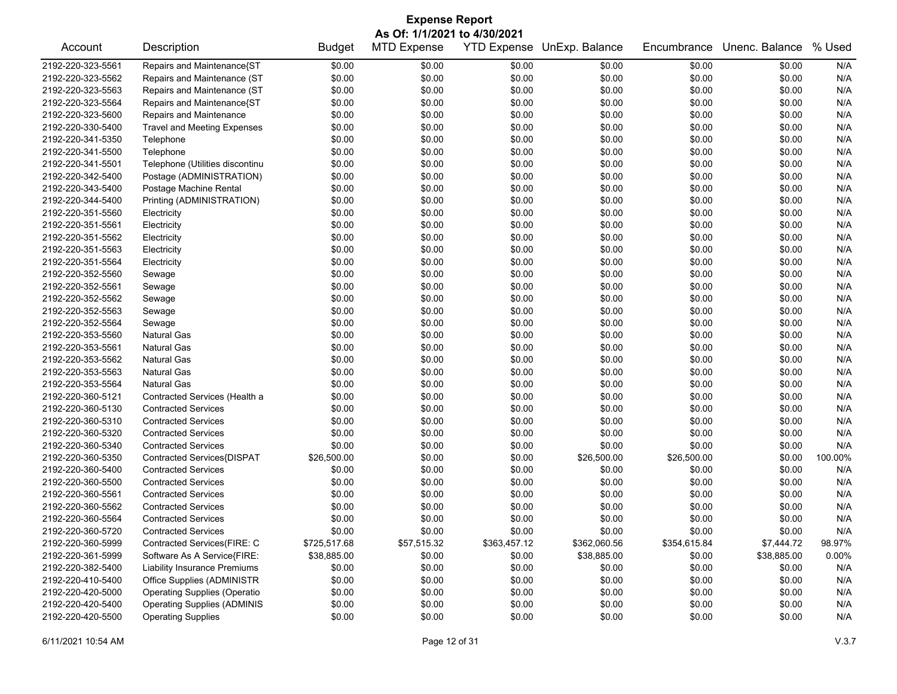# Expense Report

**As Of: 1/1/2021 to 4/30/2021**

| Account | Description | Budget | MTD Expense | YTD Expense | UnExp. Balance | Encumbrance | Unenc. Balance | % Used |
|---|---|---|---|---|---|---|---|---|
| 2192-220-323-5561 | Repairs and Maintenance{ST | $0.00 | $0.00 | $0.00 | $0.00 | $0.00 | $0.00 | N/A |
| 2192-220-323-5562 | Repairs and Maintenance (ST | $0.00 | $0.00 | $0.00 | $0.00 | $0.00 | $0.00 | N/A |
| 2192-220-323-5563 | Repairs and Maintenance (ST | $0.00 | $0.00 | $0.00 | $0.00 | $0.00 | $0.00 | N/A |
| 2192-220-323-5564 | Repairs and Maintenance{ST | $0.00 | $0.00 | $0.00 | $0.00 | $0.00 | $0.00 | N/A |
| 2192-220-323-5600 | Repairs and Maintenance | $0.00 | $0.00 | $0.00 | $0.00 | $0.00 | $0.00 | N/A |
| 2192-220-330-5400 | Travel and Meeting Expenses | $0.00 | $0.00 | $0.00 | $0.00 | $0.00 | $0.00 | N/A |
| 2192-220-341-5350 | Telephone | $0.00 | $0.00 | $0.00 | $0.00 | $0.00 | $0.00 | N/A |
| 2192-220-341-5500 | Telephone | $0.00 | $0.00 | $0.00 | $0.00 | $0.00 | $0.00 | N/A |
| 2192-220-341-5501 | Telephone (Utilities discontinu | $0.00 | $0.00 | $0.00 | $0.00 | $0.00 | $0.00 | N/A |
| 2192-220-342-5400 | Postage (ADMINISTRATION) | $0.00 | $0.00 | $0.00 | $0.00 | $0.00 | $0.00 | N/A |
| 2192-220-343-5400 | Postage Machine Rental | $0.00 | $0.00 | $0.00 | $0.00 | $0.00 | $0.00 | N/A |
| 2192-220-344-5400 | Printing (ADMINISTRATION) | $0.00 | $0.00 | $0.00 | $0.00 | $0.00 | $0.00 | N/A |
| 2192-220-351-5560 | Electricity | $0.00 | $0.00 | $0.00 | $0.00 | $0.00 | $0.00 | N/A |
| 2192-220-351-5561 | Electricity | $0.00 | $0.00 | $0.00 | $0.00 | $0.00 | $0.00 | N/A |
| 2192-220-351-5562 | Electricity | $0.00 | $0.00 | $0.00 | $0.00 | $0.00 | $0.00 | N/A |
| 2192-220-351-5563 | Electricity | $0.00 | $0.00 | $0.00 | $0.00 | $0.00 | $0.00 | N/A |
| 2192-220-351-5564 | Electricity | $0.00 | $0.00 | $0.00 | $0.00 | $0.00 | $0.00 | N/A |
| 2192-220-352-5560 | Sewage | $0.00 | $0.00 | $0.00 | $0.00 | $0.00 | $0.00 | N/A |
| 2192-220-352-5561 | Sewage | $0.00 | $0.00 | $0.00 | $0.00 | $0.00 | $0.00 | N/A |
| 2192-220-352-5562 | Sewage | $0.00 | $0.00 | $0.00 | $0.00 | $0.00 | $0.00 | N/A |
| 2192-220-352-5563 | Sewage | $0.00 | $0.00 | $0.00 | $0.00 | $0.00 | $0.00 | N/A |
| 2192-220-352-5564 | Sewage | $0.00 | $0.00 | $0.00 | $0.00 | $0.00 | $0.00 | N/A |
| 2192-220-353-5560 | Natural Gas | $0.00 | $0.00 | $0.00 | $0.00 | $0.00 | $0.00 | N/A |
| 2192-220-353-5561 | Natural Gas | $0.00 | $0.00 | $0.00 | $0.00 | $0.00 | $0.00 | N/A |
| 2192-220-353-5562 | Natural Gas | $0.00 | $0.00 | $0.00 | $0.00 | $0.00 | $0.00 | N/A |
| 2192-220-353-5563 | Natural Gas | $0.00 | $0.00 | $0.00 | $0.00 | $0.00 | $0.00 | N/A |
| 2192-220-353-5564 | Natural Gas | $0.00 | $0.00 | $0.00 | $0.00 | $0.00 | $0.00 | N/A |
| 2192-220-360-5121 | Contracted Services (Health a | $0.00 | $0.00 | $0.00 | $0.00 | $0.00 | $0.00 | N/A |
| 2192-220-360-5130 | Contracted Services | $0.00 | $0.00 | $0.00 | $0.00 | $0.00 | $0.00 | N/A |
| 2192-220-360-5310 | Contracted Services | $0.00 | $0.00 | $0.00 | $0.00 | $0.00 | $0.00 | N/A |
| 2192-220-360-5320 | Contracted Services | $0.00 | $0.00 | $0.00 | $0.00 | $0.00 | $0.00 | N/A |
| 2192-220-360-5340 | Contracted Services | $0.00 | $0.00 | $0.00 | $0.00 | $0.00 | $0.00 | N/A |
| 2192-220-360-5350 | Contracted Services{DISPAT | $26,500.00 | $0.00 | $0.00 | $26,500.00 | $26,500.00 | $0.00 | 100.00% |
| 2192-220-360-5400 | Contracted Services | $0.00 | $0.00 | $0.00 | $0.00 | $0.00 | $0.00 | N/A |
| 2192-220-360-5500 | Contracted Services | $0.00 | $0.00 | $0.00 | $0.00 | $0.00 | $0.00 | N/A |
| 2192-220-360-5561 | Contracted Services | $0.00 | $0.00 | $0.00 | $0.00 | $0.00 | $0.00 | N/A |
| 2192-220-360-5562 | Contracted Services | $0.00 | $0.00 | $0.00 | $0.00 | $0.00 | $0.00 | N/A |
| 2192-220-360-5564 | Contracted Services | $0.00 | $0.00 | $0.00 | $0.00 | $0.00 | $0.00 | N/A |
| 2192-220-360-5720 | Contracted Services | $0.00 | $0.00 | $0.00 | $0.00 | $0.00 | $0.00 | N/A |
| 2192-220-360-5999 | Contracted Services(FIRE: C | $725,517.68 | $57,515.32 | $363,457.12 | $362,060.56 | $354,615.84 | $7,444.72 | 98.97% |
| 2192-220-361-5999 | Software As A Service{FIRE: | $38,885.00 | $0.00 | $0.00 | $38,885.00 | $0.00 | $38,885.00 | 0.00% |
| 2192-220-382-5400 | Liability Insurance Premiums | $0.00 | $0.00 | $0.00 | $0.00 | $0.00 | $0.00 | N/A |
| 2192-220-410-5400 | Office Supplies (ADMINISTR | $0.00 | $0.00 | $0.00 | $0.00 | $0.00 | $0.00 | N/A |
| 2192-220-420-5000 | Operating Supplies (Operatio | $0.00 | $0.00 | $0.00 | $0.00 | $0.00 | $0.00 | N/A |
| 2192-220-420-5400 | Operating Supplies (ADMINIS | $0.00 | $0.00 | $0.00 | $0.00 | $0.00 | $0.00 | N/A |
| 2192-220-420-5500 | Operating Supplies | $0.00 | $0.00 | $0.00 | $0.00 | $0.00 | $0.00 | N/A |

6/11/2021 10:54 AM V.3.7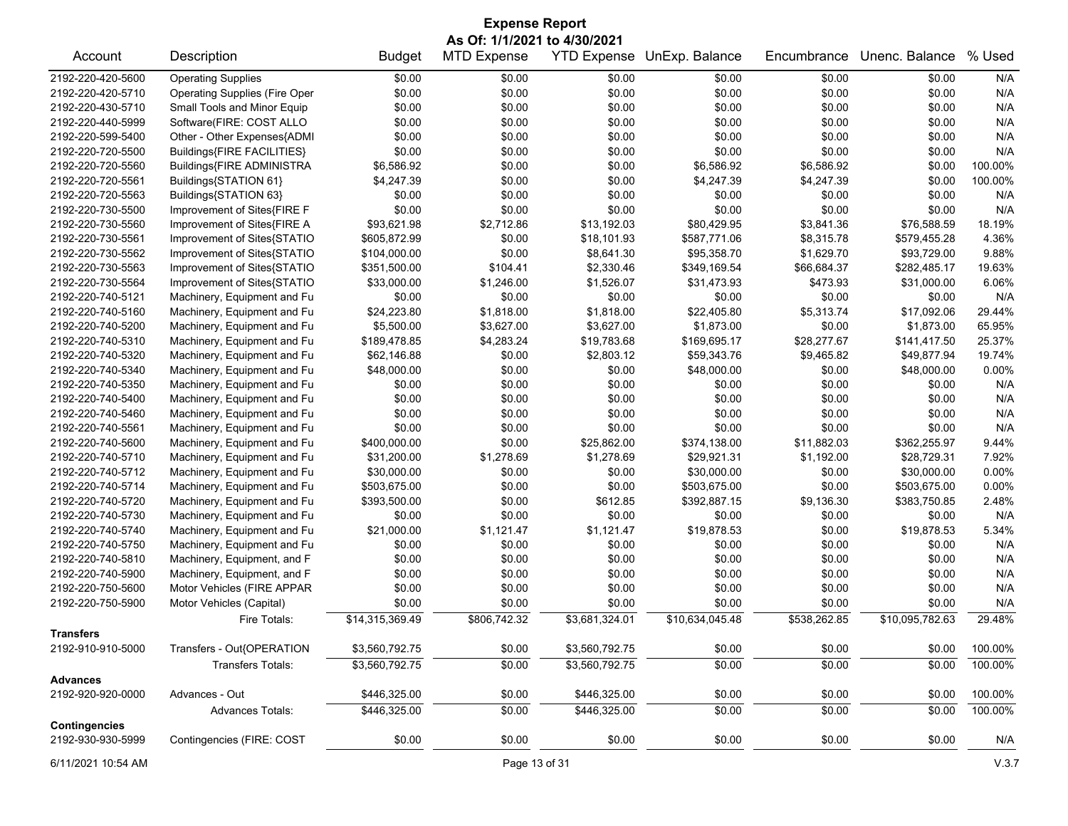# Expense Report

**As Of: 1/1/2021 to 4/30/2021**

| Account | Description | Budget | MTD Expense | YTD Expense | UnExp. Balance | Encumbrance | Unenc. Balance | % Used |
|---|---|---|---|---|---|---|---|---|
| 2192-220-420-5600 | Operating Supplies | $0.00 | $0.00 | $0.00 | $0.00 | $0.00 | $0.00 | N/A |
| 2192-220-420-5710 | Operating Supplies (Fire Oper | $0.00 | $0.00 | $0.00 | $0.00 | $0.00 | $0.00 | N/A |
| 2192-220-430-5710 | Small Tools and Minor Equip | $0.00 | $0.00 | $0.00 | $0.00 | $0.00 | $0.00 | N/A |
| 2192-220-440-5999 | Software(FIRE: COST ALLO | $0.00 | $0.00 | $0.00 | $0.00 | $0.00 | $0.00 | N/A |
| 2192-220-599-5400 | Other - Other Expenses{ADMI | $0.00 | $0.00 | $0.00 | $0.00 | $0.00 | $0.00 | N/A |
| 2192-220-720-5500 | Buildings{FIRE FACILITIES} | $0.00 | $0.00 | $0.00 | $0.00 | $0.00 | $0.00 | N/A |
| 2192-220-720-5560 | Buildings{FIRE ADMINISTRA | $6,586.92 | $0.00 | $0.00 | $6,586.92 | $6,586.92 | $0.00 | 100.00% |
| 2192-220-720-5561 | Buildings{STATION 61} | $4,247.39 | $0.00 | $0.00 | $4,247.39 | $4,247.39 | $0.00 | 100.00% |
| 2192-220-720-5563 | Buildings{STATION 63} | $0.00 | $0.00 | $0.00 | $0.00 | $0.00 | $0.00 | N/A |
| 2192-220-730-5500 | Improvement of Sites{FIRE F | $0.00 | $0.00 | $0.00 | $0.00 | $0.00 | $0.00 | N/A |
| 2192-220-730-5560 | Improvement of Sites{FIRE A | $93,621.98 | $2,712.86 | $13,192.03 | $80,429.95 | $3,841.36 | $76,588.59 | 18.19% |
| 2192-220-730-5561 | Improvement of Sites{STATIO | $605,872.99 | $0.00 | $18,101.93 | $587,771.06 | $8,315.78 | $579,455.28 | 4.36% |
| 2192-220-730-5562 | Improvement of Sites{STATIO | $104,000.00 | $0.00 | $8,641.30 | $95,358.70 | $1,629.70 | $93,729.00 | 9.88% |
| 2192-220-730-5563 | Improvement of Sites{STATIO | $351,500.00 | $104.41 | $2,330.46 | $349,169.54 | $66,684.37 | $282,485.17 | 19.63% |
| 2192-220-730-5564 | Improvement of Sites{STATIO | $33,000.00 | $1,246.00 | $1,526.07 | $31,473.93 | $473.93 | $31,000.00 | 6.06% |
| 2192-220-740-5121 | Machinery, Equipment and Fu | $0.00 | $0.00 | $0.00 | $0.00 | $0.00 | $0.00 | N/A |
| 2192-220-740-5160 | Machinery, Equipment and Fu | $24,223.80 | $1,818.00 | $1,818.00 | $22,405.80 | $5,313.74 | $17,092.06 | 29.44% |
| 2192-220-740-5200 | Machinery, Equipment and Fu | $5,500.00 | $3,627.00 | $3,627.00 | $1,873.00 | $0.00 | $1,873.00 | 65.95% |
| 2192-220-740-5310 | Machinery, Equipment and Fu | $189,478.85 | $4,283.24 | $19,783.68 | $169,695.17 | $28,277.67 | $141,417.50 | 25.37% |
| 2192-220-740-5320 | Machinery, Equipment and Fu | $62,146.88 | $0.00 | $2,803.12 | $59,343.76 | $9,465.82 | $49,877.94 | 19.74% |
| 2192-220-740-5340 | Machinery, Equipment and Fu | $48,000.00 | $0.00 | $0.00 | $48,000.00 | $0.00 | $48,000.00 | 0.00% |
| 2192-220-740-5350 | Machinery, Equipment and Fu | $0.00 | $0.00 | $0.00 | $0.00 | $0.00 | $0.00 | N/A |
| 2192-220-740-5400 | Machinery, Equipment and Fu | $0.00 | $0.00 | $0.00 | $0.00 | $0.00 | $0.00 | N/A |
| 2192-220-740-5460 | Machinery, Equipment and Fu | $0.00 | $0.00 | $0.00 | $0.00 | $0.00 | $0.00 | N/A |
| 2192-220-740-5561 | Machinery, Equipment and Fu | $0.00 | $0.00 | $0.00 | $0.00 | $0.00 | $0.00 | N/A |
| 2192-220-740-5600 | Machinery, Equipment and Fu | $400,000.00 | $0.00 | $25,862.00 | $374,138.00 | $11,882.03 | $362,255.97 | 9.44% |
| 2192-220-740-5710 | Machinery, Equipment and Fu | $31,200.00 | $1,278.69 | $1,278.69 | $29,921.31 | $1,192.00 | $28,729.31 | 7.92% |
| 2192-220-740-5712 | Machinery, Equipment and Fu | $30,000.00 | $0.00 | $0.00 | $30,000.00 | $0.00 | $30,000.00 | 0.00% |
| 2192-220-740-5714 | Machinery, Equipment and Fu | $503,675.00 | $0.00 | $0.00 | $503,675.00 | $0.00 | $503,675.00 | 0.00% |
| 2192-220-740-5720 | Machinery, Equipment and Fu | $393,500.00 | $0.00 | $612.85 | $392,887.15 | $9,136.30 | $383,750.85 | 2.48% |
| 2192-220-740-5730 | Machinery, Equipment and Fu | $0.00 | $0.00 | $0.00 | $0.00 | $0.00 | $0.00 | N/A |
| 2192-220-740-5740 | Machinery, Equipment and Fu | $21,000.00 | $1,121.47 | $1,121.47 | $19,878.53 | $0.00 | $19,878.53 | 5.34% |
| 2192-220-740-5750 | Machinery, Equipment and Fu | $0.00 | $0.00 | $0.00 | $0.00 | $0.00 | $0.00 | N/A |
| 2192-220-740-5810 | Machinery, Equipment, and F | $0.00 | $0.00 | $0.00 | $0.00 | $0.00 | $0.00 | N/A |
| 2192-220-740-5900 | Machinery, Equipment, and F | $0.00 | $0.00 | $0.00 | $0.00 | $0.00 | $0.00 | N/A |
| 2192-220-750-5600 | Motor Vehicles (FIRE APPAR | $0.00 | $0.00 | $0.00 | $0.00 | $0.00 | $0.00 | N/A |
| 2192-220-750-5900 | Motor Vehicles (Capital) | $0.00 | $0.00 | $0.00 | $0.00 | $0.00 | $0.00 | N/A |
| | Fire Totals: | $14,315,369.49 | $806,742.32 | $3,681,324.01 | $10,634,045.48 | $538,262.85 | $10,095,782.63 | 29.48% |
| **Transfers** | | | | | | | | |
| 2192-910-910-5000 | Transfers - Out{OPERATION | $3,560,792.75 | $0.00 | $3,560,792.75 | $0.00 | $0.00 | $0.00 | 100.00% |
| | Transfers Totals: | $3,560,792.75 | $0.00 | $3,560,792.75 | $0.00 | $0.00 | $0.00 | 100.00% |
| **Advances** | | | | | | | | |
| 2192-920-920-0000 | Advances - Out | $446,325.00 | $0.00 | $446,325.00 | $0.00 | $0.00 | $0.00 | 100.00% |
| | Advances Totals: | $446,325.00 | $0.00 | $446,325.00 | $0.00 | $0.00 | $0.00 | 100.00% |
| **Contingencies** | | | | | | | | |
| 2192-930-930-5999 | Contingencies (FIRE: COST | $0.00 | $0.00 | $0.00 | $0.00 | $0.00 | $0.00 | N/A |

6/11/2021 10:54 AM V.3.7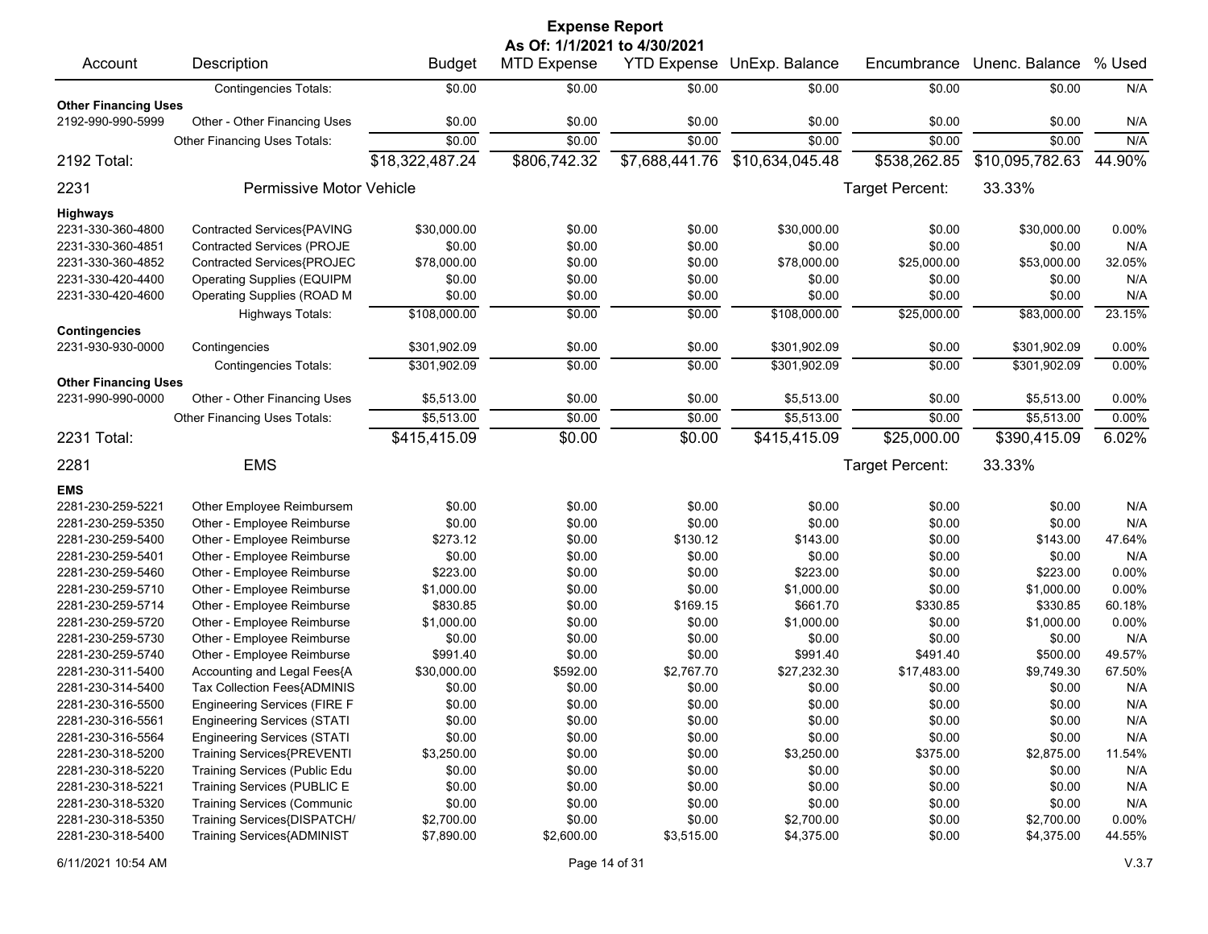# Expense Report

**As Of: 1/1/2021 to 4/30/2021**

| Account | Description | Budget | MTD Expense | YTD Expense | UnExp. Balance | Encumbrance | Unenc. Balance | % Used |
|---|---|---|---|---|---|---|---|---|
| | Contingencies Totals: | $0.00 | $0.00 | $0.00 | $0.00 | $0.00 | $0.00 | N/A |
| **Other Financing Uses** | | | | | | | | |
| 2192-990-990-5999 | Other - Other Financing Uses | $0.00 | $0.00 | $0.00 | $0.00 | $0.00 | $0.00 | N/A |
| | Other Financing Uses Totals: | $0.00 | $0.00 | $0.00 | $0.00 | $0.00 | $0.00 | N/A |
| 2192 Total: | | $18,322,487.24 | $806,742.32 | $7,688,441.76 | $10,634,045.48 | $538,262.85 | $10,095,782.63 | 44.90% |
| 2231 | Permissive Motor Vehicle | | | | | Target Percent: | 33.33% | |
| **Highways** | | | | | | | | |
| 2231-330-360-4800 | Contracted Services{PAVING | $30,000.00 | $0.00 | $0.00 | $30,000.00 | $0.00 | $30,000.00 | 0.00% |
| 2231-330-360-4851 | Contracted Services (PROJE | $0.00 | $0.00 | $0.00 | $0.00 | $0.00 | $0.00 | N/A |
| 2231-330-360-4852 | Contracted Services{PROJEC | $78,000.00 | $0.00 | $0.00 | $78,000.00 | $25,000.00 | $53,000.00 | 32.05% |
| 2231-330-420-4400 | Operating Supplies (EQUIPM | $0.00 | $0.00 | $0.00 | $0.00 | $0.00 | $0.00 | N/A |
| 2231-330-420-4600 | Operating Supplies (ROAD M | $0.00 | $0.00 | $0.00 | $0.00 | $0.00 | $0.00 | N/A |
| | Highways Totals: | $108,000.00 | $0.00 | $0.00 | $108,000.00 | $25,000.00 | $83,000.00 | 23.15% |
| **Contingencies** | | | | | | | | |
| 2231-930-930-0000 | Contingencies | $301,902.09 | $0.00 | $0.00 | $301,902.09 | $0.00 | $301,902.09 | 0.00% |
| | Contingencies Totals: | $301,902.09 | $0.00 | $0.00 | $301,902.09 | $0.00 | $301,902.09 | 0.00% |
| **Other Financing Uses** | | | | | | | | |
| 2231-990-990-0000 | Other - Other Financing Uses | $5,513.00 | $0.00 | $0.00 | $5,513.00 | $0.00 | $5,513.00 | 0.00% |
| | Other Financing Uses Totals: | $5,513.00 | $0.00 | $0.00 | $5,513.00 | $0.00 | $5,513.00 | 0.00% |
| 2231 Total: | | $415,415.09 | $0.00 | $0.00 | $415,415.09 | $25,000.00 | $390,415.09 | 6.02% |
| 2281 | EMS | | | | | Target Percent: | 33.33% | |
| **EMS** | | | | | | | | |
| 2281-230-259-5221 | Other Employee Reimbursem | $0.00 | $0.00 | $0.00 | $0.00 | $0.00 | $0.00 | N/A |
| 2281-230-259-5350 | Other - Employee Reimburse | $0.00 | $0.00 | $0.00 | $0.00 | $0.00 | $0.00 | N/A |
| 2281-230-259-5400 | Other - Employee Reimburse | $273.12 | $0.00 | $130.12 | $143.00 | $0.00 | $143.00 | 47.64% |
| 2281-230-259-5401 | Other - Employee Reimburse | $0.00 | $0.00 | $0.00 | $0.00 | $0.00 | $0.00 | N/A |
| 2281-230-259-5460 | Other - Employee Reimburse | $223.00 | $0.00 | $0.00 | $223.00 | $0.00 | $223.00 | 0.00% |
| 2281-230-259-5710 | Other - Employee Reimburse | $1,000.00 | $0.00 | $0.00 | $1,000.00 | $0.00 | $1,000.00 | 0.00% |
| 2281-230-259-5714 | Other - Employee Reimburse | $830.85 | $0.00 | $169.15 | $661.70 | $330.85 | $330.85 | 60.18% |
| 2281-230-259-5720 | Other - Employee Reimburse | $1,000.00 | $0.00 | $0.00 | $1,000.00 | $0.00 | $1,000.00 | 0.00% |
| 2281-230-259-5730 | Other - Employee Reimburse | $0.00 | $0.00 | $0.00 | $0.00 | $0.00 | $0.00 | N/A |
| 2281-230-259-5740 | Other - Employee Reimburse | $991.40 | $0.00 | $0.00 | $991.40 | $491.40 | $500.00 | 49.57% |
| 2281-230-311-5400 | Accounting and Legal Fees{A | $30,000.00 | $592.00 | $2,767.70 | $27,232.30 | $17,483.00 | $9,749.30 | 67.50% |
| 2281-230-314-5400 | Tax Collection Fees{ADMINIS | $0.00 | $0.00 | $0.00 | $0.00 | $0.00 | $0.00 | N/A |
| 2281-230-316-5500 | Engineering Services (FIRE F | $0.00 | $0.00 | $0.00 | $0.00 | $0.00 | $0.00 | N/A |
| 2281-230-316-5561 | Engineering Services (STATI | $0.00 | $0.00 | $0.00 | $0.00 | $0.00 | $0.00 | N/A |
| 2281-230-316-5564 | Engineering Services (STATI | $0.00 | $0.00 | $0.00 | $0.00 | $0.00 | $0.00 | N/A |
| 2281-230-318-5200 | Training Services{PREVENTI | $3,250.00 | $0.00 | $0.00 | $3,250.00 | $375.00 | $2,875.00 | 11.54% |
| 2281-230-318-5220 | Training Services (Public Edu | $0.00 | $0.00 | $0.00 | $0.00 | $0.00 | $0.00 | N/A |
| 2281-230-318-5221 | Training Services (PUBLIC E | $0.00 | $0.00 | $0.00 | $0.00 | $0.00 | $0.00 | N/A |
| 2281-230-318-5320 | Training Services (Communic | $0.00 | $0.00 | $0.00 | $0.00 | $0.00 | $0.00 | N/A |
| 2281-230-318-5350 | Training Services{DISPATCH/ | $2,700.00 | $0.00 | $0.00 | $2,700.00 | $0.00 | $2,700.00 | 0.00% |
| 2281-230-318-5400 | Training Services{ADMINIST | $7,890.00 | $2,600.00 | $3,515.00 | $4,375.00 | $0.00 | $4,375.00 | 44.55% |

6/11/2021 10:54 AM V.3.7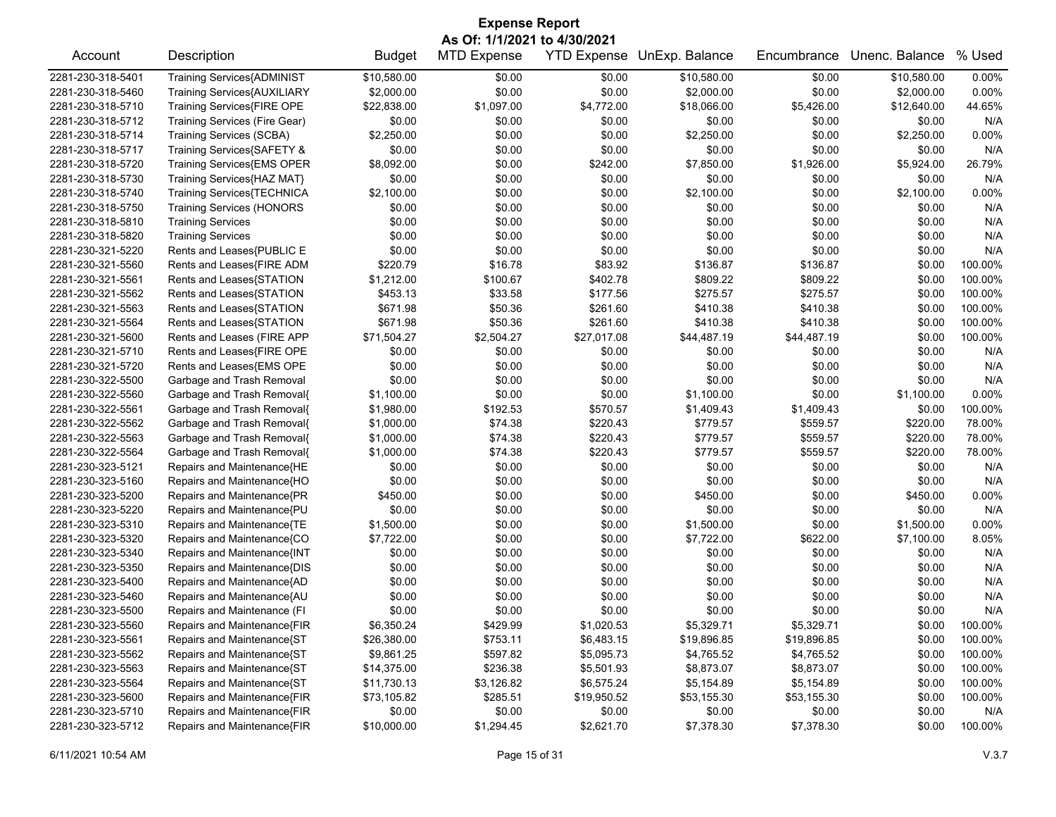# Expense Report

**As Of: 1/1/2021 to 4/30/2021**

| Account | Description | Budget | MTD Expense | YTD Expense | UnExp. Balance | Encumbrance | Unenc. Balance | % Used |
|---|---|---|---|---|---|---|---|---|
| 2281-230-318-5401 | Training Services{ADMINIST | $10,580.00 | $0.00 | $0.00 | $10,580.00 | $0.00 | $10,580.00 | 0.00% |
| 2281-230-318-5460 | Training Services{AUXILIARY | $2,000.00 | $0.00 | $0.00 | $2,000.00 | $0.00 | $2,000.00 | 0.00% |
| 2281-230-318-5710 | Training Services{FIRE OPE | $22,838.00 | $1,097.00 | $4,772.00 | $18,066.00 | $5,426.00 | $12,640.00 | 44.65% |
| 2281-230-318-5712 | Training Services (Fire Gear) | $0.00 | $0.00 | $0.00 | $0.00 | $0.00 | $0.00 | N/A |
| 2281-230-318-5714 | Training Services (SCBA) | $2,250.00 | $0.00 | $0.00 | $2,250.00 | $0.00 | $2,250.00 | 0.00% |
| 2281-230-318-5717 | Training Services{SAFETY & | $0.00 | $0.00 | $0.00 | $0.00 | $0.00 | $0.00 | N/A |
| 2281-230-318-5720 | Training Services{EMS OPER | $8,092.00 | $0.00 | $242.00 | $7,850.00 | $1,926.00 | $5,924.00 | 26.79% |
| 2281-230-318-5730 | Training Services{HAZ MAT} | $0.00 | $0.00 | $0.00 | $0.00 | $0.00 | $0.00 | N/A |
| 2281-230-318-5740 | Training Services{TECHNICA | $2,100.00 | $0.00 | $0.00 | $2,100.00 | $0.00 | $2,100.00 | 0.00% |
| 2281-230-318-5750 | Training Services (HONORS | $0.00 | $0.00 | $0.00 | $0.00 | $0.00 | $0.00 | N/A |
| 2281-230-318-5810 | Training Services | $0.00 | $0.00 | $0.00 | $0.00 | $0.00 | $0.00 | N/A |
| 2281-230-318-5820 | Training Services | $0.00 | $0.00 | $0.00 | $0.00 | $0.00 | $0.00 | N/A |
| 2281-230-321-5220 | Rents and Leases{PUBLIC E | $0.00 | $0.00 | $0.00 | $0.00 | $0.00 | $0.00 | N/A |
| 2281-230-321-5560 | Rents and Leases{FIRE ADM | $220.79 | $16.78 | $83.92 | $136.87 | $136.87 | $0.00 | 100.00% |
| 2281-230-321-5561 | Rents and Leases{STATION | $1,212.00 | $100.67 | $402.78 | $809.22 | $809.22 | $0.00 | 100.00% |
| 2281-230-321-5562 | Rents and Leases{STATION | $453.13 | $33.58 | $177.56 | $275.57 | $275.57 | $0.00 | 100.00% |
| 2281-230-321-5563 | Rents and Leases{STATION | $671.98 | $50.36 | $261.60 | $410.38 | $410.38 | $0.00 | 100.00% |
| 2281-230-321-5564 | Rents and Leases{STATION | $671.98 | $50.36 | $261.60 | $410.38 | $410.38 | $0.00 | 100.00% |
| 2281-230-321-5600 | Rents and Leases (FIRE APP | $71,504.27 | $2,504.27 | $27,017.08 | $44,487.19 | $44,487.19 | $0.00 | 100.00% |
| 2281-230-321-5710 | Rents and Leases{FIRE OPE | $0.00 | $0.00 | $0.00 | $0.00 | $0.00 | $0.00 | N/A |
| 2281-230-321-5720 | Rents and Leases{EMS OPE | $0.00 | $0.00 | $0.00 | $0.00 | $0.00 | $0.00 | N/A |
| 2281-230-322-5500 | Garbage and Trash Removal | $0.00 | $0.00 | $0.00 | $0.00 | $0.00 | $0.00 | N/A |
| 2281-230-322-5560 | Garbage and Trash Removal{ | $1,100.00 | $0.00 | $0.00 | $1,100.00 | $0.00 | $1,100.00 | 0.00% |
| 2281-230-322-5561 | Garbage and Trash Removal{ | $1,980.00 | $192.53 | $570.57 | $1,409.43 | $1,409.43 | $0.00 | 100.00% |
| 2281-230-322-5562 | Garbage and Trash Removal{ | $1,000.00 | $74.38 | $220.43 | $779.57 | $559.57 | $220.00 | 78.00% |
| 2281-230-322-5563 | Garbage and Trash Removal{ | $1,000.00 | $74.38 | $220.43 | $779.57 | $559.57 | $220.00 | 78.00% |
| 2281-230-322-5564 | Garbage and Trash Removal{ | $1,000.00 | $74.38 | $220.43 | $779.57 | $559.57 | $220.00 | 78.00% |
| 2281-230-323-5121 | Repairs and Maintenance{HE | $0.00 | $0.00 | $0.00 | $0.00 | $0.00 | $0.00 | N/A |
| 2281-230-323-5160 | Repairs and Maintenance{HO | $0.00 | $0.00 | $0.00 | $0.00 | $0.00 | $0.00 | N/A |
| 2281-230-323-5200 | Repairs and Maintenance{PR | $450.00 | $0.00 | $0.00 | $450.00 | $0.00 | $450.00 | 0.00% |
| 2281-230-323-5220 | Repairs and Maintenance{PU | $0.00 | $0.00 | $0.00 | $0.00 | $0.00 | $0.00 | N/A |
| 2281-230-323-5310 | Repairs and Maintenance{TE | $1,500.00 | $0.00 | $0.00 | $1,500.00 | $0.00 | $1,500.00 | 0.00% |
| 2281-230-323-5320 | Repairs and Maintenance{CO | $7,722.00 | $0.00 | $0.00 | $7,722.00 | $622.00 | $7,100.00 | 8.05% |
| 2281-230-323-5340 | Repairs and Maintenance{INT | $0.00 | $0.00 | $0.00 | $0.00 | $0.00 | $0.00 | N/A |
| 2281-230-323-5350 | Repairs and Maintenance{DIS | $0.00 | $0.00 | $0.00 | $0.00 | $0.00 | $0.00 | N/A |
| 2281-230-323-5400 | Repairs and Maintenance{AD | $0.00 | $0.00 | $0.00 | $0.00 | $0.00 | $0.00 | N/A |
| 2281-230-323-5460 | Repairs and Maintenance{AU | $0.00 | $0.00 | $0.00 | $0.00 | $0.00 | $0.00 | N/A |
| 2281-230-323-5500 | Repairs and Maintenance (FI | $0.00 | $0.00 | $0.00 | $0.00 | $0.00 | $0.00 | N/A |
| 2281-230-323-5560 | Repairs and Maintenance{FIR | $6,350.24 | $429.99 | $1,020.53 | $5,329.71 | $5,329.71 | $0.00 | 100.00% |
| 2281-230-323-5561 | Repairs and Maintenance{ST | $26,380.00 | $753.11 | $6,483.15 | $19,896.85 | $19,896.85 | $0.00 | 100.00% |
| 2281-230-323-5562 | Repairs and Maintenance{ST | $9,861.25 | $597.82 | $5,095.73 | $4,765.52 | $4,765.52 | $0.00 | 100.00% |
| 2281-230-323-5563 | Repairs and Maintenance{ST | $14,375.00 | $236.38 | $5,501.93 | $8,873.07 | $8,873.07 | $0.00 | 100.00% |
| 2281-230-323-5564 | Repairs and Maintenance{ST | $11,730.13 | $3,126.82 | $6,575.24 | $5,154.89 | $5,154.89 | $0.00 | 100.00% |
| 2281-230-323-5600 | Repairs and Maintenance{FIR | $73,105.82 | $285.51 | $19,950.52 | $53,155.30 | $53,155.30 | $0.00 | 100.00% |
| 2281-230-323-5710 | Repairs and Maintenance{FIR | $0.00 | $0.00 | $0.00 | $0.00 | $0.00 | $0.00 | N/A |
| 2281-230-323-5712 | Repairs and Maintenance{FIR | $10,000.00 | $1,294.45 | $2,621.70 | $7,378.30 | $7,378.30 | $0.00 | 100.00% |

6/11/2021 10:54 AM

V.3.7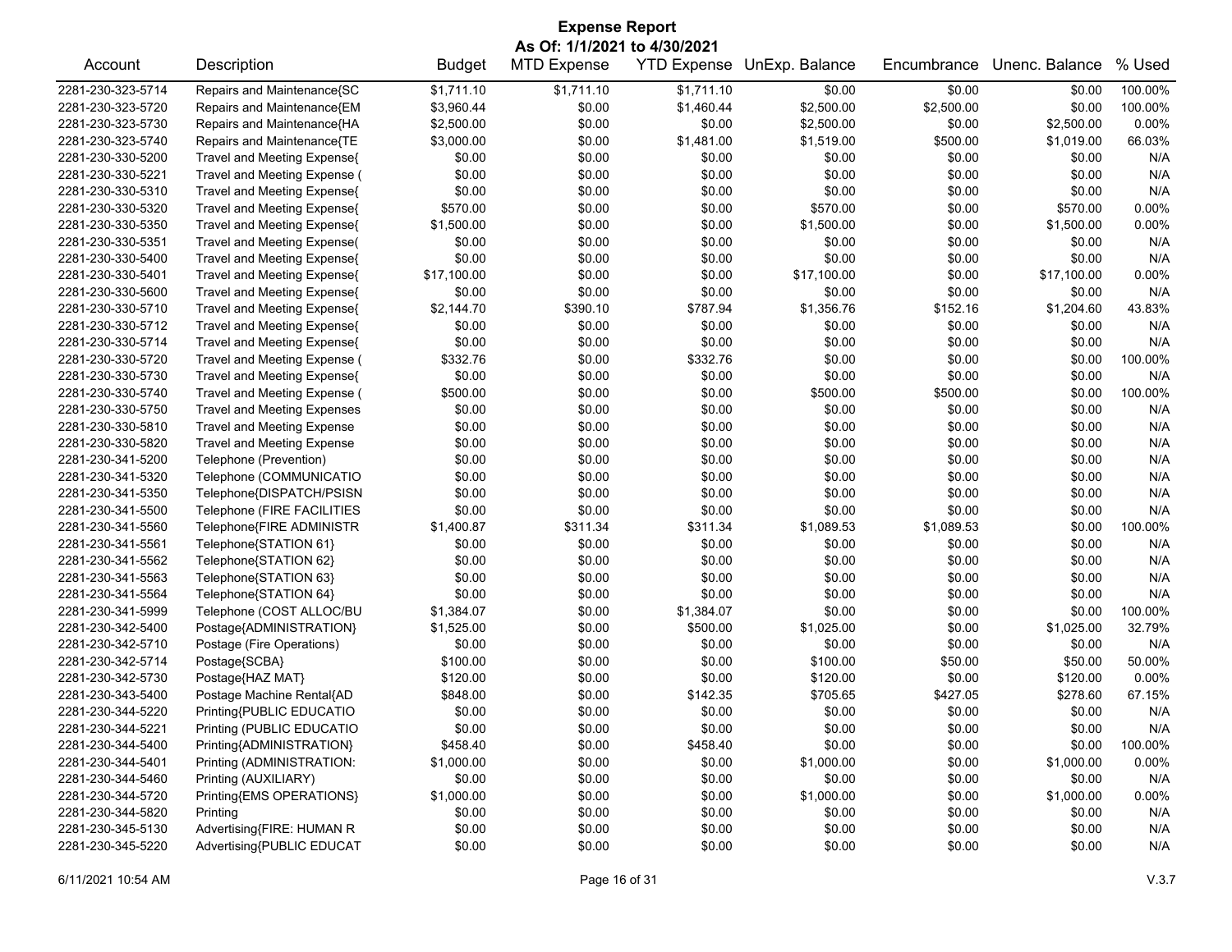# Expense Report

**As Of: 1/1/2021 to 4/30/2021**

| Account | Description | Budget | MTD Expense | YTD Expense | UnExp. Balance | Encumbrance | Unenc. Balance | % Used |
|---|---|---|---|---|---|---|---|---|
| 2281-230-323-5714 | Repairs and Maintenance{SC | $1,711.10 | $1,711.10 | $1,711.10 | $0.00 | $0.00 | $0.00 | 100.00% |
| 2281-230-323-5720 | Repairs and Maintenance{EM | $3,960.44 | $0.00 | $1,460.44 | $2,500.00 | $2,500.00 | $0.00 | 100.00% |
| 2281-230-323-5730 | Repairs and Maintenance{HA | $2,500.00 | $0.00 | $0.00 | $2,500.00 | $0.00 | $2,500.00 | 0.00% |
| 2281-230-323-5740 | Repairs and Maintenance{TE | $3,000.00 | $0.00 | $1,481.00 | $1,519.00 | $500.00 | $1,019.00 | 66.03% |
| 2281-230-330-5200 | Travel and Meeting Expense{ | $0.00 | $0.00 | $0.00 | $0.00 | $0.00 | $0.00 | N/A |
| 2281-230-330-5221 | Travel and Meeting Expense ( | $0.00 | $0.00 | $0.00 | $0.00 | $0.00 | $0.00 | N/A |
| 2281-230-330-5310 | Travel and Meeting Expense{ | $0.00 | $0.00 | $0.00 | $0.00 | $0.00 | $0.00 | N/A |
| 2281-230-330-5320 | Travel and Meeting Expense{ | $570.00 | $0.00 | $0.00 | $570.00 | $0.00 | $570.00 | 0.00% |
| 2281-230-330-5350 | Travel and Meeting Expense{ | $1,500.00 | $0.00 | $0.00 | $1,500.00 | $0.00 | $1,500.00 | 0.00% |
| 2281-230-330-5351 | Travel and Meeting Expense( | $0.00 | $0.00 | $0.00 | $0.00 | $0.00 | $0.00 | N/A |
| 2281-230-330-5400 | Travel and Meeting Expense{ | $0.00 | $0.00 | $0.00 | $0.00 | $0.00 | $0.00 | N/A |
| 2281-230-330-5401 | Travel and Meeting Expense{ | $17,100.00 | $0.00 | $0.00 | $17,100.00 | $0.00 | $17,100.00 | 0.00% |
| 2281-230-330-5600 | Travel and Meeting Expense{ | $0.00 | $0.00 | $0.00 | $0.00 | $0.00 | $0.00 | N/A |
| 2281-230-330-5710 | Travel and Meeting Expense{ | $2,144.70 | $390.10 | $787.94 | $1,356.76 | $152.16 | $1,204.60 | 43.83% |
| 2281-230-330-5712 | Travel and Meeting Expense{ | $0.00 | $0.00 | $0.00 | $0.00 | $0.00 | $0.00 | N/A |
| 2281-230-330-5714 | Travel and Meeting Expense{ | $0.00 | $0.00 | $0.00 | $0.00 | $0.00 | $0.00 | N/A |
| 2281-230-330-5720 | Travel and Meeting Expense ( | $332.76 | $0.00 | $332.76 | $0.00 | $0.00 | $0.00 | 100.00% |
| 2281-230-330-5730 | Travel and Meeting Expense{ | $0.00 | $0.00 | $0.00 | $0.00 | $0.00 | $0.00 | N/A |
| 2281-230-330-5740 | Travel and Meeting Expense ( | $500.00 | $0.00 | $0.00 | $500.00 | $500.00 | $0.00 | 100.00% |
| 2281-230-330-5750 | Travel and Meeting Expenses | $0.00 | $0.00 | $0.00 | $0.00 | $0.00 | $0.00 | N/A |
| 2281-230-330-5810 | Travel and Meeting Expense | $0.00 | $0.00 | $0.00 | $0.00 | $0.00 | $0.00 | N/A |
| 2281-230-330-5820 | Travel and Meeting Expense | $0.00 | $0.00 | $0.00 | $0.00 | $0.00 | $0.00 | N/A |
| 2281-230-341-5200 | Telephone (Prevention) | $0.00 | $0.00 | $0.00 | $0.00 | $0.00 | $0.00 | N/A |
| 2281-230-341-5320 | Telephone (COMMUNICATIO | $0.00 | $0.00 | $0.00 | $0.00 | $0.00 | $0.00 | N/A |
| 2281-230-341-5350 | Telephone{DISPATCH/PSISN | $0.00 | $0.00 | $0.00 | $0.00 | $0.00 | $0.00 | N/A |
| 2281-230-341-5500 | Telephone (FIRE FACILITIES | $0.00 | $0.00 | $0.00 | $0.00 | $0.00 | $0.00 | N/A |
| 2281-230-341-5560 | Telephone{FIRE ADMINISTR | $1,400.87 | $311.34 | $311.34 | $1,089.53 | $1,089.53 | $0.00 | 100.00% |
| 2281-230-341-5561 | Telephone{STATION 61} | $0.00 | $0.00 | $0.00 | $0.00 | $0.00 | $0.00 | N/A |
| 2281-230-341-5562 | Telephone{STATION 62} | $0.00 | $0.00 | $0.00 | $0.00 | $0.00 | $0.00 | N/A |
| 2281-230-341-5563 | Telephone{STATION 63} | $0.00 | $0.00 | $0.00 | $0.00 | $0.00 | $0.00 | N/A |
| 2281-230-341-5564 | Telephone{STATION 64} | $0.00 | $0.00 | $0.00 | $0.00 | $0.00 | $0.00 | N/A |
| 2281-230-341-5999 | Telephone (COST ALLOC/BU | $1,384.07 | $0.00 | $1,384.07 | $0.00 | $0.00 | $0.00 | 100.00% |
| 2281-230-342-5400 | Postage{ADMINISTRATION} | $1,525.00 | $0.00 | $500.00 | $1,025.00 | $0.00 | $1,025.00 | 32.79% |
| 2281-230-342-5710 | Postage (Fire Operations) | $0.00 | $0.00 | $0.00 | $0.00 | $0.00 | $0.00 | N/A |
| 2281-230-342-5714 | Postage{SCBA} | $100.00 | $0.00 | $0.00 | $100.00 | $50.00 | $50.00 | 50.00% |
| 2281-230-342-5730 | Postage{HAZ MAT} | $120.00 | $0.00 | $0.00 | $120.00 | $0.00 | $120.00 | 0.00% |
| 2281-230-343-5400 | Postage Machine Rental{AD | $848.00 | $0.00 | $142.35 | $705.65 | $427.05 | $278.60 | 67.15% |
| 2281-230-344-5220 | Printing{PUBLIC EDUCATIO | $0.00 | $0.00 | $0.00 | $0.00 | $0.00 | $0.00 | N/A |
| 2281-230-344-5221 | Printing (PUBLIC EDUCATIO | $0.00 | $0.00 | $0.00 | $0.00 | $0.00 | $0.00 | N/A |
| 2281-230-344-5400 | Printing{ADMINISTRATION} | $458.40 | $0.00 | $458.40 | $0.00 | $0.00 | $0.00 | 100.00% |
| 2281-230-344-5401 | Printing (ADMINISTRATION: | $1,000.00 | $0.00 | $0.00 | $1,000.00 | $0.00 | $1,000.00 | 0.00% |
| 2281-230-344-5460 | Printing (AUXILIARY) | $0.00 | $0.00 | $0.00 | $0.00 | $0.00 | $0.00 | N/A |
| 2281-230-344-5720 | Printing{EMS OPERATIONS} | $1,000.00 | $0.00 | $0.00 | $1,000.00 | $0.00 | $1,000.00 | 0.00% |
| 2281-230-344-5820 | Printing | $0.00 | $0.00 | $0.00 | $0.00 | $0.00 | $0.00 | N/A |
| 2281-230-345-5130 | Advertising{FIRE: HUMAN R | $0.00 | $0.00 | $0.00 | $0.00 | $0.00 | $0.00 | N/A |
| 2281-230-345-5220 | Advertising{PUBLIC EDUCAT | $0.00 | $0.00 | $0.00 | $0.00 | $0.00 | $0.00 | N/A |

6/11/2021 10:54 AM V.3.7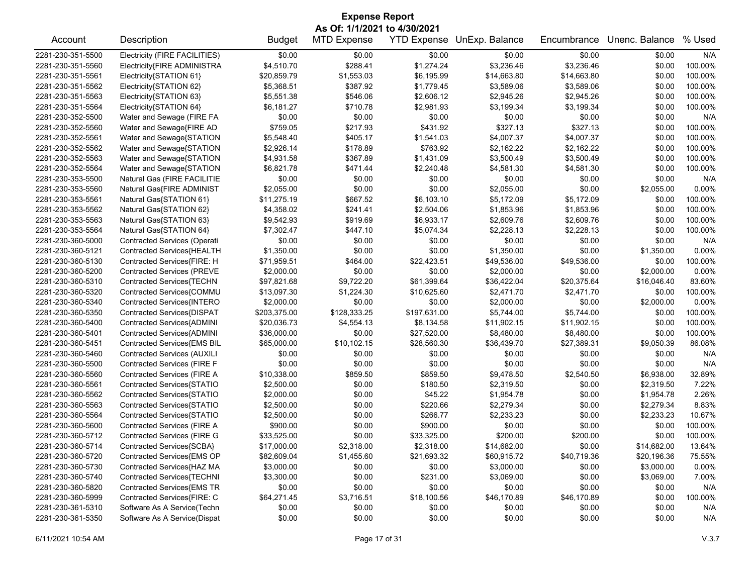# Expense Report

**As Of: 1/1/2021 to 4/30/2021**

| Account | Description | Budget | MTD Expense | YTD Expense | UnExp. Balance | Encumbrance | Unenc. Balance | % Used |
|---|---|---|---|---|---|---|---|---|
| 2281-230-351-5500 | Electricity (FIRE FACILITIES) | $0.00 | $0.00 | $0.00 | $0.00 | $0.00 | $0.00 | N/A |
| 2281-230-351-5560 | Electricity{FIRE ADMINISTRA | $4,510.70 | $288.41 | $1,274.24 | $3,236.46 | $3,236.46 | $0.00 | 100.00% |
| 2281-230-351-5561 | Electricity{STATION 61} | $20,859.79 | $1,553.03 | $6,195.99 | $14,663.80 | $14,663.80 | $0.00 | 100.00% |
| 2281-230-351-5562 | Electricity{STATION 62} | $5,368.51 | $387.92 | $1,779.45 | $3,589.06 | $3,589.06 | $0.00 | 100.00% |
| 2281-230-351-5563 | Electricity{STATION 63} | $5,551.38 | $546.06 | $2,606.12 | $2,945.26 | $2,945.26 | $0.00 | 100.00% |
| 2281-230-351-5564 | Electricity{STATION 64} | $6,181.27 | $710.78 | $2,981.93 | $3,199.34 | $3,199.34 | $0.00 | 100.00% |
| 2281-230-352-5500 | Water and Sewage (FIRE FA | $0.00 | $0.00 | $0.00 | $0.00 | $0.00 | $0.00 | N/A |
| 2281-230-352-5560 | Water and Sewage{FIRE AD | $759.05 | $217.93 | $431.92 | $327.13 | $327.13 | $0.00 | 100.00% |
| 2281-230-352-5561 | Water and Sewage{STATION | $5,548.40 | $405.17 | $1,541.03 | $4,007.37 | $4,007.37 | $0.00 | 100.00% |
| 2281-230-352-5562 | Water and Sewage{STATION | $2,926.14 | $178.89 | $763.92 | $2,162.22 | $2,162.22 | $0.00 | 100.00% |
| 2281-230-352-5563 | Water and Sewage{STATION | $4,931.58 | $367.89 | $1,431.09 | $3,500.49 | $3,500.49 | $0.00 | 100.00% |
| 2281-230-352-5564 | Water and Sewage{STATION | $6,821.78 | $471.44 | $2,240.48 | $4,581.30 | $4,581.30 | $0.00 | 100.00% |
| 2281-230-353-5500 | Natural Gas (FIRE FACILITIE | $0.00 | $0.00 | $0.00 | $0.00 | $0.00 | $0.00 | N/A |
| 2281-230-353-5560 | Natural Gas{FIRE ADMINIST | $2,055.00 | $0.00 | $0.00 | $2,055.00 | $0.00 | $2,055.00 | 0.00% |
| 2281-230-353-5561 | Natural Gas{STATION 61} | $11,275.19 | $667.52 | $6,103.10 | $5,172.09 | $5,172.09 | $0.00 | 100.00% |
| 2281-230-353-5562 | Natural Gas{STATION 62} | $4,358.02 | $241.41 | $2,504.06 | $1,853.96 | $1,853.96 | $0.00 | 100.00% |
| 2281-230-353-5563 | Natural Gas{STATION 63} | $9,542.93 | $919.69 | $6,933.17 | $2,609.76 | $2,609.76 | $0.00 | 100.00% |
| 2281-230-353-5564 | Natural Gas{STATION 64} | $7,302.47 | $447.10 | $5,074.34 | $2,228.13 | $2,228.13 | $0.00 | 100.00% |
| 2281-230-360-5000 | Contracted Services (Operati | $0.00 | $0.00 | $0.00 | $0.00 | $0.00 | $0.00 | N/A |
| 2281-230-360-5121 | Contracted Services{HEALTH | $1,350.00 | $0.00 | $0.00 | $1,350.00 | $0.00 | $1,350.00 | 0.00% |
| 2281-230-360-5130 | Contracted Services{FIRE: H | $71,959.51 | $464.00 | $22,423.51 | $49,536.00 | $49,536.00 | $0.00 | 100.00% |
| 2281-230-360-5200 | Contracted Services (PREVE | $2,000.00 | $0.00 | $0.00 | $2,000.00 | $0.00 | $2,000.00 | 0.00% |
| 2281-230-360-5310 | Contracted Services{TECHN | $97,821.68 | $9,722.20 | $61,399.64 | $36,422.04 | $20,375.64 | $16,046.40 | 83.60% |
| 2281-230-360-5320 | Contracted Services{COMMU | $13,097.30 | $1,224.30 | $10,625.60 | $2,471.70 | $2,471.70 | $0.00 | 100.00% |
| 2281-230-360-5340 | Contracted Services{INTERO | $2,000.00 | $0.00 | $0.00 | $2,000.00 | $0.00 | $2,000.00 | 0.00% |
| 2281-230-360-5350 | Contracted Services{DISPAT | $203,375.00 | $128,333.25 | $197,631.00 | $5,744.00 | $5,744.00 | $0.00 | 100.00% |
| 2281-230-360-5400 | Contracted Services{ADMINI | $20,036.73 | $4,554.13 | $8,134.58 | $11,902.15 | $11,902.15 | $0.00 | 100.00% |
| 2281-230-360-5401 | Contracted Services{ADMINI | $36,000.00 | $0.00 | $27,520.00 | $8,480.00 | $8,480.00 | $0.00 | 100.00% |
| 2281-230-360-5451 | Contracted Services{EMS BIL | $65,000.00 | $10,102.15 | $28,560.30 | $36,439.70 | $27,389.31 | $9,050.39 | 86.08% |
| 2281-230-360-5460 | Contracted Services (AUXILI | $0.00 | $0.00 | $0.00 | $0.00 | $0.00 | $0.00 | N/A |
| 2281-230-360-5500 | Contracted Services (FIRE F | $0.00 | $0.00 | $0.00 | $0.00 | $0.00 | $0.00 | N/A |
| 2281-230-360-5560 | Contracted Services (FIRE A | $10,338.00 | $859.50 | $859.50 | $9,478.50 | $2,540.50 | $6,938.00 | 32.89% |
| 2281-230-360-5561 | Contracted Services{STATIO | $2,500.00 | $0.00 | $180.50 | $2,319.50 | $0.00 | $2,319.50 | 7.22% |
| 2281-230-360-5562 | Contracted Services{STATIO | $2,000.00 | $0.00 | $45.22 | $1,954.78 | $0.00 | $1,954.78 | 2.26% |
| 2281-230-360-5563 | Contracted Services{STATIO | $2,500.00 | $0.00 | $220.66 | $2,279.34 | $0.00 | $2,279.34 | 8.83% |
| 2281-230-360-5564 | Contracted Services{STATIO | $2,500.00 | $0.00 | $266.77 | $2,233.23 | $0.00 | $2,233.23 | 10.67% |
| 2281-230-360-5600 | Contracted Services (FIRE A | $900.00 | $0.00 | $900.00 | $0.00 | $0.00 | $0.00 | 100.00% |
| 2281-230-360-5712 | Contracted Services (FIRE G | $33,525.00 | $0.00 | $33,325.00 | $200.00 | $200.00 | $0.00 | 100.00% |
| 2281-230-360-5714 | Contracted Services{SCBA} | $17,000.00 | $2,318.00 | $2,318.00 | $14,682.00 | $0.00 | $14,682.00 | 13.64% |
| 2281-230-360-5720 | Contracted Services{EMS OP | $82,609.04 | $1,455.60 | $21,693.32 | $60,915.72 | $40,719.36 | $20,196.36 | 75.55% |
| 2281-230-360-5730 | Contracted Services{HAZ MA | $3,000.00 | $0.00 | $0.00 | $3,000.00 | $0.00 | $3,000.00 | 0.00% |
| 2281-230-360-5740 | Contracted Services{TECHNI | $3,300.00 | $0.00 | $231.00 | $3,069.00 | $0.00 | $3,069.00 | 7.00% |
| 2281-230-360-5820 | Contracted Services{EMS TR | $0.00 | $0.00 | $0.00 | $0.00 | $0.00 | $0.00 | N/A |
| 2281-230-360-5999 | Contracted Services{FIRE: C | $64,271.45 | $3,716.51 | $18,100.56 | $46,170.89 | $46,170.89 | $0.00 | 100.00% |
| 2281-230-361-5310 | Software As A Service(Techn | $0.00 | $0.00 | $0.00 | $0.00 | $0.00 | $0.00 | N/A |
| 2281-230-361-5350 | Software As A Service(Dispat | $0.00 | $0.00 | $0.00 | $0.00 | $0.00 | $0.00 | N/A |

6/11/2021 10:54 AM V.3.7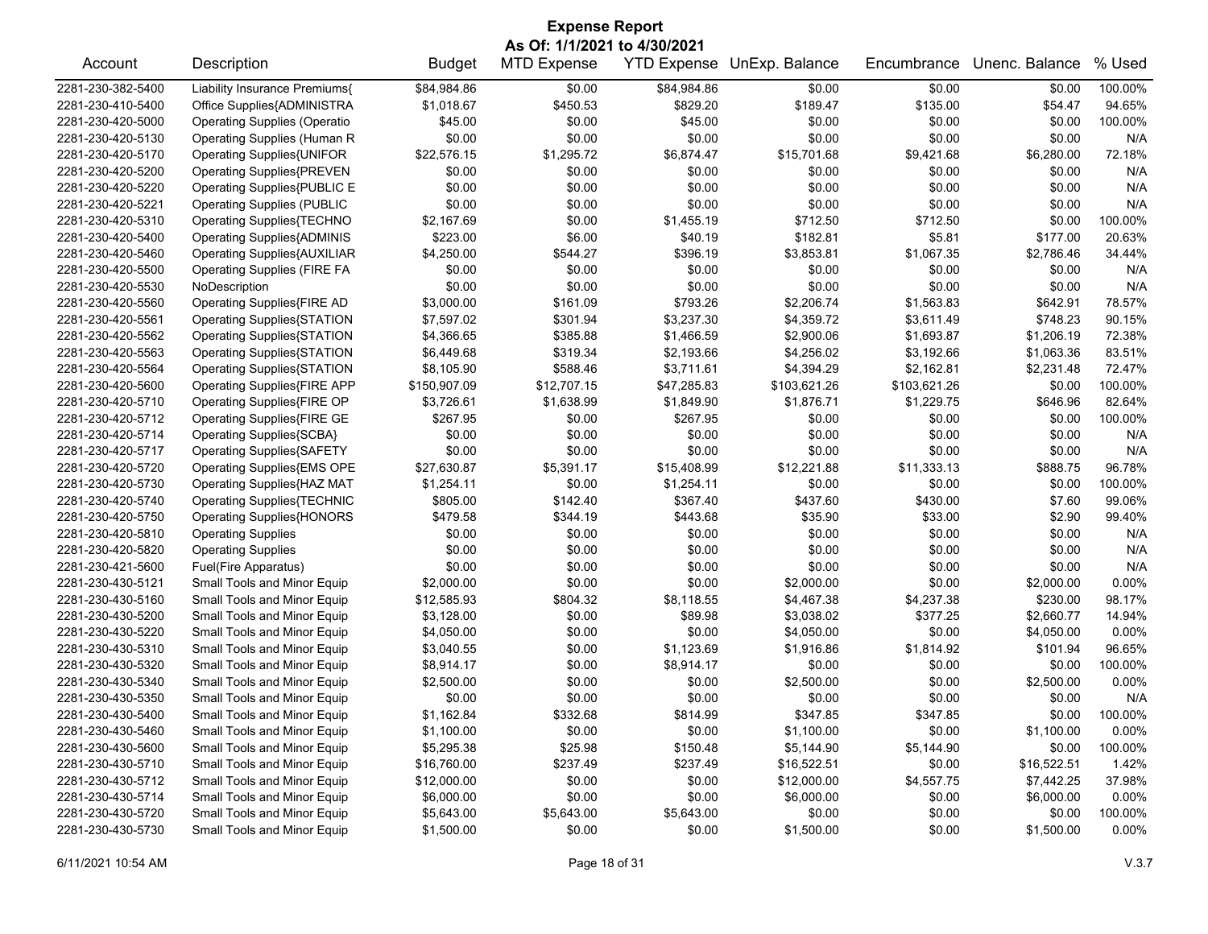# Expense Report

**As Of: 1/1/2021 to 4/30/2021**

| Account | Description | Budget | MTD Expense | YTD Expense | UnExp. Balance | Encumbrance | Unenc. Balance | % Used |
|---|---|---|---|---|---|---|---|---|
| 2281-230-382-5400 | Liability Insurance Premiums{ | $84,984.86 | $0.00 | $84,984.86 | $0.00 | $0.00 | $0.00 | 100.00% |
| 2281-230-410-5400 | Office Supplies{ADMINISTRA | $1,018.67 | $450.53 | $829.20 | $189.47 | $135.00 | $54.47 | 94.65% |
| 2281-230-420-5000 | Operating Supplies (Operatio | $45.00 | $0.00 | $45.00 | $0.00 | $0.00 | $0.00 | 100.00% |
| 2281-230-420-5130 | Operating Supplies (Human R | $0.00 | $0.00 | $0.00 | $0.00 | $0.00 | $0.00 | N/A |
| 2281-230-420-5170 | Operating Supplies{UNIFOR | $22,576.15 | $1,295.72 | $6,874.47 | $15,701.68 | $9,421.68 | $6,280.00 | 72.18% |
| 2281-230-420-5200 | Operating Supplies{PREVEN | $0.00 | $0.00 | $0.00 | $0.00 | $0.00 | $0.00 | N/A |
| 2281-230-420-5220 | Operating Supplies{PUBLIC E | $0.00 | $0.00 | $0.00 | $0.00 | $0.00 | $0.00 | N/A |
| 2281-230-420-5221 | Operating Supplies (PUBLIC | $0.00 | $0.00 | $0.00 | $0.00 | $0.00 | $0.00 | N/A |
| 2281-230-420-5310 | Operating Supplies{TECHNO | $2,167.69 | $0.00 | $1,455.19 | $712.50 | $712.50 | $0.00 | 100.00% |
| 2281-230-420-5400 | Operating Supplies{ADMINIS | $223.00 | $6.00 | $40.19 | $182.81 | $5.81 | $177.00 | 20.63% |
| 2281-230-420-5460 | Operating Supplies{AUXILIAR | $4,250.00 | $544.27 | $396.19 | $3,853.81 | $1,067.35 | $2,786.46 | 34.44% |
| 2281-230-420-5500 | Operating Supplies (FIRE FA | $0.00 | $0.00 | $0.00 | $0.00 | $0.00 | $0.00 | N/A |
| 2281-230-420-5530 | NoDescription | $0.00 | $0.00 | $0.00 | $0.00 | $0.00 | $0.00 | N/A |
| 2281-230-420-5560 | Operating Supplies{FIRE AD | $3,000.00 | $161.09 | $793.26 | $2,206.74 | $1,563.83 | $642.91 | 78.57% |
| 2281-230-420-5561 | Operating Supplies{STATION | $7,597.02 | $301.94 | $3,237.30 | $4,359.72 | $3,611.49 | $748.23 | 90.15% |
| 2281-230-420-5562 | Operating Supplies{STATION | $4,366.65 | $385.88 | $1,466.59 | $2,900.06 | $1,693.87 | $1,206.19 | 72.38% |
| 2281-230-420-5563 | Operating Supplies{STATION | $6,449.68 | $319.34 | $2,193.66 | $4,256.02 | $3,192.66 | $1,063.36 | 83.51% |
| 2281-230-420-5564 | Operating Supplies{STATION | $8,105.90 | $588.46 | $3,711.61 | $4,394.29 | $2,162.81 | $2,231.48 | 72.47% |
| 2281-230-420-5600 | Operating Supplies{FIRE APP | $150,907.09 | $12,707.15 | $47,285.83 | $103,621.26 | $103,621.26 | $0.00 | 100.00% |
| 2281-230-420-5710 | Operating Supplies{FIRE OP | $3,726.61 | $1,638.99 | $1,849.90 | $1,876.71 | $1,229.75 | $646.96 | 82.64% |
| 2281-230-420-5712 | Operating Supplies{FIRE GE | $267.95 | $0.00 | $267.95 | $0.00 | $0.00 | $0.00 | 100.00% |
| 2281-230-420-5714 | Operating Supplies{SCBA} | $0.00 | $0.00 | $0.00 | $0.00 | $0.00 | $0.00 | N/A |
| 2281-230-420-5717 | Operating Supplies{SAFETY | $0.00 | $0.00 | $0.00 | $0.00 | $0.00 | $0.00 | N/A |
| 2281-230-420-5720 | Operating Supplies{EMS OPE | $27,630.87 | $5,391.17 | $15,408.99 | $12,221.88 | $11,333.13 | $888.75 | 96.78% |
| 2281-230-420-5730 | Operating Supplies{HAZ MAT | $1,254.11 | $0.00 | $1,254.11 | $0.00 | $0.00 | $0.00 | 100.00% |
| 2281-230-420-5740 | Operating Supplies{TECHNIC | $805.00 | $142.40 | $367.40 | $437.60 | $430.00 | $7.60 | 99.06% |
| 2281-230-420-5750 | Operating Supplies{HONORS | $479.58 | $344.19 | $443.68 | $35.90 | $33.00 | $2.90 | 99.40% |
| 2281-230-420-5810 | Operating Supplies | $0.00 | $0.00 | $0.00 | $0.00 | $0.00 | $0.00 | N/A |
| 2281-230-420-5820 | Operating Supplies | $0.00 | $0.00 | $0.00 | $0.00 | $0.00 | $0.00 | N/A |
| 2281-230-421-5600 | Fuel(Fire Apparatus) | $0.00 | $0.00 | $0.00 | $0.00 | $0.00 | $0.00 | N/A |
| 2281-230-430-5121 | Small Tools and Minor Equip | $2,000.00 | $0.00 | $0.00 | $2,000.00 | $0.00 | $2,000.00 | 0.00% |
| 2281-230-430-5160 | Small Tools and Minor Equip | $12,585.93 | $804.32 | $8,118.55 | $4,467.38 | $4,237.38 | $230.00 | 98.17% |
| 2281-230-430-5200 | Small Tools and Minor Equip | $3,128.00 | $0.00 | $89.98 | $3,038.02 | $377.25 | $2,660.77 | 14.94% |
| 2281-230-430-5220 | Small Tools and Minor Equip | $4,050.00 | $0.00 | $0.00 | $4,050.00 | $0.00 | $4,050.00 | 0.00% |
| 2281-230-430-5310 | Small Tools and Minor Equip | $3,040.55 | $0.00 | $1,123.69 | $1,916.86 | $1,814.92 | $101.94 | 96.65% |
| 2281-230-430-5320 | Small Tools and Minor Equip | $8,914.17 | $0.00 | $8,914.17 | $0.00 | $0.00 | $0.00 | 100.00% |
| 2281-230-430-5340 | Small Tools and Minor Equip | $2,500.00 | $0.00 | $0.00 | $2,500.00 | $0.00 | $2,500.00 | 0.00% |
| 2281-230-430-5350 | Small Tools and Minor Equip | $0.00 | $0.00 | $0.00 | $0.00 | $0.00 | $0.00 | N/A |
| 2281-230-430-5400 | Small Tools and Minor Equip | $1,162.84 | $332.68 | $814.99 | $347.85 | $347.85 | $0.00 | 100.00% |
| 2281-230-430-5460 | Small Tools and Minor Equip | $1,100.00 | $0.00 | $0.00 | $1,100.00 | $0.00 | $1,100.00 | 0.00% |
| 2281-230-430-5600 | Small Tools and Minor Equip | $5,295.38 | $25.98 | $150.48 | $5,144.90 | $5,144.90 | $0.00 | 100.00% |
| 2281-230-430-5710 | Small Tools and Minor Equip | $16,760.00 | $237.49 | $237.49 | $16,522.51 | $0.00 | $16,522.51 | 1.42% |
| 2281-230-430-5712 | Small Tools and Minor Equip | $12,000.00 | $0.00 | $0.00 | $12,000.00 | $4,557.75 | $7,442.25 | 37.98% |
| 2281-230-430-5714 | Small Tools and Minor Equip | $6,000.00 | $0.00 | $0.00 | $6,000.00 | $0.00 | $6,000.00 | 0.00% |
| 2281-230-430-5720 | Small Tools and Minor Equip | $5,643.00 | $5,643.00 | $5,643.00 | $0.00 | $0.00 | $0.00 | 100.00% |
| 2281-230-430-5730 | Small Tools and Minor Equip | $1,500.00 | $0.00 | $0.00 | $1,500.00 | $0.00 | $1,500.00 | 0.00% |

6/11/2021 10:54 AM V.3.7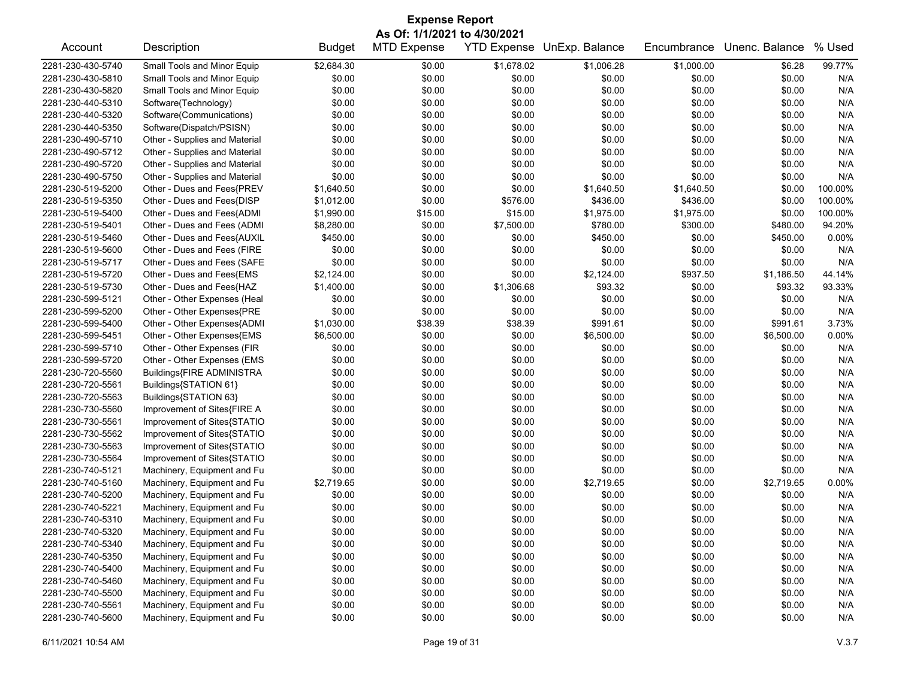# Expense Report

**As Of: 1/1/2021 to 4/30/2021**

| Account | Description | Budget | MTD Expense | YTD Expense | UnExp. Balance | Encumbrance | Unenc. Balance | % Used |
|---|---|---|---|---|---|---|---|---|
| 2281-230-430-5740 | Small Tools and Minor Equip | $2,684.30 | $0.00 | $1,678.02 | $1,006.28 | $1,000.00 | $6.28 | 99.77% |
| 2281-230-430-5810 | Small Tools and Minor Equip | $0.00 | $0.00 | $0.00 | $0.00 | $0.00 | $0.00 | N/A |
| 2281-230-430-5820 | Small Tools and Minor Equip | $0.00 | $0.00 | $0.00 | $0.00 | $0.00 | $0.00 | N/A |
| 2281-230-440-5310 | Software(Technology) | $0.00 | $0.00 | $0.00 | $0.00 | $0.00 | $0.00 | N/A |
| 2281-230-440-5320 | Software(Communications) | $0.00 | $0.00 | $0.00 | $0.00 | $0.00 | $0.00 | N/A |
| 2281-230-440-5350 | Software(Dispatch/PSISN) | $0.00 | $0.00 | $0.00 | $0.00 | $0.00 | $0.00 | N/A |
| 2281-230-490-5710 | Other - Supplies and Material | $0.00 | $0.00 | $0.00 | $0.00 | $0.00 | $0.00 | N/A |
| 2281-230-490-5712 | Other - Supplies and Material | $0.00 | $0.00 | $0.00 | $0.00 | $0.00 | $0.00 | N/A |
| 2281-230-490-5720 | Other - Supplies and Material | $0.00 | $0.00 | $0.00 | $0.00 | $0.00 | $0.00 | N/A |
| 2281-230-490-5750 | Other - Supplies and Material | $0.00 | $0.00 | $0.00 | $0.00 | $0.00 | $0.00 | N/A |
| 2281-230-519-5200 | Other - Dues and Fees{PREV | $1,640.50 | $0.00 | $0.00 | $1,640.50 | $1,640.50 | $0.00 | 100.00% |
| 2281-230-519-5350 | Other - Dues and Fees{DISP | $1,012.00 | $0.00 | $576.00 | $436.00 | $436.00 | $0.00 | 100.00% |
| 2281-230-519-5400 | Other - Dues and Fees{ADMI | $1,990.00 | $15.00 | $15.00 | $1,975.00 | $1,975.00 | $0.00 | 100.00% |
| 2281-230-519-5401 | Other - Dues and Fees (ADMI | $8,280.00 | $0.00 | $7,500.00 | $780.00 | $300.00 | $480.00 | 94.20% |
| 2281-230-519-5460 | Other - Dues and Fees{AUXIL | $450.00 | $0.00 | $0.00 | $450.00 | $0.00 | $450.00 | 0.00% |
| 2281-230-519-5600 | Other - Dues and Fees (FIRE | $0.00 | $0.00 | $0.00 | $0.00 | $0.00 | $0.00 | N/A |
| 2281-230-519-5717 | Other - Dues and Fees (SAFE | $0.00 | $0.00 | $0.00 | $0.00 | $0.00 | $0.00 | N/A |
| 2281-230-519-5720 | Other - Dues and Fees{EMS | $2,124.00 | $0.00 | $0.00 | $2,124.00 | $937.50 | $1,186.50 | 44.14% |
| 2281-230-519-5730 | Other - Dues and Fees{HAZ | $1,400.00 | $0.00 | $1,306.68 | $93.32 | $0.00 | $93.32 | 93.33% |
| 2281-230-599-5121 | Other - Other Expenses (Heal | $0.00 | $0.00 | $0.00 | $0.00 | $0.00 | $0.00 | N/A |
| 2281-230-599-5200 | Other - Other Expenses{PRE | $0.00 | $0.00 | $0.00 | $0.00 | $0.00 | $0.00 | N/A |
| 2281-230-599-5400 | Other - Other Expenses{ADMI | $1,030.00 | $38.39 | $38.39 | $991.61 | $0.00 | $991.61 | 3.73% |
| 2281-230-599-5451 | Other - Other Expenses{EMS | $6,500.00 | $0.00 | $0.00 | $6,500.00 | $0.00 | $6,500.00 | 0.00% |
| 2281-230-599-5710 | Other - Other Expenses (FIR | $0.00 | $0.00 | $0.00 | $0.00 | $0.00 | $0.00 | N/A |
| 2281-230-599-5720 | Other - Other Expenses (EMS | $0.00 | $0.00 | $0.00 | $0.00 | $0.00 | $0.00 | N/A |
| 2281-230-720-5560 | Buildings{FIRE ADMINISTRA | $0.00 | $0.00 | $0.00 | $0.00 | $0.00 | $0.00 | N/A |
| 2281-230-720-5561 | Buildings{STATION 61} | $0.00 | $0.00 | $0.00 | $0.00 | $0.00 | $0.00 | N/A |
| 2281-230-720-5563 | Buildings{STATION 63} | $0.00 | $0.00 | $0.00 | $0.00 | $0.00 | $0.00 | N/A |
| 2281-230-730-5560 | Improvement of Sites{FIRE A | $0.00 | $0.00 | $0.00 | $0.00 | $0.00 | $0.00 | N/A |
| 2281-230-730-5561 | Improvement of Sites{STATIO | $0.00 | $0.00 | $0.00 | $0.00 | $0.00 | $0.00 | N/A |
| 2281-230-730-5562 | Improvement of Sites{STATIO | $0.00 | $0.00 | $0.00 | $0.00 | $0.00 | $0.00 | N/A |
| 2281-230-730-5563 | Improvement of Sites{STATIO | $0.00 | $0.00 | $0.00 | $0.00 | $0.00 | $0.00 | N/A |
| 2281-230-730-5564 | Improvement of Sites{STATIO | $0.00 | $0.00 | $0.00 | $0.00 | $0.00 | $0.00 | N/A |
| 2281-230-740-5121 | Machinery, Equipment and Fu | $0.00 | $0.00 | $0.00 | $0.00 | $0.00 | $0.00 | N/A |
| 2281-230-740-5160 | Machinery, Equipment and Fu | $2,719.65 | $0.00 | $0.00 | $2,719.65 | $0.00 | $2,719.65 | 0.00% |
| 2281-230-740-5200 | Machinery, Equipment and Fu | $0.00 | $0.00 | $0.00 | $0.00 | $0.00 | $0.00 | N/A |
| 2281-230-740-5221 | Machinery, Equipment and Fu | $0.00 | $0.00 | $0.00 | $0.00 | $0.00 | $0.00 | N/A |
| 2281-230-740-5310 | Machinery, Equipment and Fu | $0.00 | $0.00 | $0.00 | $0.00 | $0.00 | $0.00 | N/A |
| 2281-230-740-5320 | Machinery, Equipment and Fu | $0.00 | $0.00 | $0.00 | $0.00 | $0.00 | $0.00 | N/A |
| 2281-230-740-5340 | Machinery, Equipment and Fu | $0.00 | $0.00 | $0.00 | $0.00 | $0.00 | $0.00 | N/A |
| 2281-230-740-5350 | Machinery, Equipment and Fu | $0.00 | $0.00 | $0.00 | $0.00 | $0.00 | $0.00 | N/A |
| 2281-230-740-5400 | Machinery, Equipment and Fu | $0.00 | $0.00 | $0.00 | $0.00 | $0.00 | $0.00 | N/A |
| 2281-230-740-5460 | Machinery, Equipment and Fu | $0.00 | $0.00 | $0.00 | $0.00 | $0.00 | $0.00 | N/A |
| 2281-230-740-5500 | Machinery, Equipment and Fu | $0.00 | $0.00 | $0.00 | $0.00 | $0.00 | $0.00 | N/A |
| 2281-230-740-5561 | Machinery, Equipment and Fu | $0.00 | $0.00 | $0.00 | $0.00 | $0.00 | $0.00 | N/A |
| 2281-230-740-5600 | Machinery, Equipment and Fu | $0.00 | $0.00 | $0.00 | $0.00 | $0.00 | $0.00 | N/A |

6/11/2021 10:54 AM V.3.7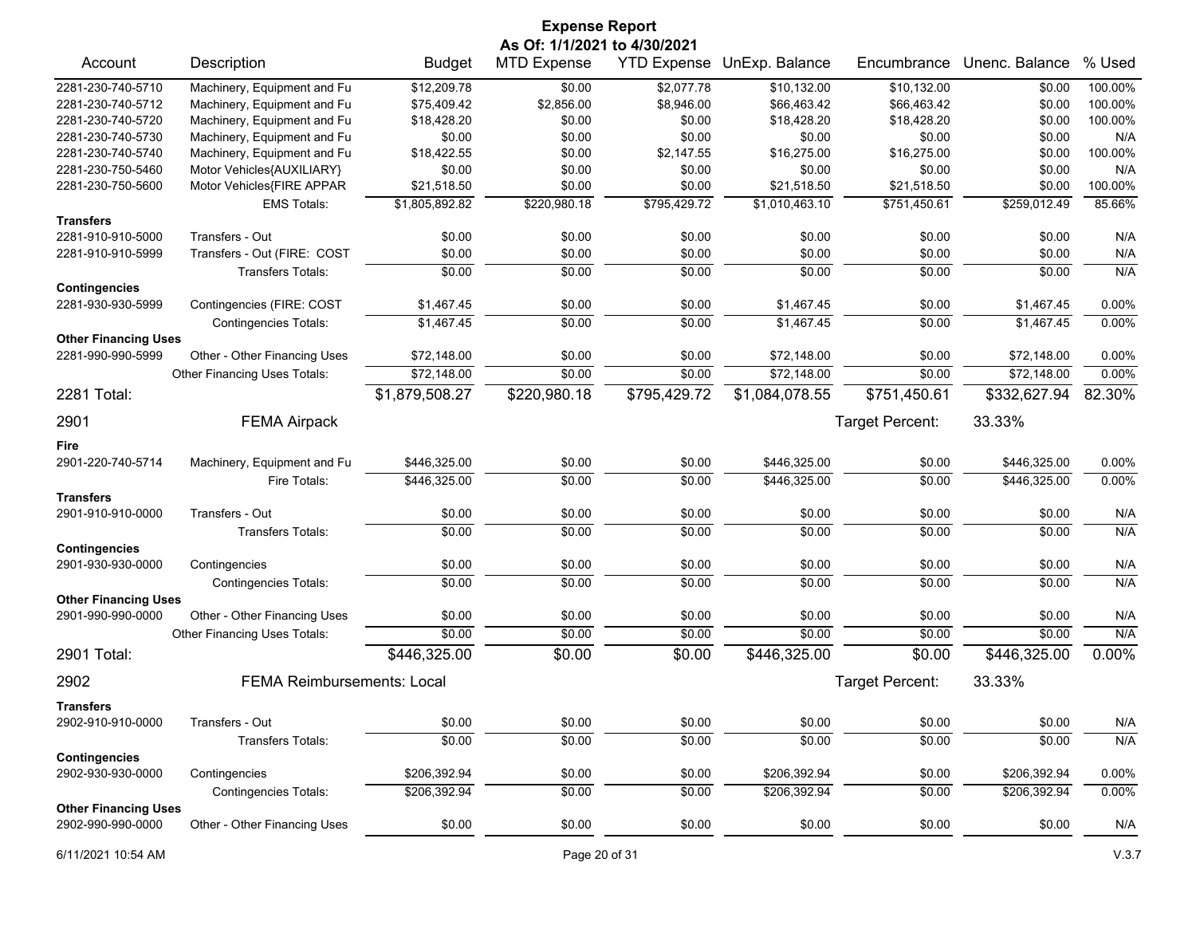# Expense Report

**As Of: 1/1/2021 to 4/30/2021**

| Account | Description | Budget | MTD Expense | YTD Expense | UnExp. Balance | Encumbrance | Unenc. Balance | % Used |
|---|---|---|---|---|---|---|---|---|
| 2281-230-740-5710 | Machinery, Equipment and Fu | $12,209.78 | $0.00 | $2,077.78 | $10,132.00 | $10,132.00 | $0.00 | 100.00% |
| 2281-230-740-5712 | Machinery, Equipment and Fu | $75,409.42 | $2,856.00 | $8,946.00 | $66,463.42 | $66,463.42 | $0.00 | 100.00% |
| 2281-230-740-5720 | Machinery, Equipment and Fu | $18,428.20 | $0.00 | $0.00 | $18,428.20 | $18,428.20 | $0.00 | 100.00% |
| 2281-230-740-5730 | Machinery, Equipment and Fu | $0.00 | $0.00 | $0.00 | $0.00 | $0.00 | $0.00 | N/A |
| 2281-230-740-5740 | Machinery, Equipment and Fu | $18,422.55 | $0.00 | $2,147.55 | $16,275.00 | $16,275.00 | $0.00 | 100.00% |
| 2281-230-750-5460 | Motor Vehicles{AUXILIARY} | $0.00 | $0.00 | $0.00 | $0.00 | $0.00 | $0.00 | N/A |
| 2281-230-750-5600 | Motor Vehicles{FIRE APPAR | $21,518.50 | $0.00 | $0.00 | $21,518.50 | $21,518.50 | $0.00 | 100.00% |
| | EMS Totals: | $1,805,892.82 | $220,980.18 | $795,429.72 | $1,010,463.10 | $751,450.61 | $259,012.49 | 85.66% |
| **Transfers** | | | | | | | | |
| 2281-910-910-5000 | Transfers - Out | $0.00 | $0.00 | $0.00 | $0.00 | $0.00 | $0.00 | N/A |
| 2281-910-910-5999 | Transfers - Out (FIRE: COST | $0.00 | $0.00 | $0.00 | $0.00 | $0.00 | $0.00 | N/A |
| | Transfers Totals: | $0.00 | $0.00 | $0.00 | $0.00 | $0.00 | $0.00 | N/A |
| **Contingencies** | | | | | | | | |
| 2281-930-930-5999 | Contingencies (FIRE: COST | $1,467.45 | $0.00 | $0.00 | $1,467.45 | $0.00 | $1,467.45 | 0.00% |
| | Contingencies Totals: | $1,467.45 | $0.00 | $0.00 | $1,467.45 | $0.00 | $1,467.45 | 0.00% |
| **Other Financing Uses** | | | | | | | | |
| 2281-990-990-5999 | Other - Other Financing Uses | $72,148.00 | $0.00 | $0.00 | $72,148.00 | $0.00 | $72,148.00 | 0.00% |
| | Other Financing Uses Totals: | $72,148.00 | $0.00 | $0.00 | $72,148.00 | $0.00 | $72,148.00 | 0.00% |
| **2281 Total:** | | **$1,879,508.27** | **$220,980.18** | **$795,429.72** | **$1,084,078.55** | **$751,450.61** | **$332,627.94** | **82.30%** |

## 2901 FEMA Airpack

Target Percent: 33.33%

| Account | Description | Budget | MTD Expense | YTD Expense | UnExp. Balance | Encumbrance | Unenc. Balance | % Used |
|---|---|---|---|---|---|---|---|---|
| **Fire** | | | | | | | | |
| 2901-220-740-5714 | Machinery, Equipment and Fu | $446,325.00 | $0.00 | $0.00 | $446,325.00 | $0.00 | $446,325.00 | 0.00% |
| | Fire Totals: | $446,325.00 | $0.00 | $0.00 | $446,325.00 | $0.00 | $446,325.00 | 0.00% |
| **Transfers** | | | | | | | | |
| 2901-910-910-0000 | Transfers - Out | $0.00 | $0.00 | $0.00 | $0.00 | $0.00 | $0.00 | N/A |
| | Transfers Totals: | $0.00 | $0.00 | $0.00 | $0.00 | $0.00 | $0.00 | N/A |
| **Contingencies** | | | | | | | | |
| 2901-930-930-0000 | Contingencies | $0.00 | $0.00 | $0.00 | $0.00 | $0.00 | $0.00 | N/A |
| | Contingencies Totals: | $0.00 | $0.00 | $0.00 | $0.00 | $0.00 | $0.00 | N/A |
| **Other Financing Uses** | | | | | | | | |
| 2901-990-990-0000 | Other - Other Financing Uses | $0.00 | $0.00 | $0.00 | $0.00 | $0.00 | $0.00 | N/A |
| | Other Financing Uses Totals: | $0.00 | $0.00 | $0.00 | $0.00 | $0.00 | $0.00 | N/A |
| **2901 Total:** | | **$446,325.00** | **$0.00** | **$0.00** | **$446,325.00** | **$0.00** | **$446,325.00** | **0.00%** |

## 2902 FEMA Reimbursements: Local

Target Percent: 33.33%

| Account | Description | Budget | MTD Expense | YTD Expense | UnExp. Balance | Encumbrance | Unenc. Balance | % Used |
|---|---|---|---|---|---|---|---|---|
| **Transfers** | | | | | | | | |
| 2902-910-910-0000 | Transfers - Out | $0.00 | $0.00 | $0.00 | $0.00 | $0.00 | $0.00 | N/A |
| | Transfers Totals: | $0.00 | $0.00 | $0.00 | $0.00 | $0.00 | $0.00 | N/A |
| **Contingencies** | | | | | | | | |
| 2902-930-930-0000 | Contingencies | $206,392.94 | $0.00 | $0.00 | $206,392.94 | $0.00 | $206,392.94 | 0.00% |
| | Contingencies Totals: | $206,392.94 | $0.00 | $0.00 | $206,392.94 | $0.00 | $206,392.94 | 0.00% |
| **Other Financing Uses** | | | | | | | | |
| 2902-990-990-0000 | Other - Other Financing Uses | $0.00 | $0.00 | $0.00 | $0.00 | $0.00 | $0.00 | N/A |

6/11/2021 10:54 AM V.3.7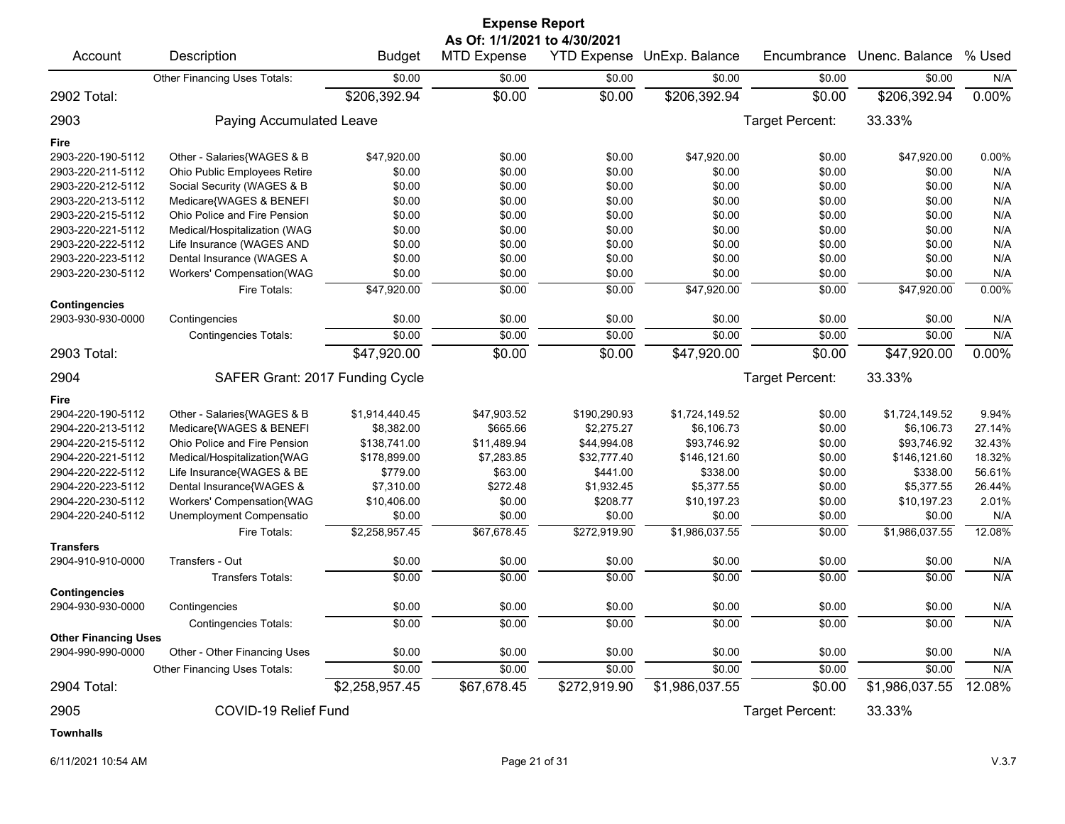# Expense Report

**As Of: 1/1/2021 to 4/30/2021**

| Account | Description | Budget | MTD Expense | YTD Expense | UnExp. Balance | Encumbrance | Unenc. Balance | % Used |
|---|---|---|---|---|---|---|---|---|
| | Other Financing Uses Totals: | $0.00 | $0.00 | $0.00 | $0.00 | $0.00 | $0.00 | N/A |
| **2902 Total:** | | $206,392.94 | $0.00 | $0.00 | $206,392.94 | $0.00 | $206,392.94 | 0.00% |
| **2903** | **Paying Accumulated Leave** | | | | | Target Percent: | 33.33% | |
| **Fire** | | | | | | | | |
| 2903-220-190-5112 | Other - Salaries{WAGES & B | $47,920.00 | $0.00 | $0.00 | $47,920.00 | $0.00 | $47,920.00 | 0.00% |
| 2903-220-211-5112 | Ohio Public Employees Retire | $0.00 | $0.00 | $0.00 | $0.00 | $0.00 | $0.00 | N/A |
| 2903-220-212-5112 | Social Security (WAGES & B | $0.00 | $0.00 | $0.00 | $0.00 | $0.00 | $0.00 | N/A |
| 2903-220-213-5112 | Medicare{WAGES & BENEFI | $0.00 | $0.00 | $0.00 | $0.00 | $0.00 | $0.00 | N/A |
| 2903-220-215-5112 | Ohio Police and Fire Pension | $0.00 | $0.00 | $0.00 | $0.00 | $0.00 | $0.00 | N/A |
| 2903-220-221-5112 | Medical/Hospitalization (WAG | $0.00 | $0.00 | $0.00 | $0.00 | $0.00 | $0.00 | N/A |
| 2903-220-222-5112 | Life Insurance (WAGES AND | $0.00 | $0.00 | $0.00 | $0.00 | $0.00 | $0.00 | N/A |
| 2903-220-223-5112 | Dental Insurance (WAGES A | $0.00 | $0.00 | $0.00 | $0.00 | $0.00 | $0.00 | N/A |
| 2903-220-230-5112 | Workers' Compensation(WAG | $0.00 | $0.00 | $0.00 | $0.00 | $0.00 | $0.00 | N/A |
| | Fire Totals: | $47,920.00 | $0.00 | $0.00 | $47,920.00 | $0.00 | $47,920.00 | 0.00% |
| **Contingencies** | | | | | | | | |
| 2903-930-930-0000 | Contingencies | $0.00 | $0.00 | $0.00 | $0.00 | $0.00 | $0.00 | N/A |
| | Contingencies Totals: | $0.00 | $0.00 | $0.00 | $0.00 | $0.00 | $0.00 | N/A |
| **2903 Total:** | | $47,920.00 | $0.00 | $0.00 | $47,920.00 | $0.00 | $47,920.00 | 0.00% |
| **2904** | **SAFER Grant: 2017 Funding Cycle** | | | | | Target Percent: | 33.33% | |
| **Fire** | | | | | | | | |
| 2904-220-190-5112 | Other - Salaries{WAGES & B | $1,914,440.45 | $47,903.52 | $190,290.93 | $1,724,149.52 | $0.00 | $1,724,149.52 | 9.94% |
| 2904-220-213-5112 | Medicare{WAGES & BENEFI | $8,382.00 | $665.66 | $2,275.27 | $6,106.73 | $0.00 | $6,106.73 | 27.14% |
| 2904-220-215-5112 | Ohio Police and Fire Pension | $138,741.00 | $11,489.94 | $44,994.08 | $93,746.92 | $0.00 | $93,746.92 | 32.43% |
| 2904-220-221-5112 | Medical/Hospitalization{WAG | $178,899.00 | $7,283.85 | $32,777.40 | $146,121.60 | $0.00 | $146,121.60 | 18.32% |
| 2904-220-222-5112 | Life Insurance{WAGES & BE | $779.00 | $63.00 | $441.00 | $338.00 | $0.00 | $338.00 | 56.61% |
| 2904-220-223-5112 | Dental Insurance{WAGES & | $7,310.00 | $272.48 | $1,932.45 | $5,377.55 | $0.00 | $5,377.55 | 26.44% |
| 2904-220-230-5112 | Workers' Compensation{WAG | $10,406.00 | $0.00 | $208.77 | $10,197.23 | $0.00 | $10,197.23 | 2.01% |
| 2904-220-240-5112 | Unemployment Compensatio | $0.00 | $0.00 | $0.00 | $0.00 | $0.00 | $0.00 | N/A |
| | Fire Totals: | $2,258,957.45 | $67,678.45 | $272,919.90 | $1,986,037.55 | $0.00 | $1,986,037.55 | 12.08% |
| **Transfers** | | | | | | | | |
| 2904-910-910-0000 | Transfers - Out | $0.00 | $0.00 | $0.00 | $0.00 | $0.00 | $0.00 | N/A |
| | Transfers Totals: | $0.00 | $0.00 | $0.00 | $0.00 | $0.00 | $0.00 | N/A |
| **Contingencies** | | | | | | | | |
| 2904-930-930-0000 | Contingencies | $0.00 | $0.00 | $0.00 | $0.00 | $0.00 | $0.00 | N/A |
| | Contingencies Totals: | $0.00 | $0.00 | $0.00 | $0.00 | $0.00 | $0.00 | N/A |
| **Other Financing Uses** | | | | | | | | |
| 2904-990-990-0000 | Other - Other Financing Uses | $0.00 | $0.00 | $0.00 | $0.00 | $0.00 | $0.00 | N/A |
| | Other Financing Uses Totals: | $0.00 | $0.00 | $0.00 | $0.00 | $0.00 | $0.00 | N/A |
| **2904 Total:** | | $2,258,957.45 | $67,678.45 | $272,919.90 | $1,986,037.55 | $0.00 | $1,986,037.55 | 12.08% |
| **2905** | **COVID-19 Relief Fund** | | | | | Target Percent: | 33.33% | |
| **Townhalls** | | | | | | | | |

6/11/2021 10:54 AM V.3.7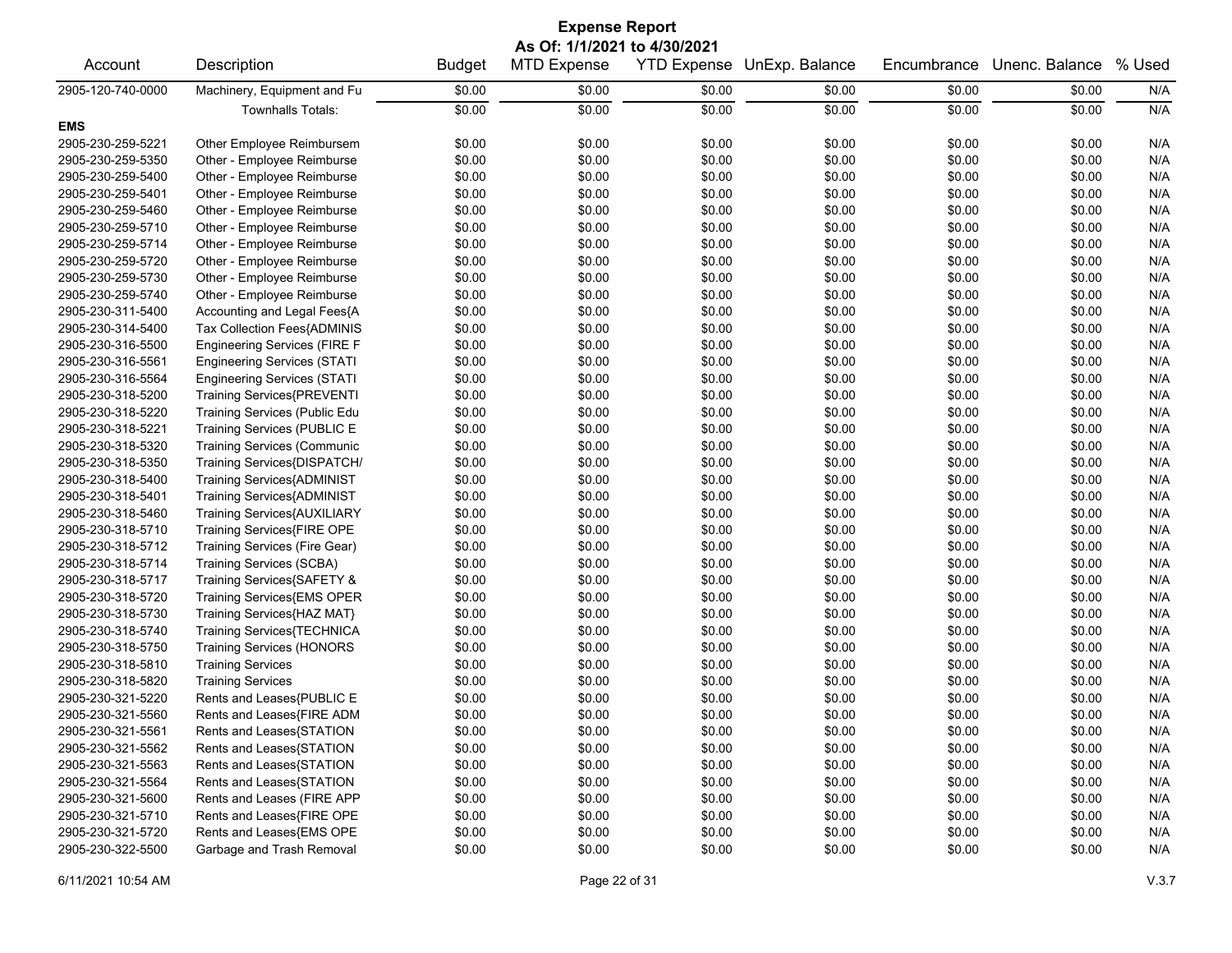# Expense Report

**As Of: 1/1/2021 to 4/30/2021**

| Account | Description | Budget | MTD Expense | YTD Expense | UnExp. Balance | Encumbrance | Unenc. Balance | % Used |
|---|---|---|---|---|---|---|---|---|
| 2905-120-740-0000 | Machinery, Equipment and Fu | $0.00 | $0.00 | $0.00 | $0.00 | $0.00 | $0.00 | N/A |
| | Townhalls Totals: | $0.00 | $0.00 | $0.00 | $0.00 | $0.00 | $0.00 | N/A |
| **EMS** | | | | | | | | |
| 2905-230-259-5221 | Other Employee Reimbursem | $0.00 | $0.00 | $0.00 | $0.00 | $0.00 | $0.00 | N/A |
| 2905-230-259-5350 | Other - Employee Reimburse | $0.00 | $0.00 | $0.00 | $0.00 | $0.00 | $0.00 | N/A |
| 2905-230-259-5400 | Other - Employee Reimburse | $0.00 | $0.00 | $0.00 | $0.00 | $0.00 | $0.00 | N/A |
| 2905-230-259-5401 | Other - Employee Reimburse | $0.00 | $0.00 | $0.00 | $0.00 | $0.00 | $0.00 | N/A |
| 2905-230-259-5460 | Other - Employee Reimburse | $0.00 | $0.00 | $0.00 | $0.00 | $0.00 | $0.00 | N/A |
| 2905-230-259-5710 | Other - Employee Reimburse | $0.00 | $0.00 | $0.00 | $0.00 | $0.00 | $0.00 | N/A |
| 2905-230-259-5714 | Other - Employee Reimburse | $0.00 | $0.00 | $0.00 | $0.00 | $0.00 | $0.00 | N/A |
| 2905-230-259-5720 | Other - Employee Reimburse | $0.00 | $0.00 | $0.00 | $0.00 | $0.00 | $0.00 | N/A |
| 2905-230-259-5730 | Other - Employee Reimburse | $0.00 | $0.00 | $0.00 | $0.00 | $0.00 | $0.00 | N/A |
| 2905-230-259-5740 | Other - Employee Reimburse | $0.00 | $0.00 | $0.00 | $0.00 | $0.00 | $0.00 | N/A |
| 2905-230-311-5400 | Accounting and Legal Fees{A | $0.00 | $0.00 | $0.00 | $0.00 | $0.00 | $0.00 | N/A |
| 2905-230-314-5400 | Tax Collection Fees{ADMINIS | $0.00 | $0.00 | $0.00 | $0.00 | $0.00 | $0.00 | N/A |
| 2905-230-316-5500 | Engineering Services (FIRE F | $0.00 | $0.00 | $0.00 | $0.00 | $0.00 | $0.00 | N/A |
| 2905-230-316-5561 | Engineering Services (STATI | $0.00 | $0.00 | $0.00 | $0.00 | $0.00 | $0.00 | N/A |
| 2905-230-316-5564 | Engineering Services (STATI | $0.00 | $0.00 | $0.00 | $0.00 | $0.00 | $0.00 | N/A |
| 2905-230-318-5200 | Training Services{PREVENTI | $0.00 | $0.00 | $0.00 | $0.00 | $0.00 | $0.00 | N/A |
| 2905-230-318-5220 | Training Services (Public Edu | $0.00 | $0.00 | $0.00 | $0.00 | $0.00 | $0.00 | N/A |
| 2905-230-318-5221 | Training Services (PUBLIC E | $0.00 | $0.00 | $0.00 | $0.00 | $0.00 | $0.00 | N/A |
| 2905-230-318-5320 | Training Services (Communic | $0.00 | $0.00 | $0.00 | $0.00 | $0.00 | $0.00 | N/A |
| 2905-230-318-5350 | Training Services{DISPATCH/ | $0.00 | $0.00 | $0.00 | $0.00 | $0.00 | $0.00 | N/A |
| 2905-230-318-5400 | Training Services{ADMINIST | $0.00 | $0.00 | $0.00 | $0.00 | $0.00 | $0.00 | N/A |
| 2905-230-318-5401 | Training Services{ADMINIST | $0.00 | $0.00 | $0.00 | $0.00 | $0.00 | $0.00 | N/A |
| 2905-230-318-5460 | Training Services{AUXILIARY | $0.00 | $0.00 | $0.00 | $0.00 | $0.00 | $0.00 | N/A |
| 2905-230-318-5710 | Training Services{FIRE OPE | $0.00 | $0.00 | $0.00 | $0.00 | $0.00 | $0.00 | N/A |
| 2905-230-318-5712 | Training Services (Fire Gear) | $0.00 | $0.00 | $0.00 | $0.00 | $0.00 | $0.00 | N/A |
| 2905-230-318-5714 | Training Services (SCBA) | $0.00 | $0.00 | $0.00 | $0.00 | $0.00 | $0.00 | N/A |
| 2905-230-318-5717 | Training Services{SAFETY & | $0.00 | $0.00 | $0.00 | $0.00 | $0.00 | $0.00 | N/A |
| 2905-230-318-5720 | Training Services{EMS OPER | $0.00 | $0.00 | $0.00 | $0.00 | $0.00 | $0.00 | N/A |
| 2905-230-318-5730 | Training Services{HAZ MAT} | $0.00 | $0.00 | $0.00 | $0.00 | $0.00 | $0.00 | N/A |
| 2905-230-318-5740 | Training Services{TECHNICA | $0.00 | $0.00 | $0.00 | $0.00 | $0.00 | $0.00 | N/A |
| 2905-230-318-5750 | Training Services (HONORS | $0.00 | $0.00 | $0.00 | $0.00 | $0.00 | $0.00 | N/A |
| 2905-230-318-5810 | Training Services | $0.00 | $0.00 | $0.00 | $0.00 | $0.00 | $0.00 | N/A |
| 2905-230-318-5820 | Training Services | $0.00 | $0.00 | $0.00 | $0.00 | $0.00 | $0.00 | N/A |
| 2905-230-321-5220 | Rents and Leases{PUBLIC E | $0.00 | $0.00 | $0.00 | $0.00 | $0.00 | $0.00 | N/A |
| 2905-230-321-5560 | Rents and Leases{FIRE ADM | $0.00 | $0.00 | $0.00 | $0.00 | $0.00 | $0.00 | N/A |
| 2905-230-321-5561 | Rents and Leases{STATION | $0.00 | $0.00 | $0.00 | $0.00 | $0.00 | $0.00 | N/A |
| 2905-230-321-5562 | Rents and Leases{STATION | $0.00 | $0.00 | $0.00 | $0.00 | $0.00 | $0.00 | N/A |
| 2905-230-321-5563 | Rents and Leases{STATION | $0.00 | $0.00 | $0.00 | $0.00 | $0.00 | $0.00 | N/A |
| 2905-230-321-5564 | Rents and Leases{STATION | $0.00 | $0.00 | $0.00 | $0.00 | $0.00 | $0.00 | N/A |
| 2905-230-321-5600 | Rents and Leases (FIRE APP | $0.00 | $0.00 | $0.00 | $0.00 | $0.00 | $0.00 | N/A |
| 2905-230-321-5710 | Rents and Leases{FIRE OPE | $0.00 | $0.00 | $0.00 | $0.00 | $0.00 | $0.00 | N/A |
| 2905-230-321-5720 | Rents and Leases{EMS OPE | $0.00 | $0.00 | $0.00 | $0.00 | $0.00 | $0.00 | N/A |
| 2905-230-322-5500 | Garbage and Trash Removal | $0.00 | $0.00 | $0.00 | $0.00 | $0.00 | $0.00 | N/A |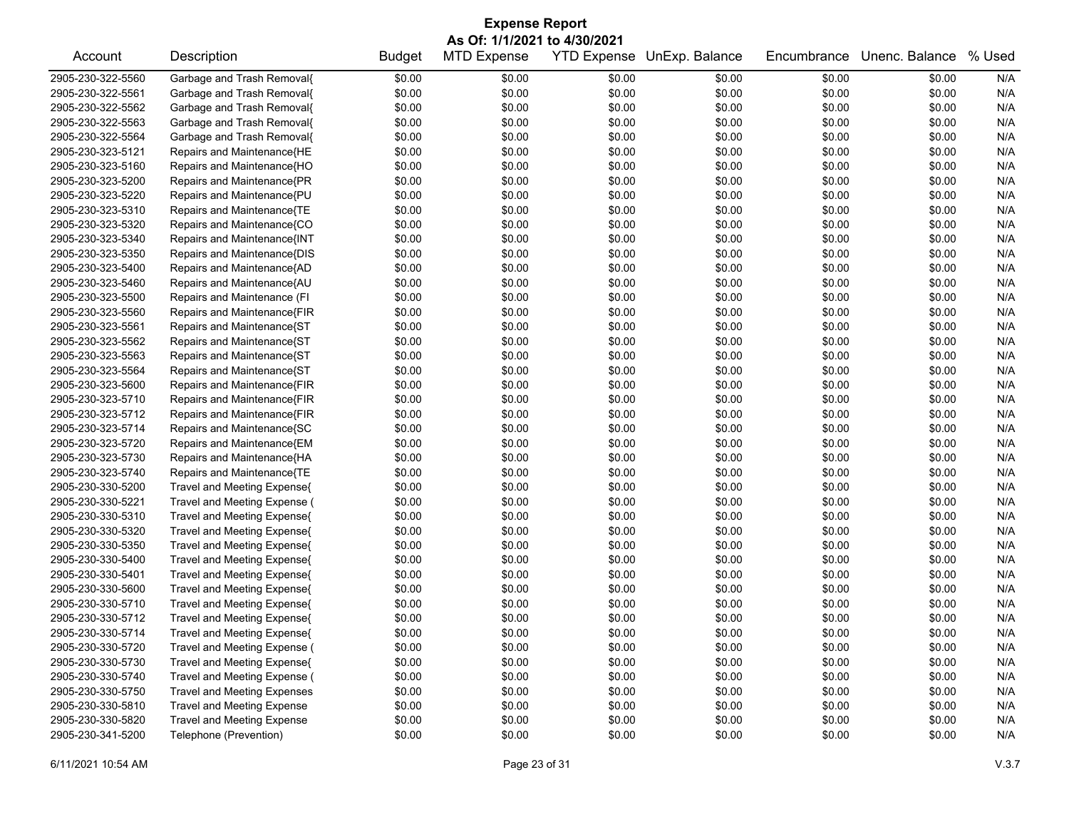# Expense Report

**As Of: 1/1/2021 to 4/30/2021**

| Account | Description | Budget | MTD Expense | YTD Expense | UnExp. Balance | Encumbrance | Unenc. Balance | % Used |
|---|---|---|---|---|---|---|---|---|
| 2905-230-322-5560 | Garbage and Trash Removal{ | $0.00 | $0.00 | $0.00 | $0.00 | $0.00 | $0.00 | N/A |
| 2905-230-322-5561 | Garbage and Trash Removal{ | $0.00 | $0.00 | $0.00 | $0.00 | $0.00 | $0.00 | N/A |
| 2905-230-322-5562 | Garbage and Trash Removal{ | $0.00 | $0.00 | $0.00 | $0.00 | $0.00 | $0.00 | N/A |
| 2905-230-322-5563 | Garbage and Trash Removal{ | $0.00 | $0.00 | $0.00 | $0.00 | $0.00 | $0.00 | N/A |
| 2905-230-322-5564 | Garbage and Trash Removal{ | $0.00 | $0.00 | $0.00 | $0.00 | $0.00 | $0.00 | N/A |
| 2905-230-323-5121 | Repairs and Maintenance{HE | $0.00 | $0.00 | $0.00 | $0.00 | $0.00 | $0.00 | N/A |
| 2905-230-323-5160 | Repairs and Maintenance{HO | $0.00 | $0.00 | $0.00 | $0.00 | $0.00 | $0.00 | N/A |
| 2905-230-323-5200 | Repairs and Maintenance{PR | $0.00 | $0.00 | $0.00 | $0.00 | $0.00 | $0.00 | N/A |
| 2905-230-323-5220 | Repairs and Maintenance{PU | $0.00 | $0.00 | $0.00 | $0.00 | $0.00 | $0.00 | N/A |
| 2905-230-323-5310 | Repairs and Maintenance{TE | $0.00 | $0.00 | $0.00 | $0.00 | $0.00 | $0.00 | N/A |
| 2905-230-323-5320 | Repairs and Maintenance{CO | $0.00 | $0.00 | $0.00 | $0.00 | $0.00 | $0.00 | N/A |
| 2905-230-323-5340 | Repairs and Maintenance{INT | $0.00 | $0.00 | $0.00 | $0.00 | $0.00 | $0.00 | N/A |
| 2905-230-323-5350 | Repairs and Maintenance{DIS | $0.00 | $0.00 | $0.00 | $0.00 | $0.00 | $0.00 | N/A |
| 2905-230-323-5400 | Repairs and Maintenance{AD | $0.00 | $0.00 | $0.00 | $0.00 | $0.00 | $0.00 | N/A |
| 2905-230-323-5460 | Repairs and Maintenance{AU | $0.00 | $0.00 | $0.00 | $0.00 | $0.00 | $0.00 | N/A |
| 2905-230-323-5500 | Repairs and Maintenance (FI | $0.00 | $0.00 | $0.00 | $0.00 | $0.00 | $0.00 | N/A |
| 2905-230-323-5560 | Repairs and Maintenance{FIR | $0.00 | $0.00 | $0.00 | $0.00 | $0.00 | $0.00 | N/A |
| 2905-230-323-5561 | Repairs and Maintenance{ST | $0.00 | $0.00 | $0.00 | $0.00 | $0.00 | $0.00 | N/A |
| 2905-230-323-5562 | Repairs and Maintenance{ST | $0.00 | $0.00 | $0.00 | $0.00 | $0.00 | $0.00 | N/A |
| 2905-230-323-5563 | Repairs and Maintenance{ST | $0.00 | $0.00 | $0.00 | $0.00 | $0.00 | $0.00 | N/A |
| 2905-230-323-5564 | Repairs and Maintenance{ST | $0.00 | $0.00 | $0.00 | $0.00 | $0.00 | $0.00 | N/A |
| 2905-230-323-5600 | Repairs and Maintenance{FIR | $0.00 | $0.00 | $0.00 | $0.00 | $0.00 | $0.00 | N/A |
| 2905-230-323-5710 | Repairs and Maintenance{FIR | $0.00 | $0.00 | $0.00 | $0.00 | $0.00 | $0.00 | N/A |
| 2905-230-323-5712 | Repairs and Maintenance{FIR | $0.00 | $0.00 | $0.00 | $0.00 | $0.00 | $0.00 | N/A |
| 2905-230-323-5714 | Repairs and Maintenance{SC | $0.00 | $0.00 | $0.00 | $0.00 | $0.00 | $0.00 | N/A |
| 2905-230-323-5720 | Repairs and Maintenance{EM | $0.00 | $0.00 | $0.00 | $0.00 | $0.00 | $0.00 | N/A |
| 2905-230-323-5730 | Repairs and Maintenance{HA | $0.00 | $0.00 | $0.00 | $0.00 | $0.00 | $0.00 | N/A |
| 2905-230-323-5740 | Repairs and Maintenance{TE | $0.00 | $0.00 | $0.00 | $0.00 | $0.00 | $0.00 | N/A |
| 2905-230-330-5200 | Travel and Meeting Expense{ | $0.00 | $0.00 | $0.00 | $0.00 | $0.00 | $0.00 | N/A |
| 2905-230-330-5221 | Travel and Meeting Expense ( | $0.00 | $0.00 | $0.00 | $0.00 | $0.00 | $0.00 | N/A |
| 2905-230-330-5310 | Travel and Meeting Expense{ | $0.00 | $0.00 | $0.00 | $0.00 | $0.00 | $0.00 | N/A |
| 2905-230-330-5320 | Travel and Meeting Expense{ | $0.00 | $0.00 | $0.00 | $0.00 | $0.00 | $0.00 | N/A |
| 2905-230-330-5350 | Travel and Meeting Expense{ | $0.00 | $0.00 | $0.00 | $0.00 | $0.00 | $0.00 | N/A |
| 2905-230-330-5400 | Travel and Meeting Expense{ | $0.00 | $0.00 | $0.00 | $0.00 | $0.00 | $0.00 | N/A |
| 2905-230-330-5401 | Travel and Meeting Expense{ | $0.00 | $0.00 | $0.00 | $0.00 | $0.00 | $0.00 | N/A |
| 2905-230-330-5600 | Travel and Meeting Expense{ | $0.00 | $0.00 | $0.00 | $0.00 | $0.00 | $0.00 | N/A |
| 2905-230-330-5710 | Travel and Meeting Expense{ | $0.00 | $0.00 | $0.00 | $0.00 | $0.00 | $0.00 | N/A |
| 2905-230-330-5712 | Travel and Meeting Expense{ | $0.00 | $0.00 | $0.00 | $0.00 | $0.00 | $0.00 | N/A |
| 2905-230-330-5714 | Travel and Meeting Expense{ | $0.00 | $0.00 | $0.00 | $0.00 | $0.00 | $0.00 | N/A |
| 2905-230-330-5720 | Travel and Meeting Expense ( | $0.00 | $0.00 | $0.00 | $0.00 | $0.00 | $0.00 | N/A |
| 2905-230-330-5730 | Travel and Meeting Expense{ | $0.00 | $0.00 | $0.00 | $0.00 | $0.00 | $0.00 | N/A |
| 2905-230-330-5740 | Travel and Meeting Expense ( | $0.00 | $0.00 | $0.00 | $0.00 | $0.00 | $0.00 | N/A |
| 2905-230-330-5750 | Travel and Meeting Expenses | $0.00 | $0.00 | $0.00 | $0.00 | $0.00 | $0.00 | N/A |
| 2905-230-330-5810 | Travel and Meeting Expense | $0.00 | $0.00 | $0.00 | $0.00 | $0.00 | $0.00 | N/A |
| 2905-230-330-5820 | Travel and Meeting Expense | $0.00 | $0.00 | $0.00 | $0.00 | $0.00 | $0.00 | N/A |
| 2905-230-341-5200 | Telephone (Prevention) | $0.00 | $0.00 | $0.00 | $0.00 | $0.00 | $0.00 | N/A |

6/11/2021 10:54 AM V.3.7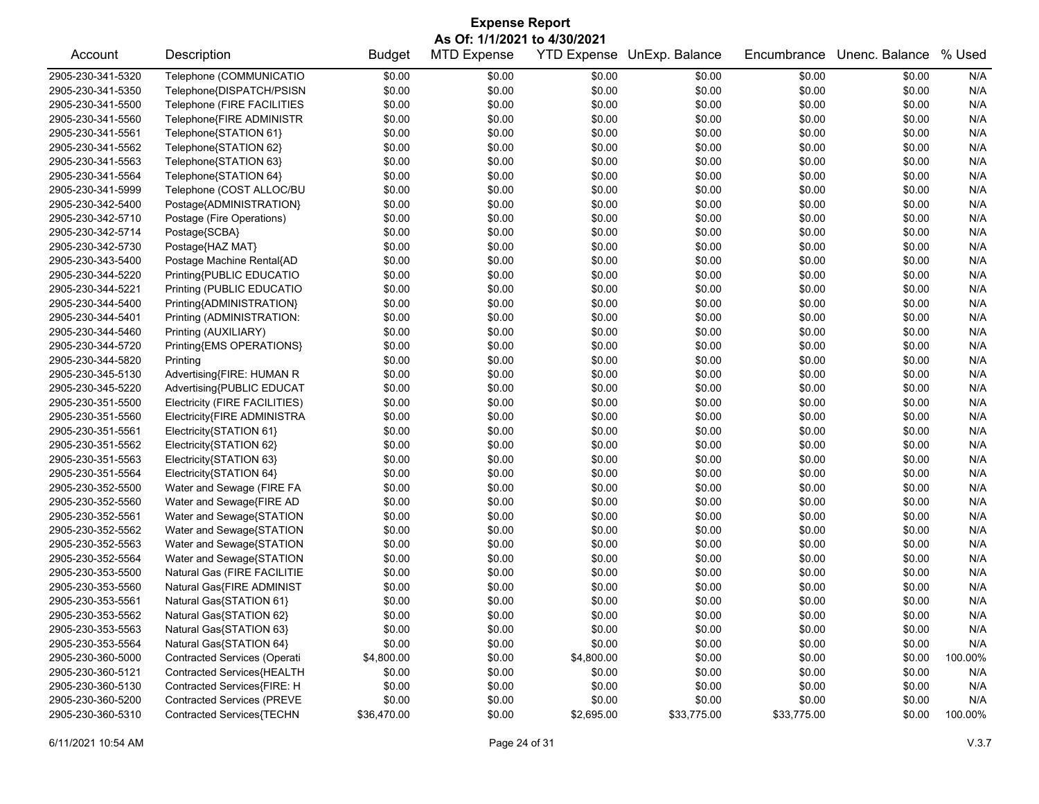# Expense Report

**As Of: 1/1/2021 to 4/30/2021**

| Account | Description | Budget | MTD Expense | YTD Expense | UnExp. Balance | Encumbrance | Unenc. Balance | % Used |
|---|---|---|---|---|---|---|---|---|
| 2905-230-341-5320 | Telephone (COMMUNICATIO | $0.00 | $0.00 | $0.00 | $0.00 | $0.00 | $0.00 | N/A |
| 2905-230-341-5350 | Telephone{DISPATCH/PSISN | $0.00 | $0.00 | $0.00 | $0.00 | $0.00 | $0.00 | N/A |
| 2905-230-341-5500 | Telephone (FIRE FACILITIES | $0.00 | $0.00 | $0.00 | $0.00 | $0.00 | $0.00 | N/A |
| 2905-230-341-5560 | Telephone{FIRE ADMINISTR | $0.00 | $0.00 | $0.00 | $0.00 | $0.00 | $0.00 | N/A |
| 2905-230-341-5561 | Telephone{STATION 61} | $0.00 | $0.00 | $0.00 | $0.00 | $0.00 | $0.00 | N/A |
| 2905-230-341-5562 | Telephone{STATION 62} | $0.00 | $0.00 | $0.00 | $0.00 | $0.00 | $0.00 | N/A |
| 2905-230-341-5563 | Telephone{STATION 63} | $0.00 | $0.00 | $0.00 | $0.00 | $0.00 | $0.00 | N/A |
| 2905-230-341-5564 | Telephone{STATION 64} | $0.00 | $0.00 | $0.00 | $0.00 | $0.00 | $0.00 | N/A |
| 2905-230-341-5999 | Telephone (COST ALLOC/BU | $0.00 | $0.00 | $0.00 | $0.00 | $0.00 | $0.00 | N/A |
| 2905-230-342-5400 | Postage{ADMINISTRATION} | $0.00 | $0.00 | $0.00 | $0.00 | $0.00 | $0.00 | N/A |
| 2905-230-342-5710 | Postage (Fire Operations) | $0.00 | $0.00 | $0.00 | $0.00 | $0.00 | $0.00 | N/A |
| 2905-230-342-5714 | Postage{SCBA} | $0.00 | $0.00 | $0.00 | $0.00 | $0.00 | $0.00 | N/A |
| 2905-230-342-5730 | Postage{HAZ MAT} | $0.00 | $0.00 | $0.00 | $0.00 | $0.00 | $0.00 | N/A |
| 2905-230-343-5400 | Postage Machine Rental{AD | $0.00 | $0.00 | $0.00 | $0.00 | $0.00 | $0.00 | N/A |
| 2905-230-344-5220 | Printing{PUBLIC EDUCATIO | $0.00 | $0.00 | $0.00 | $0.00 | $0.00 | $0.00 | N/A |
| 2905-230-344-5221 | Printing (PUBLIC EDUCATIO | $0.00 | $0.00 | $0.00 | $0.00 | $0.00 | $0.00 | N/A |
| 2905-230-344-5400 | Printing{ADMINISTRATION} | $0.00 | $0.00 | $0.00 | $0.00 | $0.00 | $0.00 | N/A |
| 2905-230-344-5401 | Printing (ADMINISTRATION: | $0.00 | $0.00 | $0.00 | $0.00 | $0.00 | $0.00 | N/A |
| 2905-230-344-5460 | Printing (AUXILIARY) | $0.00 | $0.00 | $0.00 | $0.00 | $0.00 | $0.00 | N/A |
| 2905-230-344-5720 | Printing{EMS OPERATIONS} | $0.00 | $0.00 | $0.00 | $0.00 | $0.00 | $0.00 | N/A |
| 2905-230-344-5820 | Printing | $0.00 | $0.00 | $0.00 | $0.00 | $0.00 | $0.00 | N/A |
| 2905-230-345-5130 | Advertising{FIRE: HUMAN R | $0.00 | $0.00 | $0.00 | $0.00 | $0.00 | $0.00 | N/A |
| 2905-230-345-5220 | Advertising{PUBLIC EDUCAT | $0.00 | $0.00 | $0.00 | $0.00 | $0.00 | $0.00 | N/A |
| 2905-230-351-5500 | Electricity (FIRE FACILITIES) | $0.00 | $0.00 | $0.00 | $0.00 | $0.00 | $0.00 | N/A |
| 2905-230-351-5560 | Electricity{FIRE ADMINISTRA | $0.00 | $0.00 | $0.00 | $0.00 | $0.00 | $0.00 | N/A |
| 2905-230-351-5561 | Electricity{STATION 61} | $0.00 | $0.00 | $0.00 | $0.00 | $0.00 | $0.00 | N/A |
| 2905-230-351-5562 | Electricity{STATION 62} | $0.00 | $0.00 | $0.00 | $0.00 | $0.00 | $0.00 | N/A |
| 2905-230-351-5563 | Electricity{STATION 63} | $0.00 | $0.00 | $0.00 | $0.00 | $0.00 | $0.00 | N/A |
| 2905-230-351-5564 | Electricity{STATION 64} | $0.00 | $0.00 | $0.00 | $0.00 | $0.00 | $0.00 | N/A |
| 2905-230-352-5500 | Water and Sewage (FIRE FA | $0.00 | $0.00 | $0.00 | $0.00 | $0.00 | $0.00 | N/A |
| 2905-230-352-5560 | Water and Sewage{FIRE AD | $0.00 | $0.00 | $0.00 | $0.00 | $0.00 | $0.00 | N/A |
| 2905-230-352-5561 | Water and Sewage{STATION | $0.00 | $0.00 | $0.00 | $0.00 | $0.00 | $0.00 | N/A |
| 2905-230-352-5562 | Water and Sewage{STATION | $0.00 | $0.00 | $0.00 | $0.00 | $0.00 | $0.00 | N/A |
| 2905-230-352-5563 | Water and Sewage{STATION | $0.00 | $0.00 | $0.00 | $0.00 | $0.00 | $0.00 | N/A |
| 2905-230-352-5564 | Water and Sewage{STATION | $0.00 | $0.00 | $0.00 | $0.00 | $0.00 | $0.00 | N/A |
| 2905-230-353-5500 | Natural Gas (FIRE FACILITIE | $0.00 | $0.00 | $0.00 | $0.00 | $0.00 | $0.00 | N/A |
| 2905-230-353-5560 | Natural Gas{FIRE ADMINIST | $0.00 | $0.00 | $0.00 | $0.00 | $0.00 | $0.00 | N/A |
| 2905-230-353-5561 | Natural Gas{STATION 61} | $0.00 | $0.00 | $0.00 | $0.00 | $0.00 | $0.00 | N/A |
| 2905-230-353-5562 | Natural Gas{STATION 62} | $0.00 | $0.00 | $0.00 | $0.00 | $0.00 | $0.00 | N/A |
| 2905-230-353-5563 | Natural Gas{STATION 63} | $0.00 | $0.00 | $0.00 | $0.00 | $0.00 | $0.00 | N/A |
| 2905-230-353-5564 | Natural Gas{STATION 64} | $0.00 | $0.00 | $0.00 | $0.00 | $0.00 | $0.00 | N/A |
| 2905-230-360-5000 | Contracted Services (Operati | $4,800.00 | $0.00 | $4,800.00 | $0.00 | $0.00 | $0.00 | 100.00% |
| 2905-230-360-5121 | Contracted Services{HEALTH | $0.00 | $0.00 | $0.00 | $0.00 | $0.00 | $0.00 | N/A |
| 2905-230-360-5130 | Contracted Services{FIRE: H | $0.00 | $0.00 | $0.00 | $0.00 | $0.00 | $0.00 | N/A |
| 2905-230-360-5200 | Contracted Services (PREVE | $0.00 | $0.00 | $0.00 | $0.00 | $0.00 | $0.00 | N/A |
| 2905-230-360-5310 | Contracted Services{TECHN | $36,470.00 | $0.00 | $2,695.00 | $33,775.00 | $33,775.00 | $0.00 | 100.00% |

6/11/2021 10:54 AM V.3.7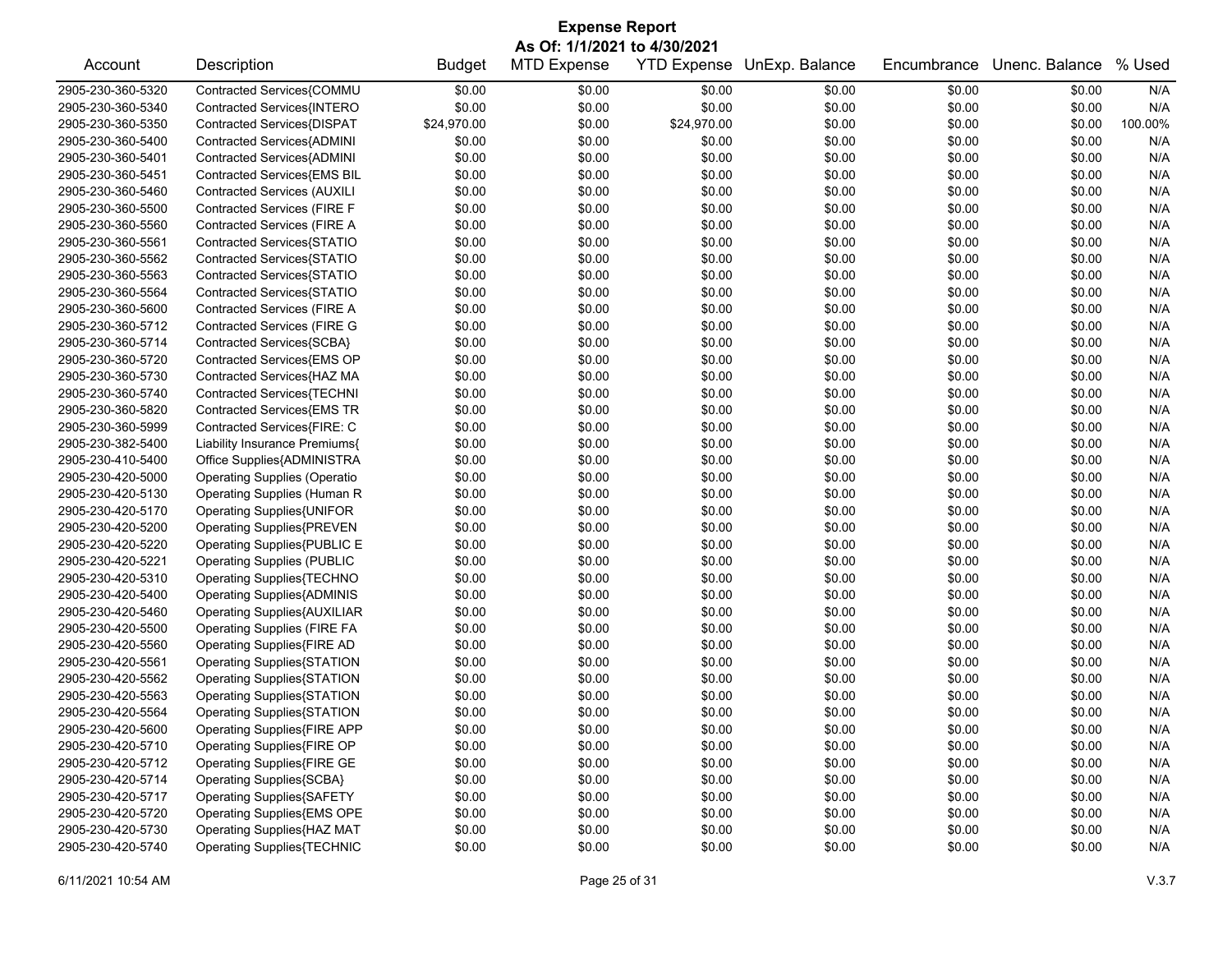# Expense Report

**As Of: 1/1/2021 to 4/30/2021**

| Account | Description | Budget | MTD Expense | YTD Expense | UnExp. Balance | Encumbrance | Unenc. Balance | % Used |
|---|---|---|---|---|---|---|---|---|
| 2905-230-360-5320 | Contracted Services{COMMU | $0.00 | $0.00 | $0.00 | $0.00 | $0.00 | $0.00 | N/A |
| 2905-230-360-5340 | Contracted Services{INTERO | $0.00 | $0.00 | $0.00 | $0.00 | $0.00 | $0.00 | N/A |
| 2905-230-360-5350 | Contracted Services{DISPAT | $24,970.00 | $0.00 | $24,970.00 | $0.00 | $0.00 | $0.00 | 100.00% |
| 2905-230-360-5400 | Contracted Services{ADMINI | $0.00 | $0.00 | $0.00 | $0.00 | $0.00 | $0.00 | N/A |
| 2905-230-360-5401 | Contracted Services{ADMINI | $0.00 | $0.00 | $0.00 | $0.00 | $0.00 | $0.00 | N/A |
| 2905-230-360-5451 | Contracted Services{EMS BIL | $0.00 | $0.00 | $0.00 | $0.00 | $0.00 | $0.00 | N/A |
| 2905-230-360-5460 | Contracted Services (AUXILI | $0.00 | $0.00 | $0.00 | $0.00 | $0.00 | $0.00 | N/A |
| 2905-230-360-5500 | Contracted Services (FIRE F | $0.00 | $0.00 | $0.00 | $0.00 | $0.00 | $0.00 | N/A |
| 2905-230-360-5560 | Contracted Services (FIRE A | $0.00 | $0.00 | $0.00 | $0.00 | $0.00 | $0.00 | N/A |
| 2905-230-360-5561 | Contracted Services{STATIO | $0.00 | $0.00 | $0.00 | $0.00 | $0.00 | $0.00 | N/A |
| 2905-230-360-5562 | Contracted Services{STATIO | $0.00 | $0.00 | $0.00 | $0.00 | $0.00 | $0.00 | N/A |
| 2905-230-360-5563 | Contracted Services{STATIO | $0.00 | $0.00 | $0.00 | $0.00 | $0.00 | $0.00 | N/A |
| 2905-230-360-5564 | Contracted Services{STATIO | $0.00 | $0.00 | $0.00 | $0.00 | $0.00 | $0.00 | N/A |
| 2905-230-360-5600 | Contracted Services (FIRE A | $0.00 | $0.00 | $0.00 | $0.00 | $0.00 | $0.00 | N/A |
| 2905-230-360-5712 | Contracted Services (FIRE G | $0.00 | $0.00 | $0.00 | $0.00 | $0.00 | $0.00 | N/A |
| 2905-230-360-5714 | Contracted Services{SCBA} | $0.00 | $0.00 | $0.00 | $0.00 | $0.00 | $0.00 | N/A |
| 2905-230-360-5720 | Contracted Services{EMS OP | $0.00 | $0.00 | $0.00 | $0.00 | $0.00 | $0.00 | N/A |
| 2905-230-360-5730 | Contracted Services{HAZ MA | $0.00 | $0.00 | $0.00 | $0.00 | $0.00 | $0.00 | N/A |
| 2905-230-360-5740 | Contracted Services{TECHNI | $0.00 | $0.00 | $0.00 | $0.00 | $0.00 | $0.00 | N/A |
| 2905-230-360-5820 | Contracted Services{EMS TR | $0.00 | $0.00 | $0.00 | $0.00 | $0.00 | $0.00 | N/A |
| 2905-230-360-5999 | Contracted Services{FIRE: C | $0.00 | $0.00 | $0.00 | $0.00 | $0.00 | $0.00 | N/A |
| 2905-230-382-5400 | Liability Insurance Premiums{ | $0.00 | $0.00 | $0.00 | $0.00 | $0.00 | $0.00 | N/A |
| 2905-230-410-5400 | Office Supplies{ADMINISTRA | $0.00 | $0.00 | $0.00 | $0.00 | $0.00 | $0.00 | N/A |
| 2905-230-420-5000 | Operating Supplies (Operatio | $0.00 | $0.00 | $0.00 | $0.00 | $0.00 | $0.00 | N/A |
| 2905-230-420-5130 | Operating Supplies (Human R | $0.00 | $0.00 | $0.00 | $0.00 | $0.00 | $0.00 | N/A |
| 2905-230-420-5170 | Operating Supplies{UNIFOR | $0.00 | $0.00 | $0.00 | $0.00 | $0.00 | $0.00 | N/A |
| 2905-230-420-5200 | Operating Supplies{PREVEN | $0.00 | $0.00 | $0.00 | $0.00 | $0.00 | $0.00 | N/A |
| 2905-230-420-5220 | Operating Supplies{PUBLIC E | $0.00 | $0.00 | $0.00 | $0.00 | $0.00 | $0.00 | N/A |
| 2905-230-420-5221 | Operating Supplies (PUBLIC | $0.00 | $0.00 | $0.00 | $0.00 | $0.00 | $0.00 | N/A |
| 2905-230-420-5310 | Operating Supplies{TECHNO | $0.00 | $0.00 | $0.00 | $0.00 | $0.00 | $0.00 | N/A |
| 2905-230-420-5400 | Operating Supplies{ADMINIS | $0.00 | $0.00 | $0.00 | $0.00 | $0.00 | $0.00 | N/A |
| 2905-230-420-5460 | Operating Supplies{AUXILIAR | $0.00 | $0.00 | $0.00 | $0.00 | $0.00 | $0.00 | N/A |
| 2905-230-420-5500 | Operating Supplies (FIRE FA | $0.00 | $0.00 | $0.00 | $0.00 | $0.00 | $0.00 | N/A |
| 2905-230-420-5560 | Operating Supplies{FIRE AD | $0.00 | $0.00 | $0.00 | $0.00 | $0.00 | $0.00 | N/A |
| 2905-230-420-5561 | Operating Supplies{STATION | $0.00 | $0.00 | $0.00 | $0.00 | $0.00 | $0.00 | N/A |
| 2905-230-420-5562 | Operating Supplies{STATION | $0.00 | $0.00 | $0.00 | $0.00 | $0.00 | $0.00 | N/A |
| 2905-230-420-5563 | Operating Supplies{STATION | $0.00 | $0.00 | $0.00 | $0.00 | $0.00 | $0.00 | N/A |
| 2905-230-420-5564 | Operating Supplies{STATION | $0.00 | $0.00 | $0.00 | $0.00 | $0.00 | $0.00 | N/A |
| 2905-230-420-5600 | Operating Supplies{FIRE APP | $0.00 | $0.00 | $0.00 | $0.00 | $0.00 | $0.00 | N/A |
| 2905-230-420-5710 | Operating Supplies{FIRE OP | $0.00 | $0.00 | $0.00 | $0.00 | $0.00 | $0.00 | N/A |
| 2905-230-420-5712 | Operating Supplies{FIRE GE | $0.00 | $0.00 | $0.00 | $0.00 | $0.00 | $0.00 | N/A |
| 2905-230-420-5714 | Operating Supplies{SCBA} | $0.00 | $0.00 | $0.00 | $0.00 | $0.00 | $0.00 | N/A |
| 2905-230-420-5717 | Operating Supplies{SAFETY | $0.00 | $0.00 | $0.00 | $0.00 | $0.00 | $0.00 | N/A |
| 2905-230-420-5720 | Operating Supplies{EMS OPE | $0.00 | $0.00 | $0.00 | $0.00 | $0.00 | $0.00 | N/A |
| 2905-230-420-5730 | Operating Supplies{HAZ MAT | $0.00 | $0.00 | $0.00 | $0.00 | $0.00 | $0.00 | N/A |
| 2905-230-420-5740 | Operating Supplies{TECHNIC | $0.00 | $0.00 | $0.00 | $0.00 | $0.00 | $0.00 | N/A |

6/11/2021 10:54 AM V.3.7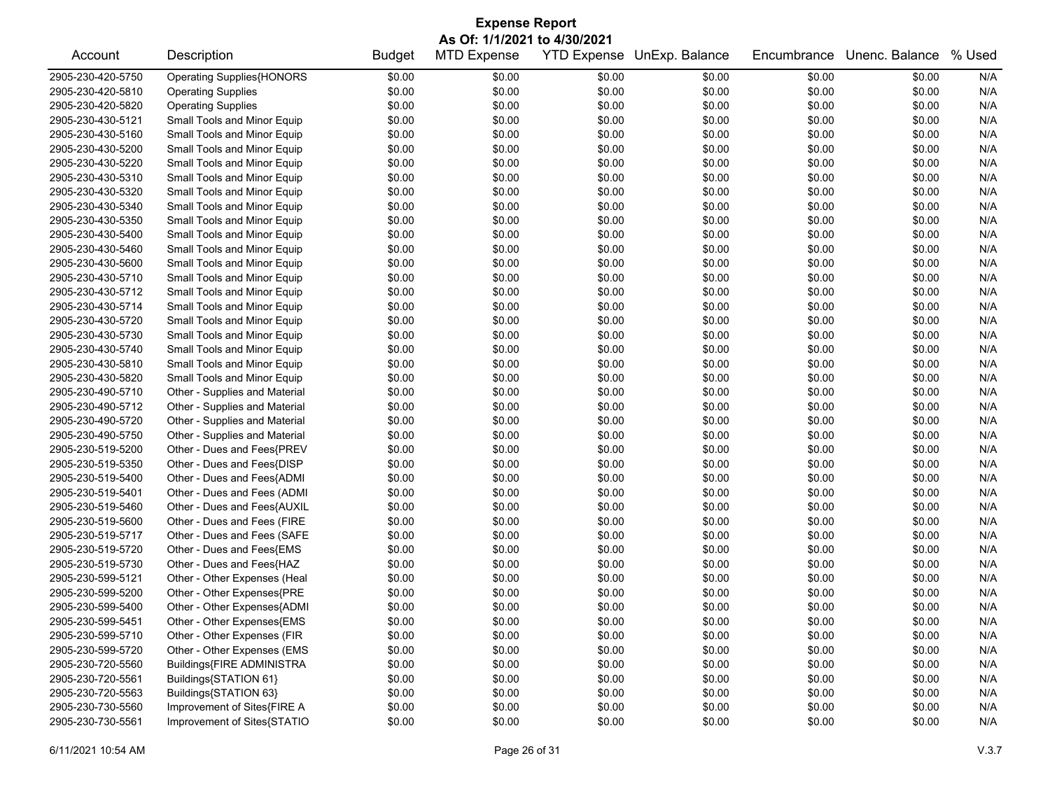# Expense Report

**As Of: 1/1/2021 to 4/30/2021**

| Account | Description | Budget | MTD Expense | YTD Expense | UnExp. Balance | Encumbrance | Unenc. Balance | % Used |
|---|---|---|---|---|---|---|---|---|
| 2905-230-420-5750 | Operating Supplies{HONORS | $0.00 | $0.00 | $0.00 | $0.00 | $0.00 | $0.00 | N/A |
| 2905-230-420-5810 | Operating Supplies | $0.00 | $0.00 | $0.00 | $0.00 | $0.00 | $0.00 | N/A |
| 2905-230-420-5820 | Operating Supplies | $0.00 | $0.00 | $0.00 | $0.00 | $0.00 | $0.00 | N/A |
| 2905-230-430-5121 | Small Tools and Minor Equip | $0.00 | $0.00 | $0.00 | $0.00 | $0.00 | $0.00 | N/A |
| 2905-230-430-5160 | Small Tools and Minor Equip | $0.00 | $0.00 | $0.00 | $0.00 | $0.00 | $0.00 | N/A |
| 2905-230-430-5200 | Small Tools and Minor Equip | $0.00 | $0.00 | $0.00 | $0.00 | $0.00 | $0.00 | N/A |
| 2905-230-430-5220 | Small Tools and Minor Equip | $0.00 | $0.00 | $0.00 | $0.00 | $0.00 | $0.00 | N/A |
| 2905-230-430-5310 | Small Tools and Minor Equip | $0.00 | $0.00 | $0.00 | $0.00 | $0.00 | $0.00 | N/A |
| 2905-230-430-5320 | Small Tools and Minor Equip | $0.00 | $0.00 | $0.00 | $0.00 | $0.00 | $0.00 | N/A |
| 2905-230-430-5340 | Small Tools and Minor Equip | $0.00 | $0.00 | $0.00 | $0.00 | $0.00 | $0.00 | N/A |
| 2905-230-430-5350 | Small Tools and Minor Equip | $0.00 | $0.00 | $0.00 | $0.00 | $0.00 | $0.00 | N/A |
| 2905-230-430-5400 | Small Tools and Minor Equip | $0.00 | $0.00 | $0.00 | $0.00 | $0.00 | $0.00 | N/A |
| 2905-230-430-5460 | Small Tools and Minor Equip | $0.00 | $0.00 | $0.00 | $0.00 | $0.00 | $0.00 | N/A |
| 2905-230-430-5600 | Small Tools and Minor Equip | $0.00 | $0.00 | $0.00 | $0.00 | $0.00 | $0.00 | N/A |
| 2905-230-430-5710 | Small Tools and Minor Equip | $0.00 | $0.00 | $0.00 | $0.00 | $0.00 | $0.00 | N/A |
| 2905-230-430-5712 | Small Tools and Minor Equip | $0.00 | $0.00 | $0.00 | $0.00 | $0.00 | $0.00 | N/A |
| 2905-230-430-5714 | Small Tools and Minor Equip | $0.00 | $0.00 | $0.00 | $0.00 | $0.00 | $0.00 | N/A |
| 2905-230-430-5720 | Small Tools and Minor Equip | $0.00 | $0.00 | $0.00 | $0.00 | $0.00 | $0.00 | N/A |
| 2905-230-430-5730 | Small Tools and Minor Equip | $0.00 | $0.00 | $0.00 | $0.00 | $0.00 | $0.00 | N/A |
| 2905-230-430-5740 | Small Tools and Minor Equip | $0.00 | $0.00 | $0.00 | $0.00 | $0.00 | $0.00 | N/A |
| 2905-230-430-5810 | Small Tools and Minor Equip | $0.00 | $0.00 | $0.00 | $0.00 | $0.00 | $0.00 | N/A |
| 2905-230-430-5820 | Small Tools and Minor Equip | $0.00 | $0.00 | $0.00 | $0.00 | $0.00 | $0.00 | N/A |
| 2905-230-490-5710 | Other - Supplies and Material | $0.00 | $0.00 | $0.00 | $0.00 | $0.00 | $0.00 | N/A |
| 2905-230-490-5712 | Other - Supplies and Material | $0.00 | $0.00 | $0.00 | $0.00 | $0.00 | $0.00 | N/A |
| 2905-230-490-5720 | Other - Supplies and Material | $0.00 | $0.00 | $0.00 | $0.00 | $0.00 | $0.00 | N/A |
| 2905-230-490-5750 | Other - Supplies and Material | $0.00 | $0.00 | $0.00 | $0.00 | $0.00 | $0.00 | N/A |
| 2905-230-519-5200 | Other - Dues and Fees{PREV | $0.00 | $0.00 | $0.00 | $0.00 | $0.00 | $0.00 | N/A |
| 2905-230-519-5350 | Other - Dues and Fees{DISP | $0.00 | $0.00 | $0.00 | $0.00 | $0.00 | $0.00 | N/A |
| 2905-230-519-5400 | Other - Dues and Fees{ADMI | $0.00 | $0.00 | $0.00 | $0.00 | $0.00 | $0.00 | N/A |
| 2905-230-519-5401 | Other - Dues and Fees (ADMI | $0.00 | $0.00 | $0.00 | $0.00 | $0.00 | $0.00 | N/A |
| 2905-230-519-5460 | Other - Dues and Fees{AUXIL | $0.00 | $0.00 | $0.00 | $0.00 | $0.00 | $0.00 | N/A |
| 2905-230-519-5600 | Other - Dues and Fees (FIRE | $0.00 | $0.00 | $0.00 | $0.00 | $0.00 | $0.00 | N/A |
| 2905-230-519-5717 | Other - Dues and Fees (SAFE | $0.00 | $0.00 | $0.00 | $0.00 | $0.00 | $0.00 | N/A |
| 2905-230-519-5720 | Other - Dues and Fees{EMS | $0.00 | $0.00 | $0.00 | $0.00 | $0.00 | $0.00 | N/A |
| 2905-230-519-5730 | Other - Dues and Fees{HAZ | $0.00 | $0.00 | $0.00 | $0.00 | $0.00 | $0.00 | N/A |
| 2905-230-599-5121 | Other - Other Expenses (Heal | $0.00 | $0.00 | $0.00 | $0.00 | $0.00 | $0.00 | N/A |
| 2905-230-599-5200 | Other - Other Expenses{PRE | $0.00 | $0.00 | $0.00 | $0.00 | $0.00 | $0.00 | N/A |
| 2905-230-599-5400 | Other - Other Expenses{ADMI | $0.00 | $0.00 | $0.00 | $0.00 | $0.00 | $0.00 | N/A |
| 2905-230-599-5451 | Other - Other Expenses{EMS | $0.00 | $0.00 | $0.00 | $0.00 | $0.00 | $0.00 | N/A |
| 2905-230-599-5710 | Other - Other Expenses (FIR | $0.00 | $0.00 | $0.00 | $0.00 | $0.00 | $0.00 | N/A |
| 2905-230-599-5720 | Other - Other Expenses (EMS | $0.00 | $0.00 | $0.00 | $0.00 | $0.00 | $0.00 | N/A |
| 2905-230-720-5560 | Buildings{FIRE ADMINISTRA | $0.00 | $0.00 | $0.00 | $0.00 | $0.00 | $0.00 | N/A |
| 2905-230-720-5561 | Buildings{STATION 61} | $0.00 | $0.00 | $0.00 | $0.00 | $0.00 | $0.00 | N/A |
| 2905-230-720-5563 | Buildings{STATION 63} | $0.00 | $0.00 | $0.00 | $0.00 | $0.00 | $0.00 | N/A |
| 2905-230-730-5560 | Improvement of Sites{FIRE A | $0.00 | $0.00 | $0.00 | $0.00 | $0.00 | $0.00 | N/A |
| 2905-230-730-5561 | Improvement of Sites{STATIO | $0.00 | $0.00 | $0.00 | $0.00 | $0.00 | $0.00 | N/A |

6/11/2021 10:54 AM V.3.7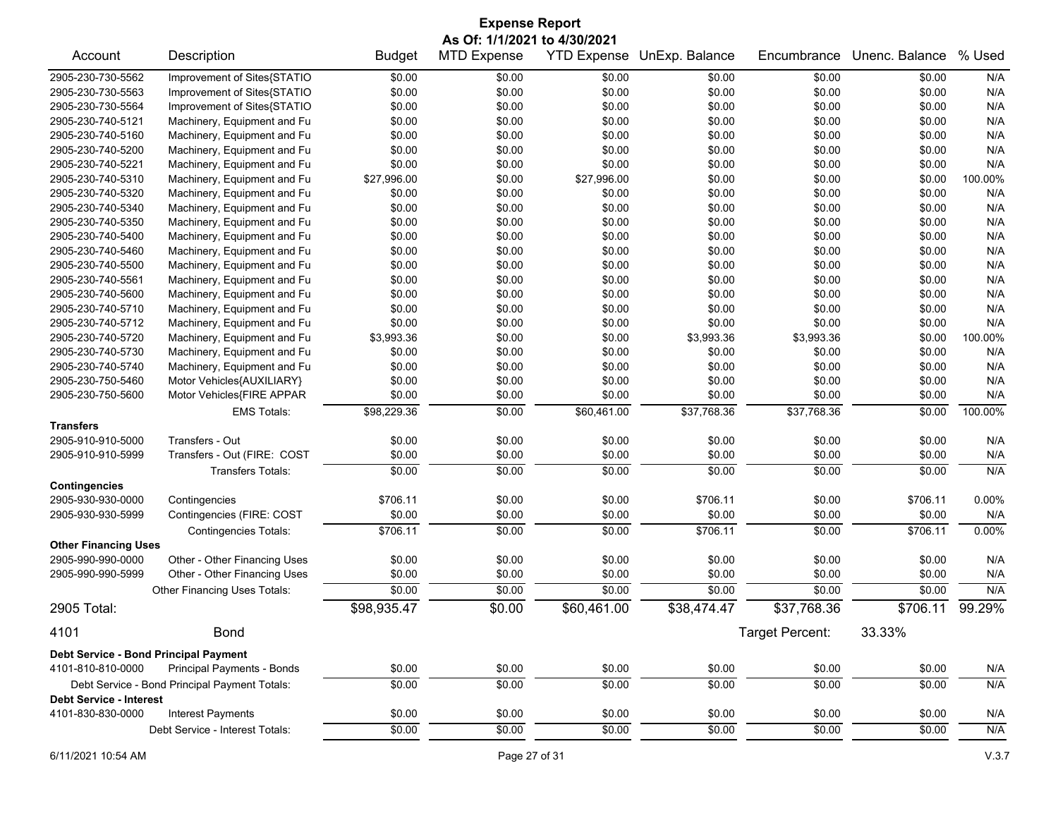# Expense Report

**As Of: 1/1/2021 to 4/30/2021**

| Account | Description | Budget | MTD Expense | YTD Expense | UnExp. Balance | Encumbrance | Unenc. Balance | % Used |
|---|---|---|---|---|---|---|---|---|
| 2905-230-730-5562 | Improvement of Sites{STATIO | $0.00 | $0.00 | $0.00 | $0.00 | $0.00 | $0.00 | N/A |
| 2905-230-730-5563 | Improvement of Sites{STATIO | $0.00 | $0.00 | $0.00 | $0.00 | $0.00 | $0.00 | N/A |
| 2905-230-730-5564 | Improvement of Sites{STATIO | $0.00 | $0.00 | $0.00 | $0.00 | $0.00 | $0.00 | N/A |
| 2905-230-740-5121 | Machinery, Equipment and Fu | $0.00 | $0.00 | $0.00 | $0.00 | $0.00 | $0.00 | N/A |
| 2905-230-740-5160 | Machinery, Equipment and Fu | $0.00 | $0.00 | $0.00 | $0.00 | $0.00 | $0.00 | N/A |
| 2905-230-740-5200 | Machinery, Equipment and Fu | $0.00 | $0.00 | $0.00 | $0.00 | $0.00 | $0.00 | N/A |
| 2905-230-740-5221 | Machinery, Equipment and Fu | $0.00 | $0.00 | $0.00 | $0.00 | $0.00 | $0.00 | N/A |
| 2905-230-740-5310 | Machinery, Equipment and Fu | $27,996.00 | $0.00 | $27,996.00 | $0.00 | $0.00 | $0.00 | 100.00% |
| 2905-230-740-5320 | Machinery, Equipment and Fu | $0.00 | $0.00 | $0.00 | $0.00 | $0.00 | $0.00 | N/A |
| 2905-230-740-5340 | Machinery, Equipment and Fu | $0.00 | $0.00 | $0.00 | $0.00 | $0.00 | $0.00 | N/A |
| 2905-230-740-5350 | Machinery, Equipment and Fu | $0.00 | $0.00 | $0.00 | $0.00 | $0.00 | $0.00 | N/A |
| 2905-230-740-5400 | Machinery, Equipment and Fu | $0.00 | $0.00 | $0.00 | $0.00 | $0.00 | $0.00 | N/A |
| 2905-230-740-5460 | Machinery, Equipment and Fu | $0.00 | $0.00 | $0.00 | $0.00 | $0.00 | $0.00 | N/A |
| 2905-230-740-5500 | Machinery, Equipment and Fu | $0.00 | $0.00 | $0.00 | $0.00 | $0.00 | $0.00 | N/A |
| 2905-230-740-5561 | Machinery, Equipment and Fu | $0.00 | $0.00 | $0.00 | $0.00 | $0.00 | $0.00 | N/A |
| 2905-230-740-5600 | Machinery, Equipment and Fu | $0.00 | $0.00 | $0.00 | $0.00 | $0.00 | $0.00 | N/A |
| 2905-230-740-5710 | Machinery, Equipment and Fu | $0.00 | $0.00 | $0.00 | $0.00 | $0.00 | $0.00 | N/A |
| 2905-230-740-5712 | Machinery, Equipment and Fu | $0.00 | $0.00 | $0.00 | $0.00 | $0.00 | $0.00 | N/A |
| 2905-230-740-5720 | Machinery, Equipment and Fu | $3,993.36 | $0.00 | $0.00 | $3,993.36 | $3,993.36 | $0.00 | 100.00% |
| 2905-230-740-5730 | Machinery, Equipment and Fu | $0.00 | $0.00 | $0.00 | $0.00 | $0.00 | $0.00 | N/A |
| 2905-230-740-5740 | Machinery, Equipment and Fu | $0.00 | $0.00 | $0.00 | $0.00 | $0.00 | $0.00 | N/A |
| 2905-230-750-5460 | Motor Vehicles{AUXILIARY} | $0.00 | $0.00 | $0.00 | $0.00 | $0.00 | $0.00 | N/A |
| 2905-230-750-5600 | Motor Vehicles{FIRE APPAR | $0.00 | $0.00 | $0.00 | $0.00 | $0.00 | $0.00 | N/A |
| | EMS Totals: | $98,229.36 | $0.00 | $60,461.00 | $37,768.36 | $37,768.36 | $0.00 | 100.00% |
| **Transfers** | | | | | | | | |
| 2905-910-910-5000 | Transfers - Out | $0.00 | $0.00 | $0.00 | $0.00 | $0.00 | $0.00 | N/A |
| 2905-910-910-5999 | Transfers - Out (FIRE: COST | $0.00 | $0.00 | $0.00 | $0.00 | $0.00 | $0.00 | N/A |
| | Transfers Totals: | $0.00 | $0.00 | $0.00 | $0.00 | $0.00 | $0.00 | N/A |
| **Contingencies** | | | | | | | | |
| 2905-930-930-0000 | Contingencies | $706.11 | $0.00 | $0.00 | $706.11 | $0.00 | $706.11 | 0.00% |
| 2905-930-930-5999 | Contingencies (FIRE: COST | $0.00 | $0.00 | $0.00 | $0.00 | $0.00 | $0.00 | N/A |
| | Contingencies Totals: | $706.11 | $0.00 | $0.00 | $706.11 | $0.00 | $706.11 | 0.00% |
| **Other Financing Uses** | | | | | | | | |
| 2905-990-990-0000 | Other - Other Financing Uses | $0.00 | $0.00 | $0.00 | $0.00 | $0.00 | $0.00 | N/A |
| 2905-990-990-5999 | Other - Other Financing Uses | $0.00 | $0.00 | $0.00 | $0.00 | $0.00 | $0.00 | N/A |
| | Other Financing Uses Totals: | $0.00 | $0.00 | $0.00 | $0.00 | $0.00 | $0.00 | N/A |
| **2905 Total:** | | $98,935.47 | $0.00 | $60,461.00 | $38,474.47 | $37,768.36 | $706.11 | 99.29% |

**4101 Bond** — Target Percent: 33.33%

| Account | Description | Budget | MTD Expense | YTD Expense | UnExp. Balance | Encumbrance | Unenc. Balance | % Used |
|---|---|---|---|---|---|---|---|---|
| **Debt Service - Bond Principal Payment** | | | | | | | | |
| 4101-810-810-0000 | Principal Payments - Bonds | $0.00 | $0.00 | $0.00 | $0.00 | $0.00 | $0.00 | N/A |
| | Debt Service - Bond Principal Payment Totals: | $0.00 | $0.00 | $0.00 | $0.00 | $0.00 | $0.00 | N/A |
| **Debt Service - Interest** | | | | | | | | |
| 4101-830-830-0000 | Interest Payments | $0.00 | $0.00 | $0.00 | $0.00 | $0.00 | $0.00 | N/A |
| | Debt Service - Interest Totals: | $0.00 | $0.00 | $0.00 | $0.00 | $0.00 | $0.00 | N/A |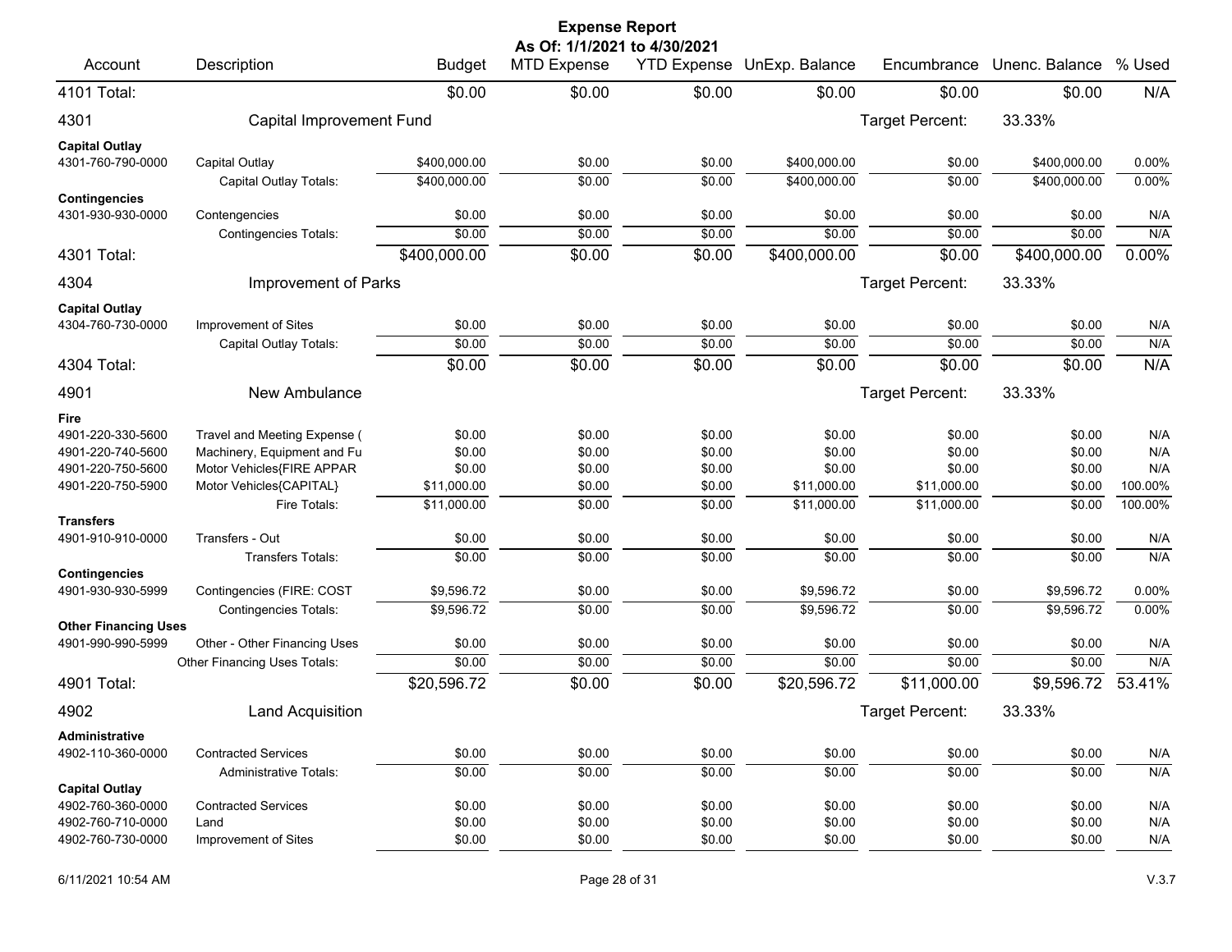# Expense Report

**As Of: 1/1/2021 to 4/30/2021**

| Account | Description | Budget | MTD Expense | YTD Expense | UnExp. Balance | Encumbrance | Unenc. Balance | % Used |
|---|---|---|---|---|---|---|---|---|
| 4101 Total: | | $0.00 | $0.00 | $0.00 | $0.00 | $0.00 | $0.00 | N/A |
| 4301 | Capital Improvement Fund | | | | | Target Percent: | 33.33% | |
| **Capital Outlay** | | | | | | | | |
| 4301-760-790-0000 | Capital Outlay | $400,000.00 | $0.00 | $0.00 | $400,000.00 | $0.00 | $400,000.00 | 0.00% |
| | Capital Outlay Totals: | $400,000.00 | $0.00 | $0.00 | $400,000.00 | $0.00 | $400,000.00 | 0.00% |
| **Contingencies** | | | | | | | | |
| 4301-930-930-0000 | Contengencies | $0.00 | $0.00 | $0.00 | $0.00 | $0.00 | $0.00 | N/A |
| | Contingencies Totals: | $0.00 | $0.00 | $0.00 | $0.00 | $0.00 | $0.00 | N/A |
| 4301 Total: | | $400,000.00 | $0.00 | $0.00 | $400,000.00 | $0.00 | $400,000.00 | 0.00% |
| 4304 | Improvement of Parks | | | | | Target Percent: | 33.33% | |
| **Capital Outlay** | | | | | | | | |
| 4304-760-730-0000 | Improvement of Sites | $0.00 | $0.00 | $0.00 | $0.00 | $0.00 | $0.00 | N/A |
| | Capital Outlay Totals: | $0.00 | $0.00 | $0.00 | $0.00 | $0.00 | $0.00 | N/A |
| 4304 Total: | | $0.00 | $0.00 | $0.00 | $0.00 | $0.00 | $0.00 | N/A |
| 4901 | New Ambulance | | | | | Target Percent: | 33.33% | |
| **Fire** | | | | | | | | |
| 4901-220-330-5600 | Travel and Meeting Expense ( | $0.00 | $0.00 | $0.00 | $0.00 | $0.00 | $0.00 | N/A |
| 4901-220-740-5600 | Machinery, Equipment and Fu | $0.00 | $0.00 | $0.00 | $0.00 | $0.00 | $0.00 | N/A |
| 4901-220-750-5600 | Motor Vehicles{FIRE APPAR | $0.00 | $0.00 | $0.00 | $0.00 | $0.00 | $0.00 | N/A |
| 4901-220-750-5900 | Motor Vehicles{CAPITAL} | $11,000.00 | $0.00 | $0.00 | $11,000.00 | $11,000.00 | $0.00 | 100.00% |
| | Fire Totals: | $11,000.00 | $0.00 | $0.00 | $11,000.00 | $11,000.00 | $0.00 | 100.00% |
| **Transfers** | | | | | | | | |
| 4901-910-910-0000 | Transfers - Out | $0.00 | $0.00 | $0.00 | $0.00 | $0.00 | $0.00 | N/A |
| | Transfers Totals: | $0.00 | $0.00 | $0.00 | $0.00 | $0.00 | $0.00 | N/A |
| **Contingencies** | | | | | | | | |
| 4901-930-930-5999 | Contingencies (FIRE: COST | $9,596.72 | $0.00 | $0.00 | $9,596.72 | $0.00 | $9,596.72 | 0.00% |
| | Contingencies Totals: | $9,596.72 | $0.00 | $0.00 | $9,596.72 | $0.00 | $9,596.72 | 0.00% |
| **Other Financing Uses** | | | | | | | | |
| 4901-990-990-5999 | Other - Other Financing Uses | $0.00 | $0.00 | $0.00 | $0.00 | $0.00 | $0.00 | N/A |
| | Other Financing Uses Totals: | $0.00 | $0.00 | $0.00 | $0.00 | $0.00 | $0.00 | N/A |
| 4901 Total: | | $20,596.72 | $0.00 | $0.00 | $20,596.72 | $11,000.00 | $9,596.72 | 53.41% |
| 4902 | Land Acquisition | | | | | Target Percent: | 33.33% | |
| **Administrative** | | | | | | | | |
| 4902-110-360-0000 | Contracted Services | $0.00 | $0.00 | $0.00 | $0.00 | $0.00 | $0.00 | N/A |
| | Administrative Totals: | $0.00 | $0.00 | $0.00 | $0.00 | $0.00 | $0.00 | N/A |
| **Capital Outlay** | | | | | | | | |
| 4902-760-360-0000 | Contracted Services | $0.00 | $0.00 | $0.00 | $0.00 | $0.00 | $0.00 | N/A |
| 4902-760-710-0000 | Land | $0.00 | $0.00 | $0.00 | $0.00 | $0.00 | $0.00 | N/A |
| 4902-760-730-0000 | Improvement of Sites | $0.00 | $0.00 | $0.00 | $0.00 | $0.00 | $0.00 | N/A |

6/11/2021 10:54 AM V.3.7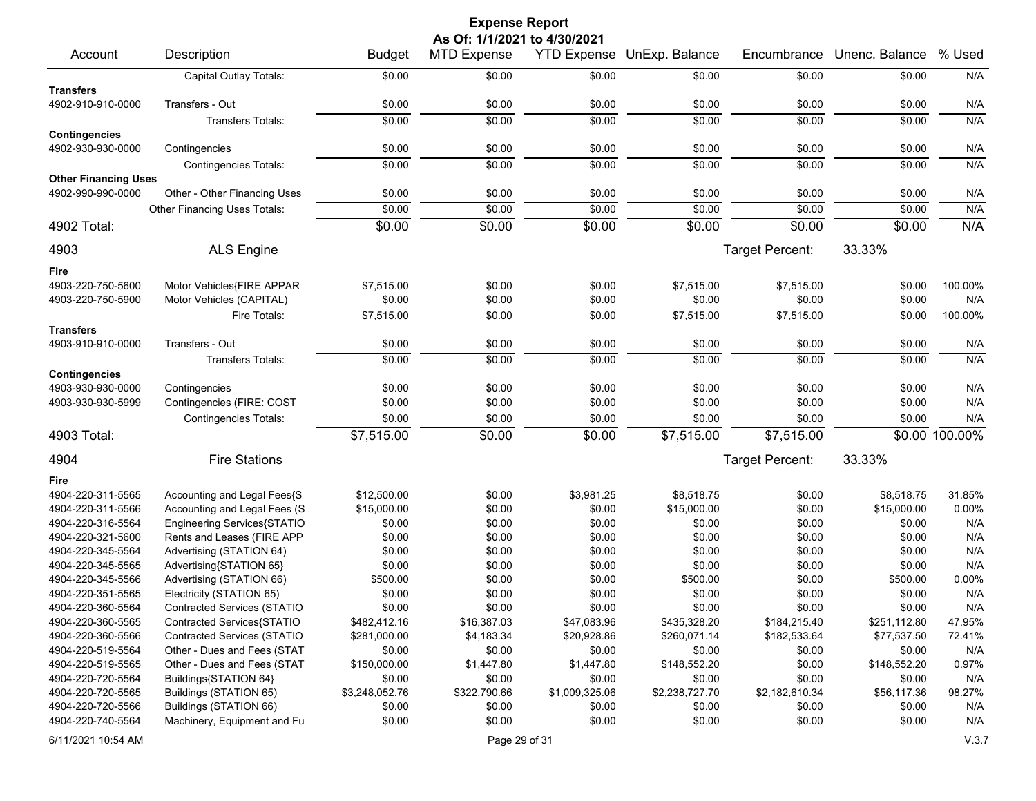# Expense Report

**As Of: 1/1/2021 to 4/30/2021**

| Account | Description | Budget | MTD Expense | YTD Expense | UnExp. Balance | Encumbrance | Unenc. Balance | % Used |
|---|---|---|---|---|---|---|---|---|
| | Capital Outlay Totals: | $0.00 | $0.00 | $0.00 | $0.00 | $0.00 | $0.00 | N/A |
| **Transfers** | | | | | | | | |
| 4902-910-910-0000 | Transfers - Out | $0.00 | $0.00 | $0.00 | $0.00 | $0.00 | $0.00 | N/A |
| | Transfers Totals: | $0.00 | $0.00 | $0.00 | $0.00 | $0.00 | $0.00 | N/A |
| **Contingencies** | | | | | | | | |
| 4902-930-930-0000 | Contingencies | $0.00 | $0.00 | $0.00 | $0.00 | $0.00 | $0.00 | N/A |
| | Contingencies Totals: | $0.00 | $0.00 | $0.00 | $0.00 | $0.00 | $0.00 | N/A |
| **Other Financing Uses** | | | | | | | | |
| 4902-990-990-0000 | Other - Other Financing Uses | $0.00 | $0.00 | $0.00 | $0.00 | $0.00 | $0.00 | N/A |
| | Other Financing Uses Totals: | $0.00 | $0.00 | $0.00 | $0.00 | $0.00 | $0.00 | N/A |
| **4902 Total:** | | $0.00 | $0.00 | $0.00 | $0.00 | $0.00 | $0.00 | N/A |
| **4903** | **ALS Engine** | | | | | Target Percent: | 33.33% | |
| **Fire** | | | | | | | | |
| 4903-220-750-5600 | Motor Vehicles{FIRE APPAR | $7,515.00 | $0.00 | $0.00 | $7,515.00 | $7,515.00 | $0.00 | 100.00% |
| 4903-220-750-5900 | Motor Vehicles (CAPITAL) | $0.00 | $0.00 | $0.00 | $0.00 | $0.00 | $0.00 | N/A |
| | Fire Totals: | $7,515.00 | $0.00 | $0.00 | $7,515.00 | $7,515.00 | $0.00 | 100.00% |
| **Transfers** | | | | | | | | |
| 4903-910-910-0000 | Transfers - Out | $0.00 | $0.00 | $0.00 | $0.00 | $0.00 | $0.00 | N/A |
| | Transfers Totals: | $0.00 | $0.00 | $0.00 | $0.00 | $0.00 | $0.00 | N/A |
| **Contingencies** | | | | | | | | |
| 4903-930-930-0000 | Contingencies | $0.00 | $0.00 | $0.00 | $0.00 | $0.00 | $0.00 | N/A |
| 4903-930-930-5999 | Contingencies (FIRE: COST | $0.00 | $0.00 | $0.00 | $0.00 | $0.00 | $0.00 | N/A |
| | Contingencies Totals: | $0.00 | $0.00 | $0.00 | $0.00 | $0.00 | $0.00 | N/A |
| **4903 Total:** | | $7,515.00 | $0.00 | $0.00 | $7,515.00 | $7,515.00 | $0.00 | 100.00% |
| **4904** | **Fire Stations** | | | | | Target Percent: | 33.33% | |
| **Fire** | | | | | | | | |
| 4904-220-311-5565 | Accounting and Legal Fees{S | $12,500.00 | $0.00 | $3,981.25 | $8,518.75 | $0.00 | $8,518.75 | 31.85% |
| 4904-220-311-5566 | Accounting and Legal Fees (S | $15,000.00 | $0.00 | $0.00 | $15,000.00 | $0.00 | $15,000.00 | 0.00% |
| 4904-220-316-5564 | Engineering Services{STATIO | $0.00 | $0.00 | $0.00 | $0.00 | $0.00 | $0.00 | N/A |
| 4904-220-321-5600 | Rents and Leases (FIRE APP | $0.00 | $0.00 | $0.00 | $0.00 | $0.00 | $0.00 | N/A |
| 4904-220-345-5564 | Advertising (STATION 64) | $0.00 | $0.00 | $0.00 | $0.00 | $0.00 | $0.00 | N/A |
| 4904-220-345-5565 | Advertising{STATION 65} | $0.00 | $0.00 | $0.00 | $0.00 | $0.00 | $0.00 | N/A |
| 4904-220-345-5566 | Advertising (STATION 66) | $500.00 | $0.00 | $0.00 | $500.00 | $0.00 | $500.00 | 0.00% |
| 4904-220-351-5565 | Electricity (STATION 65) | $0.00 | $0.00 | $0.00 | $0.00 | $0.00 | $0.00 | N/A |
| 4904-220-360-5564 | Contracted Services (STATIO | $0.00 | $0.00 | $0.00 | $0.00 | $0.00 | $0.00 | N/A |
| 4904-220-360-5565 | Contracted Services{STATIO | $482,412.16 | $16,387.03 | $47,083.96 | $435,328.20 | $184,215.40 | $251,112.80 | 47.95% |
| 4904-220-360-5566 | Contracted Services (STATIO | $281,000.00 | $4,183.34 | $20,928.86 | $260,071.14 | $182,533.64 | $77,537.50 | 72.41% |
| 4904-220-519-5564 | Other - Dues and Fees (STAT | $0.00 | $0.00 | $0.00 | $0.00 | $0.00 | $0.00 | N/A |
| 4904-220-519-5565 | Other - Dues and Fees (STAT | $150,000.00 | $1,447.80 | $1,447.80 | $148,552.20 | $0.00 | $148,552.20 | 0.97% |
| 4904-220-720-5564 | Buildings{STATION 64} | $0.00 | $0.00 | $0.00 | $0.00 | $0.00 | $0.00 | N/A |
| 4904-220-720-5565 | Buildings (STATION 65) | $3,248,052.76 | $322,790.66 | $1,009,325.06 | $2,238,727.70 | $2,182,610.34 | $56,117.36 | 98.27% |
| 4904-220-720-5566 | Buildings (STATION 66) | $0.00 | $0.00 | $0.00 | $0.00 | $0.00 | $0.00 | N/A |
| 4904-220-740-5564 | Machinery, Equipment and Fu | $0.00 | $0.00 | $0.00 | $0.00 | $0.00 | $0.00 | N/A |

6/11/2021 10:54 AM V.3.7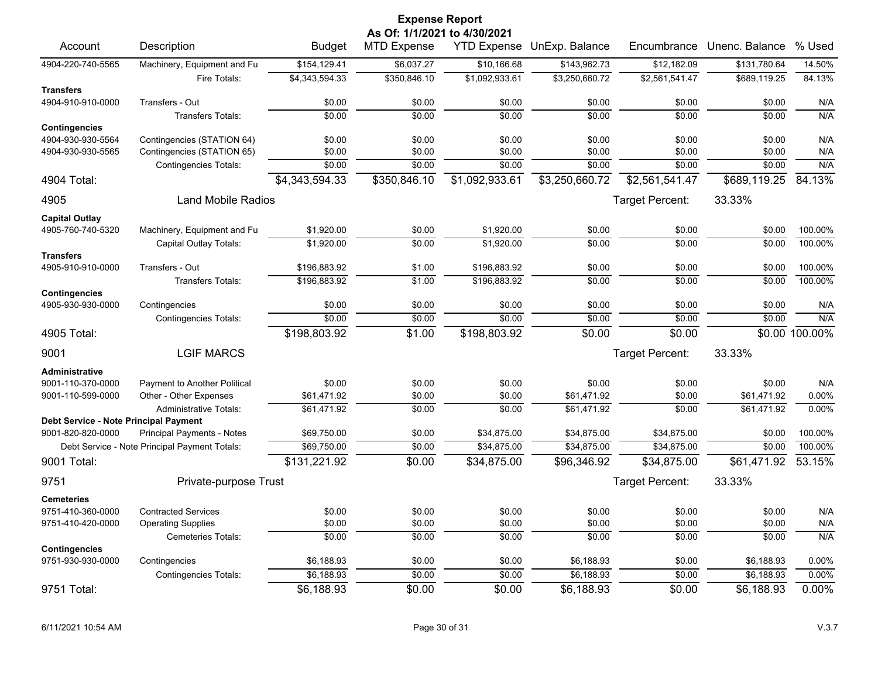# Expense Report

**As Of: 1/1/2021 to 4/30/2021**

| Account | Description | Budget | MTD Expense | YTD Expense | UnExp. Balance | Encumbrance | Unenc. Balance | % Used |
|---|---|---|---|---|---|---|---|---|
| 4904-220-740-5565 | Machinery, Equipment and Fu | $154,129.41 | $6,037.27 | $10,166.68 | $143,962.73 | $12,182.09 | $131,780.64 | 14.50% |
| | Fire Totals: | $4,343,594.33 | $350,846.10 | $1,092,933.61 | $3,250,660.72 | $2,561,541.47 | $689,119.25 | 84.13% |
| **Transfers** | | | | | | | | |
| 4904-910-910-0000 | Transfers - Out | $0.00 | $0.00 | $0.00 | $0.00 | $0.00 | $0.00 | N/A |
| | Transfers Totals: | $0.00 | $0.00 | $0.00 | $0.00 | $0.00 | $0.00 | N/A |
| **Contingencies** | | | | | | | | |
| 4904-930-930-5564 | Contingencies (STATION 64) | $0.00 | $0.00 | $0.00 | $0.00 | $0.00 | $0.00 | N/A |
| 4904-930-930-5565 | Contingencies (STATION 65) | $0.00 | $0.00 | $0.00 | $0.00 | $0.00 | $0.00 | N/A |
| | Contingencies Totals: | $0.00 | $0.00 | $0.00 | $0.00 | $0.00 | $0.00 | N/A |
| **4904 Total:** | | $4,343,594.33 | $350,846.10 | $1,092,933.61 | $3,250,660.72 | $2,561,541.47 | $689,119.25 | 84.13% |
| **4905** | **Land Mobile Radios** | | | | | Target Percent: | 33.33% | |
| **Capital Outlay** | | | | | | | | |
| 4905-760-740-5320 | Machinery, Equipment and Fu | $1,920.00 | $0.00 | $1,920.00 | $0.00 | $0.00 | $0.00 | 100.00% |
| | Capital Outlay Totals: | $1,920.00 | $0.00 | $1,920.00 | $0.00 | $0.00 | $0.00 | 100.00% |
| **Transfers** | | | | | | | | |
| 4905-910-910-0000 | Transfers - Out | $196,883.92 | $1.00 | $196,883.92 | $0.00 | $0.00 | $0.00 | 100.00% |
| | Transfers Totals: | $196,883.92 | $1.00 | $196,883.92 | $0.00 | $0.00 | $0.00 | 100.00% |
| **Contingencies** | | | | | | | | |
| 4905-930-930-0000 | Contingencies | $0.00 | $0.00 | $0.00 | $0.00 | $0.00 | $0.00 | N/A |
| | Contingencies Totals: | $0.00 | $0.00 | $0.00 | $0.00 | $0.00 | $0.00 | N/A |
| **4905 Total:** | | $198,803.92 | $1.00 | $198,803.92 | $0.00 | $0.00 | $0.00 | 100.00% |
| **9001** | **LGIF MARCS** | | | | | Target Percent: | 33.33% | |
| **Administrative** | | | | | | | | |
| 9001-110-370-0000 | Payment to Another Political | $0.00 | $0.00 | $0.00 | $0.00 | $0.00 | $0.00 | N/A |
| 9001-110-599-0000 | Other - Other Expenses | $61,471.92 | $0.00 | $0.00 | $61,471.92 | $0.00 | $61,471.92 | 0.00% |
| | Administrative Totals: | $61,471.92 | $0.00 | $0.00 | $61,471.92 | $0.00 | $61,471.92 | 0.00% |
| **Debt Service - Note Principal Payment** | | | | | | | | |
| 9001-820-820-0000 | Principal Payments - Notes | $69,750.00 | $0.00 | $34,875.00 | $34,875.00 | $34,875.00 | $0.00 | 100.00% |
| | Debt Service - Note Principal Payment Totals: | $69,750.00 | $0.00 | $34,875.00 | $34,875.00 | $34,875.00 | $0.00 | 100.00% |
| **9001 Total:** | | $131,221.92 | $0.00 | $34,875.00 | $96,346.92 | $34,875.00 | $61,471.92 | 53.15% |
| **9751** | **Private-purpose Trust** | | | | | Target Percent: | 33.33% | |
| **Cemeteries** | | | | | | | | |
| 9751-410-360-0000 | Contracted Services | $0.00 | $0.00 | $0.00 | $0.00 | $0.00 | $0.00 | N/A |
| 9751-410-420-0000 | Operating Supplies | $0.00 | $0.00 | $0.00 | $0.00 | $0.00 | $0.00 | N/A |
| | Cemeteries Totals: | $0.00 | $0.00 | $0.00 | $0.00 | $0.00 | $0.00 | N/A |
| **Contingencies** | | | | | | | | |
| 9751-930-930-0000 | Contingencies | $6,188.93 | $0.00 | $0.00 | $6,188.93 | $0.00 | $6,188.93 | 0.00% |
| | Contingencies Totals: | $6,188.93 | $0.00 | $0.00 | $6,188.93 | $0.00 | $6,188.93 | 0.00% |
| **9751 Total:** | | $6,188.93 | $0.00 | $0.00 | $6,188.93 | $0.00 | $6,188.93 | 0.00% |

6/11/2021 10:54 AM    V.3.7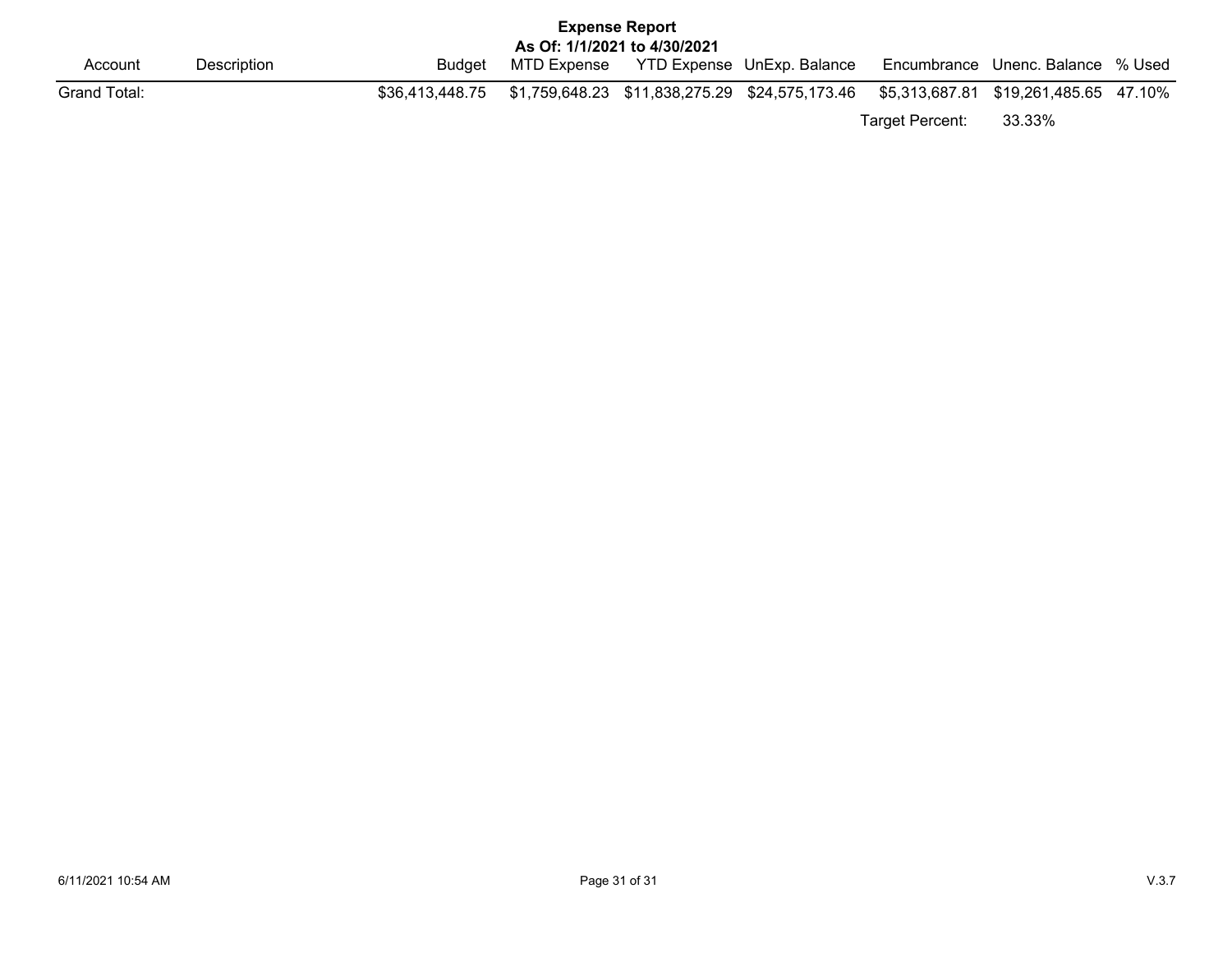# Expense Report

**As Of: 1/1/2021 to 4/30/2021**

| Account | Description | Budget | MTD Expense | YTD Expense | UnExp. Balance | Encumbrance | Unenc. Balance | % Used |
|---|---|---|---|---|---|---|---|---|
| Grand Total: | | $36,413,448.75 | $1,759,648.23 | $11,838,275.29 | $24,575,173.46 | $5,313,687.81 | $19,261,485.65 | 47.10% |
| | | | | | | Target Percent: | 33.33% | |